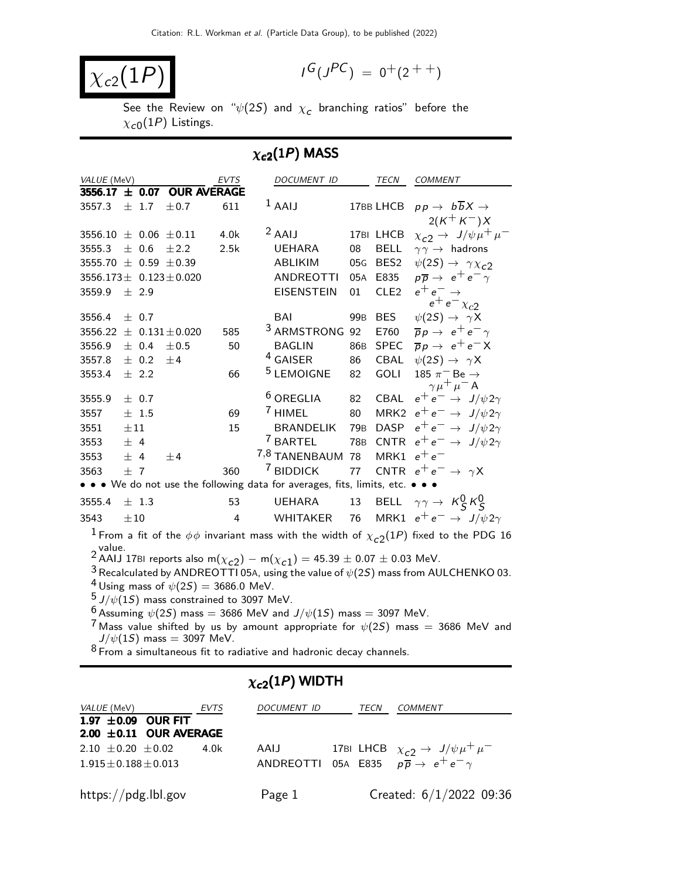Citation: R.L. Workman et al. (Particle Data Group), to be published (2022)

# $\chi_{c2}(1P)$

$I^G(J^{PC}) = 0^+(2^{++})$

See the Review on "$\psi(2S)$ and $\chi_c$ branching ratios" before the $\chi_{c0}(1P)$ Listings.

## $\chi_{c2}(1P)$ MASS

| VALUE (MeV) | EVTS | DOCUMENT ID | | TECN | COMMENT |
|---|---|---|---|---|---|
| **3556.17 ± 0.07 OUR AVERAGE** | | | | | |
| 3557.3 ± 1.7 ± 0.7 | 611 | [1] AAIJ | 17BB | LHCB | $pp \to b\overline{b}X \to 2(K^+K^-)X$ |
| 3556.10 ± 0.06 ± 0.11 | 4.0k | [2] AAIJ | 17BI | LHCB | $\chi_{c2} \to J/\psi\mu^+\mu^-$ |
| 3555.3 ± 0.6 ± 2.2 | 2.5k | UEHARA | 08 | BELL | $\gamma\gamma \to$ hadrons |
| 3555.70 ± 0.59 ± 0.39 | | ABLIKIM | 05G | BES2 | $\psi(2S) \to \gamma\chi_{c2}$ |
| 3556.173 ± 0.123 ± 0.020 | | ANDREOTTI | 05A | E835 | $p\overline{p} \to e^+e^-\gamma$ |
| 3559.9 ± 2.9 | | EISENSTEIN | 01 | CLE2 | $e^+e^- \to e^+e^-\chi_{c2}$ |
| 3556.4 ± 0.7 | | BAI | 99B | BES | $\psi(2S) \to \gamma X$ |
| 3556.22 ± 0.131 ± 0.020 | 585 | [3] ARMSTRONG | 92 | E760 | $\overline{p}p \to e^+e^-\gamma$ |
| 3556.9 ± 0.4 ± 0.5 | 50 | BAGLIN | 86B | SPEC | $\overline{p}p \to e^+e^-X$ |
| 3557.8 ± 0.2 ± 4 | | [4] GAISER | 86 | CBAL | $\psi(2S) \to \gamma X$ |
| 3553.4 ± 2.2 | 66 | [5] LEMOIGNE | 82 | GOLI | 185 $\pi^-$ Be $\to \gamma\mu^+\mu^-$ A |
| 3555.9 ± 0.7 | | [6] OREGLIA | 82 | CBAL | $e^+e^- \to J/\psi 2\gamma$ |
| 3557 ± 1.5 | 69 | [7] HIMEL | 80 | MRK2 | $e^+e^- \to J/\psi 2\gamma$ |
| 3551 ± 11 | 15 | BRANDELIK | 79B | DASP | $e^+e^- \to J/\psi 2\gamma$ |
| 3553 ± 4 | | [7] BARTEL | 78B | CNTR | $e^+e^- \to J/\psi 2\gamma$ |
| 3553 ± 4 ± 4 | | [7,8] TANENBAUM | 78 | MRK1 | $e^+e^-$ |
| 3563 ± 7 | 360 | [7] BIDDICK | 77 | CNTR | $e^+e^- \to \gamma X$ |
| • • • We do not use the following data for averages, fits, limits, etc. • • • | | | | | |
| 3555.4 ± 1.3 | 53 | UEHARA | 13 | BELL | $\gamma\gamma \to K^0_S K^0_S$ |
| 3543 ± 10 | 4 | WHITAKER | 76 | MRK1 | $e^+e^- \to J/\psi 2\gamma$ |

[1] From a fit of the $\phi\phi$ invariant mass with the width of $\chi_{c2}(1P)$ fixed to the PDG 16 value.

[2] AAIJ 17BI reports also $m(\chi_{c2}) - m(\chi_{c1}) = 45.39 \pm 0.07 \pm 0.03$ MeV.

[3] Recalculated by ANDREOTTI 05A, using the value of $\psi(2S)$ mass from AULCHENKO 03.

[4] Using mass of $\psi(2S) = 3686.0$ MeV.

[5] $J/\psi(1S)$ mass constrained to 3097 MeV.

[6] Assuming $\psi(2S)$ mass = 3686 MeV and $J/\psi(1S)$ mass = 3097 MeV.

[7] Mass value shifted by us by amount appropriate for $\psi(2S)$ mass = 3686 MeV and $J/\psi(1S)$ mass = 3097 MeV.

[8] From a simultaneous fit to radiative and hadronic decay channels.

## $\chi_{c2}(1P)$ WIDTH

| VALUE (MeV) | EVTS | DOCUMENT ID | | TECN | COMMENT |
|---|---|---|---|---|---|
| **1.97 ± 0.09 OUR FIT** | | | | | |
| **2.00 ± 0.11 OUR AVERAGE** | | | | | |
| 2.10 ± 0.20 ± 0.02 | 4.0k | AAIJ | 17BI | LHCB | $\chi_{c2} \to J/\psi\mu^+\mu^-$ |
| 1.915 ± 0.188 ± 0.013 | | ANDREOTTI | 05A | E835 | $p\overline{p} \to e^+e^-\gamma$ |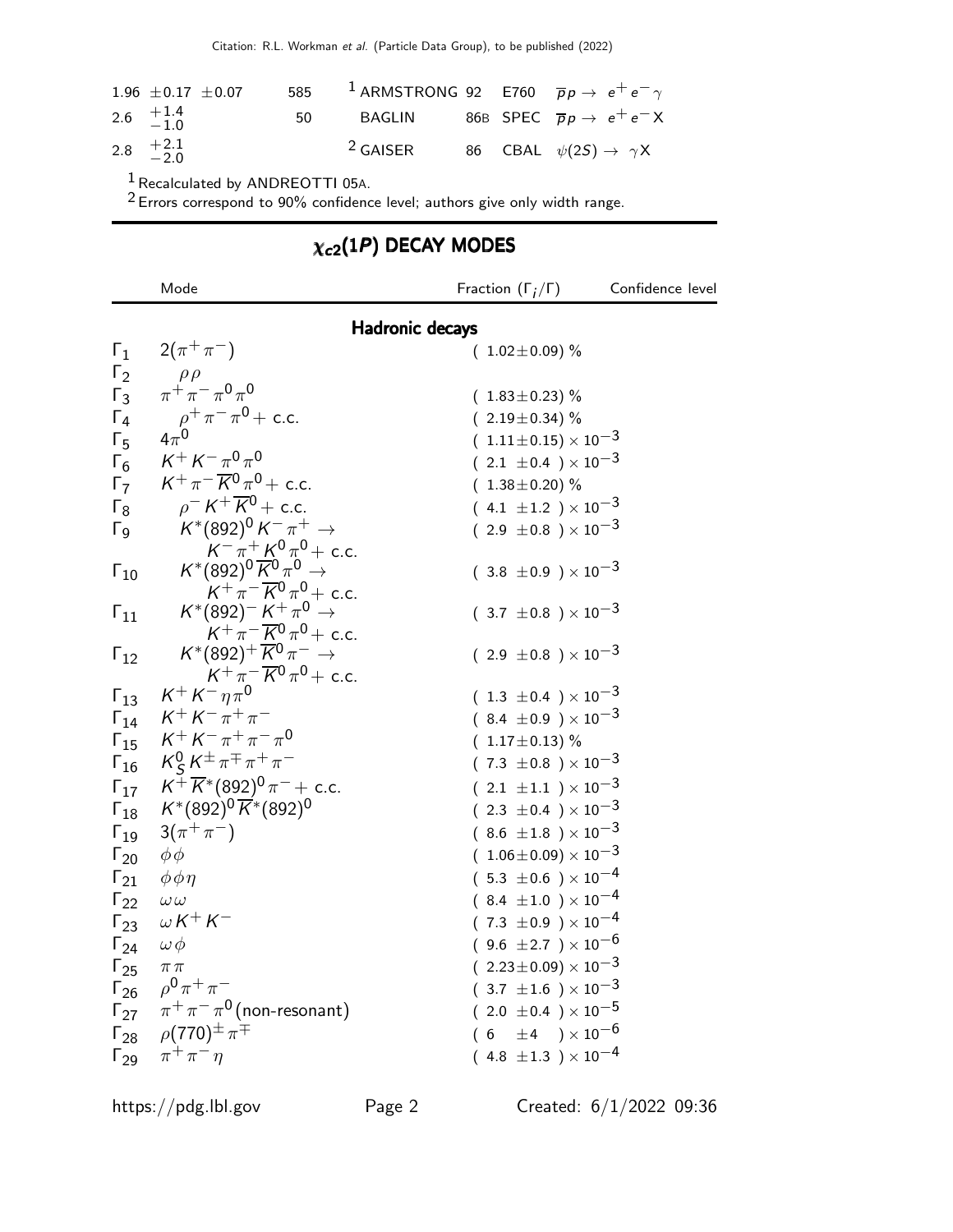| | | | | | |
|---|---|---|---|---|---|
| $1.96 \pm 0.17 \pm 0.07$ | 585 | [1] ARMSTRONG | 92 | E760 | $\overline{p}p \rightarrow e^+e^-\gamma$ |
| $2.6 \; ^{+1.4}_{-1.0}$ | 50 | BAGLIN | 86B | SPEC | $\overline{p}p \rightarrow e^+e^-X$ |
| $2.8 \; ^{+2.1}_{-2.0}$ | | [2] GAISER | 86 | CBAL | $\psi(2S) \rightarrow \gamma X$ |

[1] Recalculated by ANDREOTTI 05A.

[2] Errors correspond to 90% confidence level; authors give only width range.

## $\chi_{c2}(1P)$ DECAY MODES

| | Mode | Fraction ($\Gamma_i/\Gamma$) | Confidence level |
|---|---|---|---|
| | **Hadronic decays** | | |
| $\Gamma_1$ | $2(\pi^+\pi^-)$ | $(1.02\pm0.09)$ % | |
| $\Gamma_2$ | $\rho\rho$ | | |
| $\Gamma_3$ | $\pi^+\pi^-\pi^0\pi^0$ | $(1.83\pm0.23)$ % | |
| $\Gamma_4$ | $\rho^+\pi^-\pi^0$ + c.c. | $(2.19\pm0.34)$ % | |
| $\Gamma_5$ | $4\pi^0$ | $(1.11\pm0.15)\times10^{-3}$ | |
| $\Gamma_6$ | $K^+K^-\pi^0\pi^0$ | $(2.1\pm0.4)\times10^{-3}$ | |
| $\Gamma_7$ | $K^+\pi^-\overline{K}^0\pi^0$ + c.c. | $(1.38\pm0.20)$ % | |
| $\Gamma_8$ | $\rho^-K^+\overline{K}^0$ + c.c. | $(4.1\pm1.2)\times10^{-3}$ | |
| $\Gamma_9$ | $K^*(892)^0K^-\pi^+ \rightarrow K^-\pi^+K^0\pi^0$ + c.c. | $(2.9\pm0.8)\times10^{-3}$ | |
| $\Gamma_{10}$ | $K^*(892)^0\overline{K}^0\pi^0 \rightarrow K^+\pi^-\overline{K}^0\pi^0$ + c.c. | $(3.8\pm0.9)\times10^{-3}$ | |
| $\Gamma_{11}$ | $K^*(892)^-K^+\pi^0 \rightarrow K^+\pi^-\overline{K}^0\pi^0$ + c.c. | $(3.7\pm0.8)\times10^{-3}$ | |
| $\Gamma_{12}$ | $K^*(892)^+\overline{K}^0\pi^- \rightarrow K^+\pi^-\overline{K}^0\pi^0$ + c.c. | $(2.9\pm0.8)\times10^{-3}$ | |
| $\Gamma_{13}$ | $K^+K^-\eta\pi^0$ | $(1.3\pm0.4)\times10^{-3}$ | |
| $\Gamma_{14}$ | $K^+K^-\pi^+\pi^-$ | $(8.4\pm0.9)\times10^{-3}$ | |
| $\Gamma_{15}$ | $K^+K^-\pi^+\pi^-\pi^0$ | $(1.17\pm0.13)$ % | |
| $\Gamma_{16}$ | $K^0_SK^\pm\pi^\mp\pi^+\pi^-$ | $(7.3\pm0.8)\times10^{-3}$ | |
| $\Gamma_{17}$ | $K^+\overline{K}^*(892)^0\pi^-$ + c.c. | $(2.1\pm1.1)\times10^{-3}$ | |
| $\Gamma_{18}$ | $K^*(892)^0\overline{K}^*(892)^0$ | $(2.3\pm0.4)\times10^{-3}$ | |
| $\Gamma_{19}$ | $3(\pi^+\pi^-)$ | $(8.6\pm1.8)\times10^{-3}$ | |
| $\Gamma_{20}$ | $\phi\phi$ | $(1.06\pm0.09)\times10^{-3}$ | |
| $\Gamma_{21}$ | $\phi\phi\eta$ | $(5.3\pm0.6)\times10^{-4}$ | |
| $\Gamma_{22}$ | $\omega\omega$ | $(8.4\pm1.0)\times10^{-4}$ | |
| $\Gamma_{23}$ | $\omega K^+K^-$ | $(7.3\pm0.9)\times10^{-4}$ | |
| $\Gamma_{24}$ | $\omega\phi$ | $(9.6\pm2.7)\times10^{-6}$ | |
| $\Gamma_{25}$ | $\pi\pi$ | $(2.23\pm0.09)\times10^{-3}$ | |
| $\Gamma_{26}$ | $\rho^0\pi^+\pi^-$ | $(3.7\pm1.6)\times10^{-3}$ | |
| $\Gamma_{27}$ | $\pi^+\pi^-\pi^0$(non-resonant) | $(2.0\pm0.4)\times10^{-5}$ | |
| $\Gamma_{28}$ | $\rho(770)^\pm\pi^\mp$ | $(6\pm4)\times10^{-6}$ | |
| $\Gamma_{29}$ | $\pi^+\pi^-\eta$ | $(4.8\pm1.3)\times10^{-4}$ | |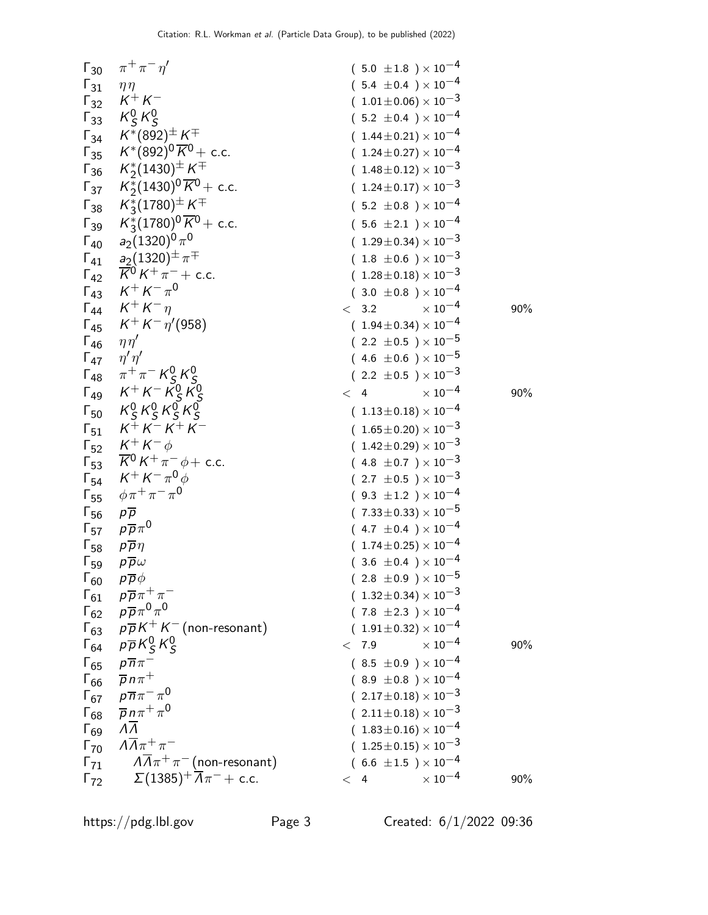| | Mode | Fraction | Confidence level |
|---|---|---|---|
| $\Gamma_{30}$ | $\pi^+\pi^-\eta'$ | $(5.0 \pm 1.8) \times 10^{-4}$ | |
| $\Gamma_{31}$ | $\eta\eta$ | $(5.4 \pm 0.4) \times 10^{-4}$ | |
| $\Gamma_{32}$ | $K^+K^-$ | $(1.01 \pm 0.06) \times 10^{-3}$ | |
| $\Gamma_{33}$ | $K^0_S K^0_S$ | $(5.2 \pm 0.4) \times 10^{-4}$ | |
| $\Gamma_{34}$ | $K^*(892)^\pm K^\mp$ | $(1.44 \pm 0.21) \times 10^{-4}$ | |
| $\Gamma_{35}$ | $K^*(892)^0 \overline{K}^0 +$ c.c. | $(1.24 \pm 0.27) \times 10^{-4}$ | |
| $\Gamma_{36}$ | $K^*_2(1430)^\pm K^\mp$ | $(1.48 \pm 0.12) \times 10^{-3}$ | |
| $\Gamma_{37}$ | $K^*_2(1430)^0 \overline{K}^0 +$ c.c. | $(1.24 \pm 0.17) \times 10^{-3}$ | |
| $\Gamma_{38}$ | $K^*_3(1780)^\pm K^\mp$ | $(5.2 \pm 0.8) \times 10^{-4}$ | |
| $\Gamma_{39}$ | $K^*_3(1780)^0 \overline{K}^0 +$ c.c. | $(5.6 \pm 2.1) \times 10^{-4}$ | |
| $\Gamma_{40}$ | $a_2(1320)^0 \pi^0$ | $(1.29 \pm 0.34) \times 10^{-3}$ | |
| $\Gamma_{41}$ | $a_2(1320)^\pm \pi^\mp$ | $(1.8 \pm 0.6) \times 10^{-3}$ | |
| $\Gamma_{42}$ | $\overline{K}^0 K^+ \pi^- +$ c.c. | $(1.28 \pm 0.18) \times 10^{-3}$ | |
| $\Gamma_{43}$ | $K^+K^-\pi^0$ | $(3.0 \pm 0.8) \times 10^{-4}$ | |
| $\Gamma_{44}$ | $K^+K^-\eta$ | $< 3.2 \times 10^{-4}$ | 90% |
| $\Gamma_{45}$ | $K^+K^-\eta'(958)$ | $(1.94 \pm 0.34) \times 10^{-4}$ | |
| $\Gamma_{46}$ | $\eta\eta'$ | $(2.2 \pm 0.5) \times 10^{-5}$ | |
| $\Gamma_{47}$ | $\eta'\eta'$ | $(4.6 \pm 0.6) \times 10^{-5}$ | |
| $\Gamma_{48}$ | $\pi^+\pi^- K^0_S K^0_S$ | $(2.2 \pm 0.5) \times 10^{-3}$ | |
| $\Gamma_{49}$ | $K^+K^- K^0_S K^0_S$ | $< 4 \times 10^{-4}$ | 90% |
| $\Gamma_{50}$ | $K^0_S K^0_S K^0_S K^0_S$ | $(1.13 \pm 0.18) \times 10^{-4}$ | |
| $\Gamma_{51}$ | $K^+K^-K^+K^-$ | $(1.65 \pm 0.20) \times 10^{-3}$ | |
| $\Gamma_{52}$ | $K^+K^-\phi$ | $(1.42 \pm 0.29) \times 10^{-3}$ | |
| $\Gamma_{53}$ | $\overline{K}^0 K^+ \pi^- \phi +$ c.c. | $(4.8 \pm 0.7) \times 10^{-3}$ | |
| $\Gamma_{54}$ | $K^+K^-\pi^0\phi$ | $(2.7 \pm 0.5) \times 10^{-3}$ | |
| $\Gamma_{55}$ | $\phi\pi^+\pi^-\pi^0$ | $(9.3 \pm 1.2) \times 10^{-4}$ | |
| $\Gamma_{56}$ | $p\overline{p}$ | $(7.33 \pm 0.33) \times 10^{-5}$ | |
| $\Gamma_{57}$ | $p\overline{p}\pi^0$ | $(4.7 \pm 0.4) \times 10^{-4}$ | |
| $\Gamma_{58}$ | $p\overline{p}\eta$ | $(1.74 \pm 0.25) \times 10^{-4}$ | |
| $\Gamma_{59}$ | $p\overline{p}\omega$ | $(3.6 \pm 0.4) \times 10^{-4}$ | |
| $\Gamma_{60}$ | $p\overline{p}\phi$ | $(2.8 \pm 0.9) \times 10^{-5}$ | |
| $\Gamma_{61}$ | $p\overline{p}\pi^+\pi^-$ | $(1.32 \pm 0.34) \times 10^{-3}$ | |
| $\Gamma_{62}$ | $p\overline{p}\pi^0\pi^0$ | $(7.8 \pm 2.3) \times 10^{-4}$ | |
| $\Gamma_{63}$ | $p\overline{p}K^+K^-$ (non-resonant) | $(1.91 \pm 0.32) \times 10^{-4}$ | |
| $\Gamma_{64}$ | $p\overline{p}K^0_S K^0_S$ | $< 7.9 \times 10^{-4}$ | 90% |
| $\Gamma_{65}$ | $p\overline{n}\pi^-$ | $(8.5 \pm 0.9) \times 10^{-4}$ | |
| $\Gamma_{66}$ | $\overline{p}n\pi^+$ | $(8.9 \pm 0.8) \times 10^{-4}$ | |
| $\Gamma_{67}$ | $p\overline{n}\pi^-\pi^0$ | $(2.17 \pm 0.18) \times 10^{-3}$ | |
| $\Gamma_{68}$ | $\overline{p}n\pi^+\pi^0$ | $(2.11 \pm 0.18) \times 10^{-3}$ | |
| $\Gamma_{69}$ | $\Lambda\overline{\Lambda}$ | $(1.83 \pm 0.16) \times 10^{-4}$ | |
| $\Gamma_{70}$ | $\Lambda\overline{\Lambda}\pi^+\pi^-$ | $(1.25 \pm 0.15) \times 10^{-3}$ | |
| $\Gamma_{71}$ | $\Lambda\overline{\Lambda}\pi^+\pi^-$ (non-resonant) | $(6.6 \pm 1.5) \times 10^{-4}$ | |
| $\Gamma_{72}$ | $\Sigma(1385)^+\overline{\Lambda}\pi^- +$ c.c. | $< 4 \times 10^{-4}$ | 90% |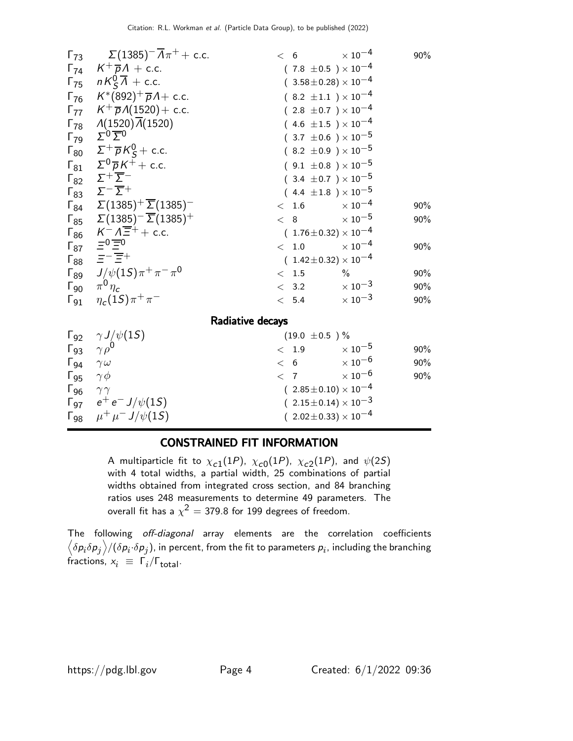| | Mode | Fraction ($\Gamma_i/\Gamma$) | Confidence level |
|---|---|---|---|
| $\Gamma_{73}$ | $\Sigma(1385)^- \overline{\Lambda} \pi^+$ + c.c. | $< 6 \times 10^{-4}$ | 90% |
| $\Gamma_{74}$ | $K^+ \overline{p} \Lambda$ + c.c. | $(7.8 \pm 0.5) \times 10^{-4}$ | |
| $\Gamma_{75}$ | $n K^0_S \overline{\Lambda}$ + c.c. | $(3.58 \pm 0.28) \times 10^{-4}$ | |
| $\Gamma_{76}$ | $K^*(892)^+ \overline{p} \Lambda$+ c.c. | $(8.2 \pm 1.1) \times 10^{-4}$ | |
| $\Gamma_{77}$ | $K^+ \overline{p} \Lambda(1520)$+ c.c. | $(2.8 \pm 0.7) \times 10^{-4}$ | |
| $\Gamma_{78}$ | $\Lambda(1520) \overline{\Lambda}(1520)$ | $(4.6 \pm 1.5) \times 10^{-4}$ | |
| $\Gamma_{79}$ | $\Sigma^0 \overline{\Sigma}^0$ | $(3.7 \pm 0.6) \times 10^{-5}$ | |
| $\Gamma_{80}$ | $\Sigma^+ \overline{p} K^0_S$+ c.c. | $(8.2 \pm 0.9) \times 10^{-5}$ | |
| $\Gamma_{81}$ | $\Sigma^0 \overline{p} K^+$ + c.c. | $(9.1 \pm 0.8) \times 10^{-5}$ | |
| $\Gamma_{82}$ | $\Sigma^+ \overline{\Sigma}^-$ | $(3.4 \pm 0.7) \times 10^{-5}$ | |
| $\Gamma_{83}$ | $\Sigma^- \overline{\Sigma}^+$ | $(4.4 \pm 1.8) \times 10^{-5}$ | |
| $\Gamma_{84}$ | $\Sigma(1385)^+ \overline{\Sigma}(1385)^-$ | $< 1.6 \times 10^{-4}$ | 90% |
| $\Gamma_{85}$ | $\Sigma(1385)^- \overline{\Sigma}(1385)^+$ | $< 8 \times 10^{-5}$ | 90% |
| $\Gamma_{86}$ | $K^- \Lambda \overline{\Xi}^+$ + c.c. | $(1.76 \pm 0.32) \times 10^{-4}$ | |
| $\Gamma_{87}$ | $\Xi^0 \overline{\Xi}^0$ | $< 1.0 \times 10^{-4}$ | 90% |
| $\Gamma_{88}$ | $\Xi^- \overline{\Xi}^+$ | $(1.42 \pm 0.32) \times 10^{-4}$ | |
| $\Gamma_{89}$ | $J/\psi(1S) \pi^+ \pi^- \pi^0$ | $< 1.5$ % | 90% |
| $\Gamma_{90}$ | $\pi^0 \eta_c$ | $< 3.2 \times 10^{-3}$ | 90% |
| $\Gamma_{91}$ | $\eta_c(1S) \pi^+ \pi^-$ | $< 5.4 \times 10^{-3}$ | 90% |
| | **Radiative decays** | | |
| $\Gamma_{92}$ | $\gamma J/\psi(1S)$ | $(19.0 \pm 0.5)$ % | |
| $\Gamma_{93}$ | $\gamma \rho^0$ | $< 1.9 \times 10^{-5}$ | 90% |
| $\Gamma_{94}$ | $\gamma \omega$ | $< 6 \times 10^{-6}$ | 90% |
| $\Gamma_{95}$ | $\gamma \phi$ | $< 7 \times 10^{-6}$ | 90% |
| $\Gamma_{96}$ | $\gamma \gamma$ | $(2.85 \pm 0.10) \times 10^{-4}$ | |
| $\Gamma_{97}$ | $e^+ e^- J/\psi(1S)$ | $(2.15 \pm 0.14) \times 10^{-3}$ | |
| $\Gamma_{98}$ | $\mu^+ \mu^- J/\psi(1S)$ | $(2.02 \pm 0.33) \times 10^{-4}$ | |

## CONSTRAINED FIT INFORMATION

A multiparticle fit to $\chi_{c1}(1P)$, $\chi_{c0}(1P)$, $\chi_{c2}(1P)$, and $\psi(2S)$ with 4 total widths, a partial width, 25 combinations of partial widths obtained from integrated cross section, and 84 branching ratios uses 248 measurements to determine 49 parameters. The overall fit has a $\chi^2 = 379.8$ for 199 degrees of freedom.

The following *off-diagonal* array elements are the correlation coefficients $\left\langle \delta p_i \delta p_j \right\rangle / (\delta p_i {\cdot} \delta p_j)$, in percent, from the fit to parameters $p_i$, including the branching fractions, $x_i \equiv \Gamma_i / \Gamma_{\text{total}}$.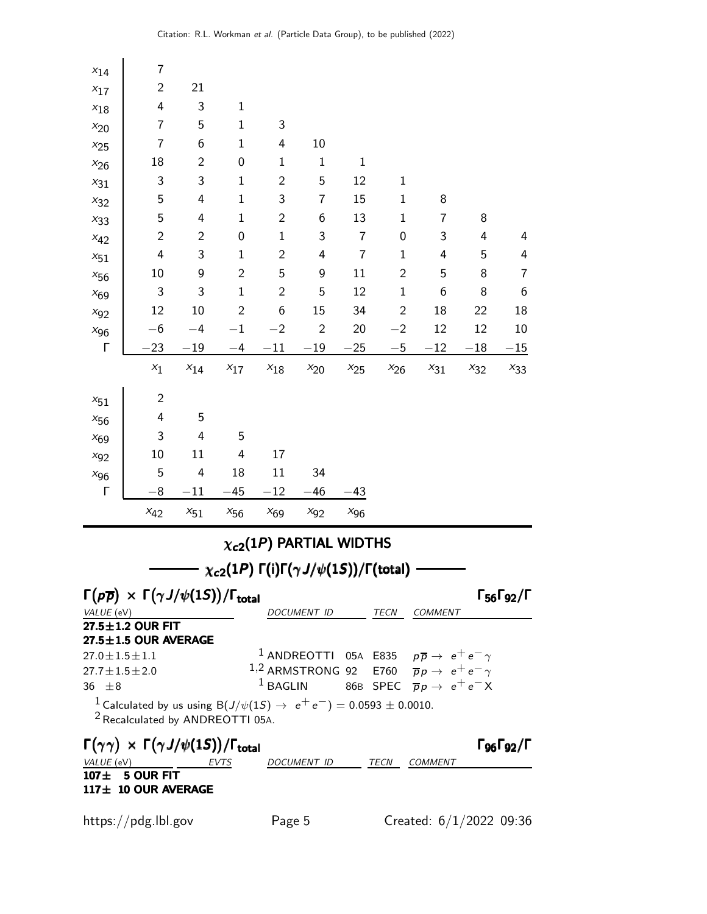| | | | | | | | | | | |
|---|---|---|---|---|---|---|---|---|---|---|
| $x_{14}$ | 7 | | | | | | | | | |
| $x_{17}$ | 2 | 21 | | | | | | | | |
| $x_{18}$ | 4 | 3 | 1 | | | | | | | |
| $x_{20}$ | 7 | 5 | 1 | 3 | | | | | | |
| $x_{25}$ | 7 | 6 | 1 | 4 | 10 | | | | | |
| $x_{26}$ | 18 | 2 | 0 | 1 | 1 | 1 | | | | |
| $x_{31}$ | 3 | 3 | 1 | 2 | 5 | 12 | 1 | | | |
| $x_{32}$ | 5 | 4 | 1 | 3 | 7 | 15 | 1 | 8 | | |
| $x_{33}$ | 5 | 4 | 1 | 2 | 6 | 13 | 1 | 7 | 8 | |
| $x_{42}$ | 2 | 2 | 0 | 1 | 3 | 7 | 0 | 3 | 4 | 4 |
| $x_{51}$ | 4 | 3 | 1 | 2 | 4 | 7 | 1 | 4 | 5 | 4 |
| $x_{56}$ | 10 | 9 | 2 | 5 | 9 | 11 | 2 | 5 | 8 | 7 |
| $x_{69}$ | 3 | 3 | 1 | 2 | 5 | 12 | 1 | 6 | 8 | 6 |
| $x_{92}$ | 12 | 10 | 2 | 6 | 15 | 34 | 2 | 18 | 22 | 18 |
| $x_{96}$ | −6 | −4 | −1 | −2 | 2 | 20 | −2 | 12 | 12 | 10 |
| Γ | −23 | −19 | −4 | −11 | −19 | −25 | −5 | −12 | −18 | −15 |
| | $x_1$ | $x_{14}$ | $x_{17}$ | $x_{18}$ | $x_{20}$ | $x_{25}$ | $x_{26}$ | $x_{31}$ | $x_{32}$ | $x_{33}$ |

| | | | | | | |
|---|---|---|---|---|---|---|
| $x_{51}$ | 2 | | | | | |
| $x_{56}$ | 4 | 5 | | | | |
| $x_{69}$ | 3 | 4 | 5 | | | |
| $x_{92}$ | 10 | 11 | 4 | 17 | | |
| $x_{96}$ | 5 | 4 | 18 | 11 | 34 | |
| Γ | −8 | −11 | −45 | −12 | −46 | −43 |
| | $x_{42}$ | $x_{51}$ | $x_{56}$ | $x_{69}$ | $x_{92}$ | $x_{96}$ |

# $\chi_{c2}(1P)$ PARTIAL WIDTHS

## $\chi_{c2}(1P)$ $\Gamma(i)\Gamma(\gamma J/\psi(1S))/\Gamma(\text{total})$

### $\Gamma(p\overline{p}) \times \Gamma(\gamma J/\psi(1S))/\Gamma_{\text{total}}$ — $\Gamma_{56}\Gamma_{92}/\Gamma$

| VALUE (eV) | DOCUMENT ID | | TECN | COMMENT |
|---|---|---|---|---|
| **27.5±1.2 OUR FIT** | | | | |
| **27.5±1.5 OUR AVERAGE** | | | | |
| 27.0±1.5±1.1 | [1] ANDREOTTI | 05A | E835 | $p\overline{p} \to e^+e^-\gamma$ |
| 27.7±1.5±2.0 | [1,2] ARMSTRONG | 92 | E760 | $\overline{p}p \to e^+e^-\gamma$ |
| 36 ±8 | [1] BAGLIN | 86B | SPEC | $\overline{p}p \to e^+e^-X$ |

[1] Calculated by us using $B(J/\psi(1S) \to e^+e^-) = 0.0593 \pm 0.0010$.
[2] Recalculated by ANDREOTTI 05A.

### $\Gamma(\gamma\gamma) \times \Gamma(\gamma J/\psi(1S))/\Gamma_{\text{total}}$ — $\Gamma_{96}\Gamma_{92}/\Gamma$

| VALUE (eV) | EVTS | DOCUMENT ID | TECN | COMMENT |
|---|---|---|---|---|
| **107± 5 OUR FIT** | | | | |
| **117± 10 OUR AVERAGE** | | | | |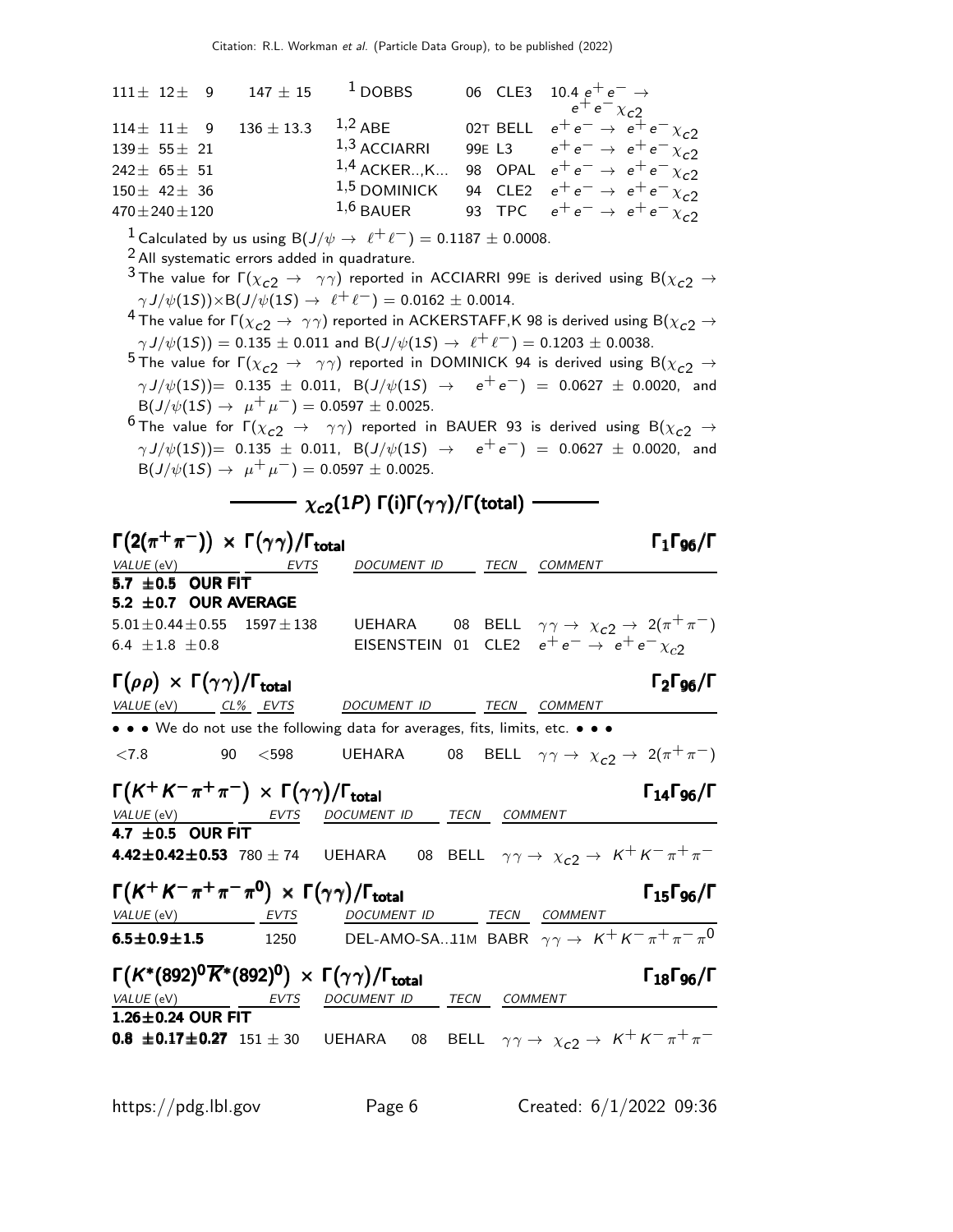| | | | | | |
|---|---|---|---|---|---|
| $111\pm\ 12\pm\ \ 9$ | $147\pm15$ | [1] DOBBS | 06 | CLE3 | 10.4 $e^+e^-\to e^+e^-\chi_{c2}$ |
| $114\pm\ 11\pm\ \ 9$ | $136\pm13.3$ | [1,2] ABE | 02T | BELL | $e^+e^-\to e^+e^-\chi_{c2}$ |
| $139\pm\ 55\pm\ 21$ | | [1,3] ACCIARRI | 99E | L3 | $e^+e^-\to e^+e^-\chi_{c2}$ |
| $242\pm\ 65\pm\ 51$ | | [1,4] ACKER...,K... | 98 | OPAL | $e^+e^-\to e^+e^-\chi_{c2}$ |
| $150\pm\ 42\pm\ 36$ | | [1,5] DOMINICK | 94 | CLE2 | $e^+e^-\to e^+e^-\chi_{c2}$ |
| $470\pm240\pm120$ | | [1,6] BAUER | 93 | TPC | $e^+e^-\to e^+e^-\chi_{c2}$ |

[1] Calculated by us using $B(J/\psi\to\ell^+\ell^-) = 0.1187\pm0.0008$.

[2] All systematic errors added in quadrature.

[3] The value for $\Gamma(\chi_{c2}\to\gamma\gamma)$ reported in ACCIARRI 99E is derived using $B(\chi_{c2}\to\gamma J/\psi(1S))\times B(J/\psi(1S)\to\ell^+\ell^-) = 0.0162\pm0.0014$.

[4] The value for $\Gamma(\chi_{c2}\to\gamma\gamma)$ reported in ACKERSTAFF,K 98 is derived using $B(\chi_{c2}\to\gamma J/\psi(1S)) = 0.135\pm0.011$ and $B(J/\psi(1S)\to\ell^+\ell^-) = 0.1203\pm0.0038$.

[5] The value for $\Gamma(\chi_{c2}\to\gamma\gamma)$ reported in DOMINICK 94 is derived using $B(\chi_{c2}\to\gamma J/\psi(1S)) = 0.135\pm0.011$, $B(J/\psi(1S)\to e^+e^-) = 0.0627\pm0.0020$, and $B(J/\psi(1S)\to\mu^+\mu^-) = 0.0597\pm0.0025$.

[6] The value for $\Gamma(\chi_{c2}\to\gamma\gamma)$ reported in BAUER 93 is derived using $B(\chi_{c2}\to\gamma J/\psi(1S)) = 0.135\pm0.011$, $B(J/\psi(1S)\to e^+e^-) = 0.0627\pm0.0020$, and $B(J/\psi(1S)\to\mu^+\mu^-) = 0.0597\pm0.0025$.

## $\chi_{c2}(1P)$ $\Gamma(i)\Gamma(\gamma\gamma)/\Gamma(\text{total})$

### $\Gamma(2(\pi^+\pi^-))\times\Gamma(\gamma\gamma)/\Gamma_{\text{total}}$ — $\Gamma_1\Gamma_{96}/\Gamma$

| VALUE (eV) | EVTS | DOCUMENT ID | | TECN | COMMENT |
|---|---|---|---|---|---|
| **5.7 ±0.5 OUR FIT** | | | | | |
| **5.2 ±0.7 OUR AVERAGE** | | | | | |
| $5.01\pm0.44\pm0.55$ | $1597\pm138$ | UEHARA | 08 | BELL | $\gamma\gamma\to\chi_{c2}\to 2(\pi^+\pi^-)$ |
| $6.4\ \pm1.8\ \pm0.8$ | | EISENSTEIN | 01 | CLE2 | $e^+e^-\to e^+e^-\chi_{c2}$ |

### $\Gamma(\rho\rho)\times\Gamma(\gamma\gamma)/\Gamma_{\text{total}}$ — $\Gamma_2\Gamma_{96}/\Gamma$

| VALUE (eV) | CL% | EVTS | DOCUMENT ID | | TECN | COMMENT |
|---|---|---|---|---|---|---|
| • • • We do not use the following data for averages, fits, limits, etc. • • • | | | | | | |
| $<7.8$ | 90 | $<598$ | UEHARA | 08 | BELL | $\gamma\gamma\to\chi_{c2}\to 2(\pi^+\pi^-)$ |

### $\Gamma(K^+K^-\pi^+\pi^-)\times\Gamma(\gamma\gamma)/\Gamma_{\text{total}}$ — $\Gamma_{14}\Gamma_{96}/\Gamma$

| VALUE (eV) | EVTS | DOCUMENT ID | | TECN | COMMENT |
|---|---|---|---|---|---|
| **4.7 ±0.5 OUR FIT** | | | | | |
| **4.42±0.42±0.53** | $780\pm74$ | UEHARA | 08 | BELL | $\gamma\gamma\to\chi_{c2}\to K^+K^-\pi^+\pi^-$ |

### $\Gamma(K^+K^-\pi^+\pi^-\pi^0)\times\Gamma(\gamma\gamma)/\Gamma_{\text{total}}$ — $\Gamma_{15}\Gamma_{96}/\Gamma$

| VALUE (eV) | EVTS | DOCUMENT ID | | TECN | COMMENT |
|---|---|---|---|---|---|
| **6.5±0.9±1.5** | 1250 | DEL-AMO-SA...11M | | BABR | $\gamma\gamma\to K^+K^-\pi^+\pi^-\pi^0$ |

### $\Gamma(K^*(892)^0\overline{K}^*(892)^0)\times\Gamma(\gamma\gamma)/\Gamma_{\text{total}}$ — $\Gamma_{18}\Gamma_{96}/\Gamma$

| VALUE (eV) | EVTS | DOCUMENT ID | | TECN | COMMENT |
|---|---|---|---|---|---|
| **1.26±0.24 OUR FIT** | | | | | |
| **0.8 ±0.17±0.27** | $151\pm30$ | UEHARA | 08 | BELL | $\gamma\gamma\to\chi_{c2}\to K^+K^-\pi^+\pi^-$ |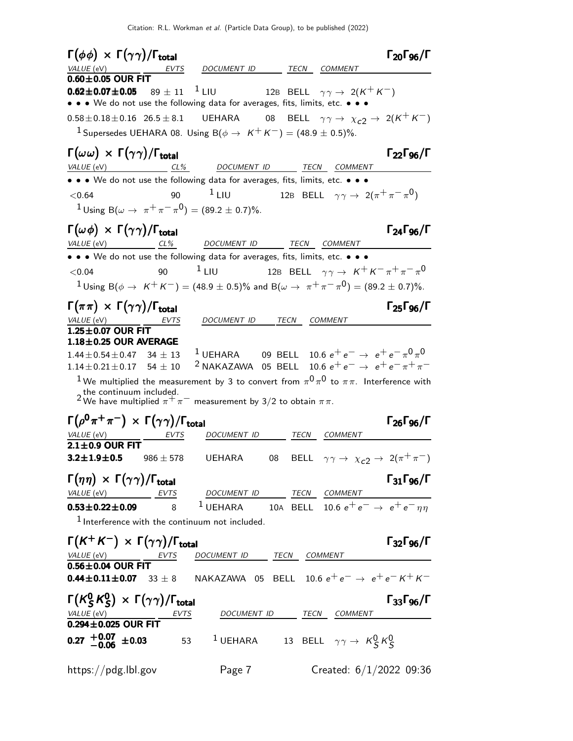### $\Gamma(\phi\phi) \times \Gamma(\gamma\gamma)/\Gamma_{\text{total}}$ — $\Gamma_{20}\Gamma_{96}/\Gamma$

| VALUE (eV) | EVTS | DOCUMENT ID | | TECN | COMMENT |
|---|---|---|---|---|---|
| **0.60±0.05 OUR FIT** | | | | | |
| **0.62±0.07±0.05** | 89 ± 11 | [1] LIU | 12B | BELL | $\gamma\gamma \to 2(K^+K^-)$ |
| • • • We do not use the following data for averages, fits, limits, etc. • • • | | | | | |
| 0.58±0.18±0.16 | 26.5 ± 8.1 | UEHARA | 08 | BELL | $\gamma\gamma \to \chi_{c2} \to 2(K^+K^-)$ |

[1] Supersedes UEHARA 08. Using B($\phi \to K^+K^-$) = (48.9 ± 0.5)%.

### $\Gamma(\omega\omega) \times \Gamma(\gamma\gamma)/\Gamma_{\text{total}}$ — $\Gamma_{22}\Gamma_{96}/\Gamma$

| VALUE (eV) | CL% | DOCUMENT ID | | TECN | COMMENT |
|---|---|---|---|---|---|
| • • • We do not use the following data for averages, fits, limits, etc. • • • | | | | | |
| <0.64 | 90 | [1] LIU | 12B | BELL | $\gamma\gamma \to 2(\pi^+\pi^-\pi^0)$ |

[1] Using B($\omega \to \pi^+\pi^-\pi^0$) = (89.2 ± 0.7)%.

### $\Gamma(\omega\phi) \times \Gamma(\gamma\gamma)/\Gamma_{\text{total}}$ — $\Gamma_{24}\Gamma_{96}/\Gamma$

| VALUE (eV) | CL% | DOCUMENT ID | | TECN | COMMENT |
|---|---|---|---|---|---|
| • • • We do not use the following data for averages, fits, limits, etc. • • • | | | | | |
| <0.04 | 90 | [1] LIU | 12B | BELL | $\gamma\gamma \to K^+K^-\pi^+\pi^-\pi^0$ |

[1] Using B($\phi \to K^+K^-$) = (48.9 ± 0.5)% and B($\omega \to \pi^+\pi^-\pi^0$) = (89.2 ± 0.7)%.

### $\Gamma(\pi\pi) \times \Gamma(\gamma\gamma)/\Gamma_{\text{total}}$ — $\Gamma_{25}\Gamma_{96}/\Gamma$

| VALUE (eV) | EVTS | DOCUMENT ID | | TECN | COMMENT |
|---|---|---|---|---|---|
| **1.25±0.07 OUR FIT** | | | | | |
| **1.18±0.25 OUR AVERAGE** | | | | | |
| 1.44±0.54±0.47 | 34 ± 13 | [1] UEHARA | 09 | BELL | 10.6 $e^+e^- \to e^+e^-\pi^0\pi^0$ |
| 1.14±0.21±0.17 | 54 ± 10 | [2] NAKAZAWA | 05 | BELL | 10.6 $e^+e^- \to e^+e^-\pi^+\pi^-$ |

[1] We multiplied the measurement by 3 to convert from $\pi^0\pi^0$ to $\pi\pi$. Interference with the continuum included.
[2] We have multiplied $\pi^+\pi^-$ measurement by 3/2 to obtain $\pi\pi$.

### $\Gamma(\rho^0\pi^+\pi^-) \times \Gamma(\gamma\gamma)/\Gamma_{\text{total}}$ — $\Gamma_{26}\Gamma_{96}/\Gamma$

| VALUE (eV) | EVTS | DOCUMENT ID | | TECN | COMMENT |
|---|---|---|---|---|---|
| **2.1±0.9 OUR FIT** | | | | | |
| **3.2±1.9±0.5** | 986 ± 578 | UEHARA | 08 | BELL | $\gamma\gamma \to \chi_{c2} \to 2(\pi^+\pi^-)$ |

### $\Gamma(\eta\eta) \times \Gamma(\gamma\gamma)/\Gamma_{\text{total}}$ — $\Gamma_{31}\Gamma_{96}/\Gamma$

| VALUE (eV) | EVTS | DOCUMENT ID | | TECN | COMMENT |
|---|---|---|---|---|---|
| **0.53±0.22±0.09** | 8 | [1] UEHARA | 10A | BELL | 10.6 $e^+e^- \to e^+e^-\eta\eta$ |

[1] Interference with the continuum not included.

### $\Gamma(K^+K^-) \times \Gamma(\gamma\gamma)/\Gamma_{\text{total}}$ — $\Gamma_{32}\Gamma_{96}/\Gamma$

| VALUE (eV) | EVTS | DOCUMENT ID | | TECN | COMMENT |
|---|---|---|---|---|---|
| **0.56±0.04 OUR FIT** | | | | | |
| **0.44±0.11±0.07** | 33 ± 8 | NAKAZAWA | 05 | BELL | 10.6 $e^+e^- \to e^+e^-K^+K^-$ |

### $\Gamma(K^0_SK^0_S) \times \Gamma(\gamma\gamma)/\Gamma_{\text{total}}$ — $\Gamma_{33}\Gamma_{96}/\Gamma$

| VALUE (eV) | EVTS | DOCUMENT ID | | TECN | COMMENT |
|---|---|---|---|---|---|
| **0.294±0.025 OUR FIT** | | | | | |
| **0.27 $^{+0.07}_{-0.06}$ ±0.03** | 53 | [1] UEHARA | 13 | BELL | $\gamma\gamma \to K^0_SK^0_S$ |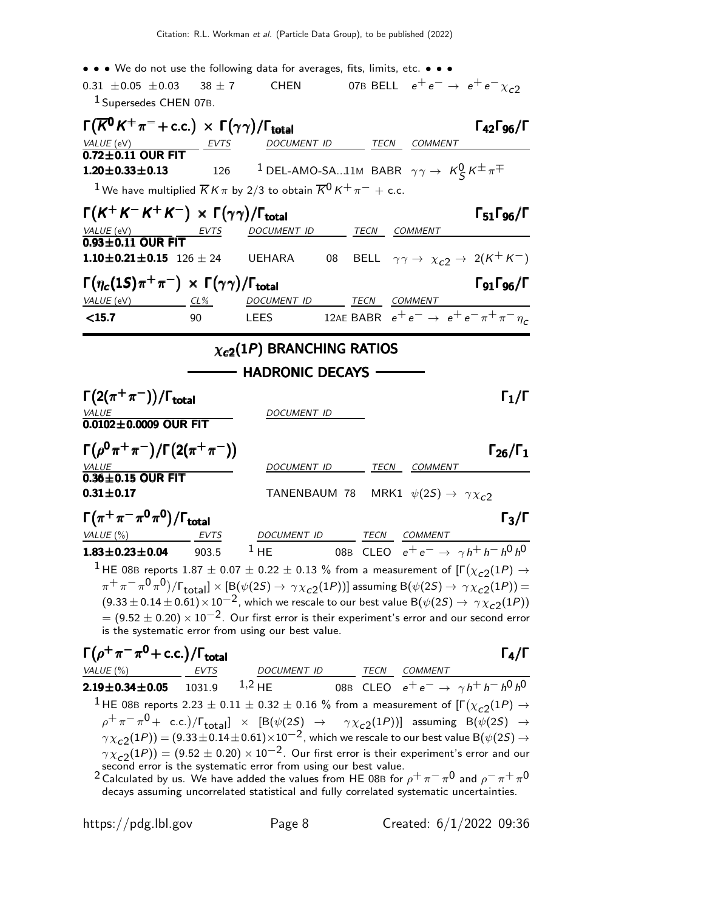• • • We do not use the following data for averages, fits, limits, etc. • • •

| | | | | |
|---|---|---|---|---|
| $0.31 \pm 0.05 \pm 0.03$ | $38 \pm 7$ | CHEN | 07B BELL | $e^+e^- \rightarrow e^+e^-\chi_{c2}$ |

[1] Supersedes CHEN 07B.

### $\Gamma(\overline{K}^0 K^+\pi^- + \text{c.c.}) \times \Gamma(\gamma\gamma)/\Gamma_{\text{total}}$ — $\Gamma_{42}\Gamma_{96}/\Gamma$

| VALUE (eV) | EVTS | DOCUMENT ID | TECN | COMMENT |
|---|---|---|---|---|
| **0.72±0.11 OUR FIT** | | | | |
| **1.20±0.33±0.13** | 126 | [1] DEL-AMO-SA...11M | BABR | $\gamma\gamma \rightarrow K^0_S K^\pm \pi^\mp$ |

[1] We have multiplied $\overline{K}K\pi$ by 2/3 to obtain $\overline{K}^0 K^+\pi^-$ + c.c.

### $\Gamma(K^+K^-K^+K^-) \times \Gamma(\gamma\gamma)/\Gamma_{\text{total}}$ — $\Gamma_{51}\Gamma_{96}/\Gamma$

| VALUE (eV) | EVTS | DOCUMENT ID | TECN | COMMENT |
|---|---|---|---|---|
| **0.93±0.11 OUR FIT** | | | | |
| **1.10±0.21±0.15** | $126 \pm 24$ | UEHARA 08 | BELL | $\gamma\gamma \rightarrow \chi_{c2} \rightarrow 2(K^+K^-)$ |

### $\Gamma(\eta_c(1S)\pi^+\pi^-) \times \Gamma(\gamma\gamma)/\Gamma_{\text{total}}$ — $\Gamma_{91}\Gamma_{96}/\Gamma$

| VALUE (eV) | CL% | DOCUMENT ID | TECN | COMMENT |
|---|---|---|---|---|
| **<15.7** | 90 | LEES 12AE | BABR | $e^+e^- \rightarrow e^+e^-\pi^+\pi^-\eta_c$ |

## $\chi_{c2}(1P)$ BRANCHING RATIOS

## HADRONIC DECAYS

### $\Gamma(2(\pi^+\pi^-))/\Gamma_{\text{total}}$ — $\Gamma_1/\Gamma$

| VALUE | DOCUMENT ID |
|---|---|
| **0.0102±0.0009 OUR FIT** | |

### $\Gamma(\rho^0\pi^+\pi^-)/\Gamma(2(\pi^+\pi^-))$ — $\Gamma_{26}/\Gamma_1$

| VALUE | DOCUMENT ID | TECN | COMMENT |
|---|---|---|---|
| **0.36±0.15 OUR FIT** | | | |
| **0.31±0.17** | TANENBAUM 78 | MRK1 | $\psi(2S) \rightarrow \gamma\chi_{c2}$ |

### $\Gamma(\pi^+\pi^-\pi^0\pi^0)/\Gamma_{\text{total}}$ — $\Gamma_3/\Gamma$

| VALUE (%) | EVTS | DOCUMENT ID | TECN | COMMENT |
|---|---|---|---|---|
| **1.83±0.23±0.04** | 903.5 | [1] HE 08B | CLEO | $e^+e^- \rightarrow \gamma h^+h^-h^0h^0$ |

[1] HE 08B reports $1.87 \pm 0.07 \pm 0.22 \pm 0.13$ % from a measurement of $[\Gamma(\chi_{c2}(1P) \rightarrow \pi^+\pi^-\pi^0\pi^0)/\Gamma_{\text{total}}] \times [B(\psi(2S) \rightarrow \gamma\chi_{c2}(1P))]$ assuming $B(\psi(2S) \rightarrow \gamma\chi_{c2}(1P)) = (9.33 \pm 0.14 \pm 0.61) \times 10^{-2}$, which we rescale to our best value $B(\psi(2S) \rightarrow \gamma\chi_{c2}(1P)) = (9.52 \pm 0.20) \times 10^{-2}$. Our first error is their experiment's error and our second error is the systematic error from using our best value.

### $\Gamma(\rho^+\pi^-\pi^0 + \text{c.c.})/\Gamma_{\text{total}}$ — $\Gamma_4/\Gamma$

| VALUE (%) | EVTS | DOCUMENT ID | TECN | COMMENT |
|---|---|---|---|---|
| **2.19±0.34±0.05** | 1031.9 | [1,2] HE 08B | CLEO | $e^+e^- \rightarrow \gamma h^+h^-h^0h^0$ |

[1] HE 08B reports $2.23 \pm 0.11 \pm 0.32 \pm 0.16$ % from a measurement of $[\Gamma(\chi_{c2}(1P) \rightarrow \rho^+\pi^-\pi^0 + \text{c.c.})/\Gamma_{\text{total}}] \times [B(\psi(2S) \rightarrow \gamma\chi_{c2}(1P))]$ assuming $B(\psi(2S) \rightarrow \gamma\chi_{c2}(1P)) = (9.33 \pm 0.14 \pm 0.61) \times 10^{-2}$, which we rescale to our best value $B(\psi(2S) \rightarrow \gamma\chi_{c2}(1P)) = (9.52 \pm 0.20) \times 10^{-2}$. Our first error is their experiment's error and our second error is the systematic error from using our best value.

[2] Calculated by us. We have added the values from HE 08B for $\rho^+\pi^-\pi^0$ and $\rho^-\pi^+\pi^0$ decays assuming uncorrelated statistical and fully correlated systematic uncertainties.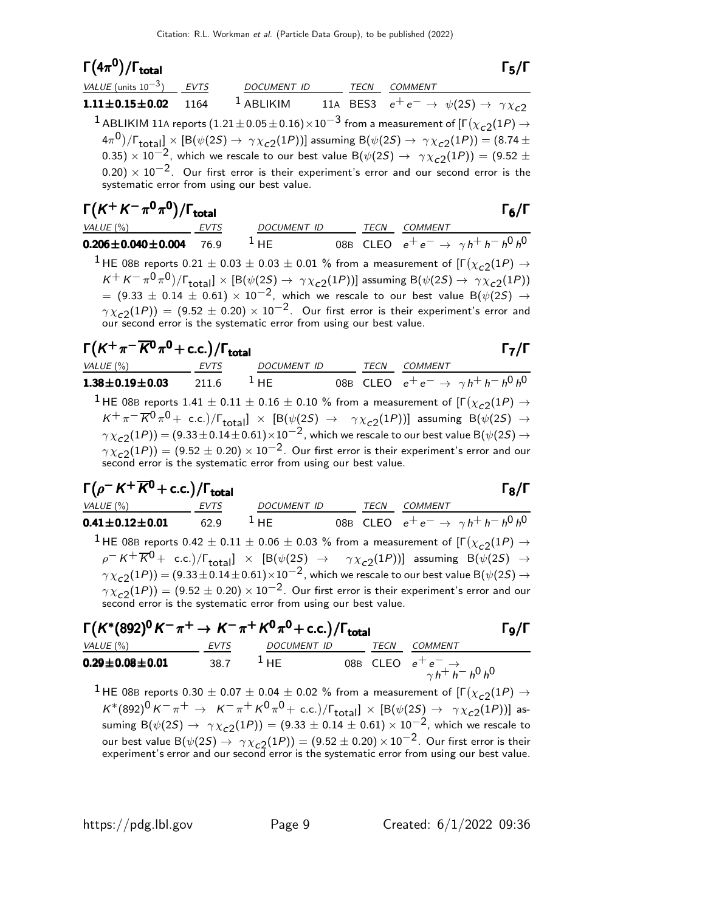### $\Gamma(4\pi^0)/\Gamma_{total}$ $\Gamma_5/\Gamma$

| VALUE (units $10^{-3}$) | EVTS | DOCUMENT ID | | TECN | COMMENT |
|---|---|---|---|---|---|
| **1.11±0.15±0.02** | 1164 | [1] ABLIKIM | 11A | BES3 | $e^+e^- \rightarrow \psi(2S) \rightarrow \gamma\chi_{c2}$ |

[1] ABLIKIM 11A reports $(1.21 \pm 0.05 \pm 0.16) \times 10^{-3}$ from a measurement of $[\Gamma(\chi_{c2}(1P) \rightarrow 4\pi^0)/\Gamma_{total}] \times [B(\psi(2S) \rightarrow \gamma\chi_{c2}(1P))]$ assuming $B(\psi(2S) \rightarrow \gamma\chi_{c2}(1P)) = (8.74 \pm 0.35) \times 10^{-2}$, which we rescale to our best value $B(\psi(2S) \rightarrow \gamma\chi_{c2}(1P)) = (9.52 \pm 0.20) \times 10^{-2}$. Our first error is their experiment's error and our second error is the systematic error from using our best value.

### $\Gamma(K^+K^-\pi^0\pi^0)/\Gamma_{total}$ $\Gamma_6/\Gamma$

| VALUE (%) | EVTS | DOCUMENT ID | | TECN | COMMENT |
|---|---|---|---|---|---|
| **0.206±0.040±0.004** | 76.9 | [1] HE | 08B | CLEO | $e^+e^- \rightarrow \gamma h^+h^-h^0h^0$ |

[1] HE 08B reports $0.21 \pm 0.03 \pm 0.03 \pm 0.01$ % from a measurement of $[\Gamma(\chi_{c2}(1P) \rightarrow K^+K^-\pi^0\pi^0)/\Gamma_{total}] \times [B(\psi(2S) \rightarrow \gamma\chi_{c2}(1P))]$ assuming $B(\psi(2S) \rightarrow \gamma\chi_{c2}(1P)) = (9.33 \pm 0.14 \pm 0.61) \times 10^{-2}$, which we rescale to our best value $B(\psi(2S) \rightarrow \gamma\chi_{c2}(1P)) = (9.52 \pm 0.20) \times 10^{-2}$. Our first error is their experiment's error and our second error is the systematic error from using our best value.

### $\Gamma(K^+\pi^-\overline{K}^0\pi^0 + c.c.)/\Gamma_{total}$ $\Gamma_7/\Gamma$

| VALUE (%) | EVTS | DOCUMENT ID | | TECN | COMMENT |
|---|---|---|---|---|---|
| **1.38±0.19±0.03** | 211.6 | [1] HE | 08B | CLEO | $e^+e^- \rightarrow \gamma h^+h^-h^0h^0$ |

[1] HE 08B reports $1.41 \pm 0.11 \pm 0.16 \pm 0.10$ % from a measurement of $[\Gamma(\chi_{c2}(1P) \rightarrow K^+\pi^-\overline{K}^0\pi^0 + \text{c.c.})/\Gamma_{total}] \times [B(\psi(2S) \rightarrow \gamma\chi_{c2}(1P))]$ assuming $B(\psi(2S) \rightarrow \gamma\chi_{c2}(1P)) = (9.33 \pm 0.14 \pm 0.61) \times 10^{-2}$, which we rescale to our best value $B(\psi(2S) \rightarrow \gamma\chi_{c2}(1P)) = (9.52 \pm 0.20) \times 10^{-2}$. Our first error is their experiment's error and our second error is the systematic error from using our best value.

### $\Gamma(\rho^-K^+\overline{K}^0 + c.c.)/\Gamma_{total}$ $\Gamma_8/\Gamma$

| VALUE (%) | EVTS | DOCUMENT ID | | TECN | COMMENT |
|---|---|---|---|---|---|
| **0.41±0.12±0.01** | 62.9 | [1] HE | 08B | CLEO | $e^+e^- \rightarrow \gamma h^+h^-h^0h^0$ |

[1] HE 08B reports $0.42 \pm 0.11 \pm 0.06 \pm 0.03$ % from a measurement of $[\Gamma(\chi_{c2}(1P) \rightarrow \rho^-K^+\overline{K}^0 + \text{c.c.})/\Gamma_{total}] \times [B(\psi(2S) \rightarrow \gamma\chi_{c2}(1P))]$ assuming $B(\psi(2S) \rightarrow \gamma\chi_{c2}(1P)) = (9.33 \pm 0.14 \pm 0.61) \times 10^{-2}$, which we rescale to our best value $B(\psi(2S) \rightarrow \gamma\chi_{c2}(1P)) = (9.52 \pm 0.20) \times 10^{-2}$. Our first error is their experiment's error and our second error is the systematic error from using our best value.

### $\Gamma(K^*(892)^0K^-\pi^+ \rightarrow K^-\pi^+K^0\pi^0 + c.c.)/\Gamma_{total}$ $\Gamma_9/\Gamma$

| VALUE (%) | EVTS | DOCUMENT ID | | TECN | COMMENT |
|---|---|---|---|---|---|
| **0.29±0.08±0.01** | 38.7 | [1] HE | 08B | CLEO | $e^+e^- \rightarrow \gamma h^+h^-h^0h^0$ |

[1] HE 08B reports $0.30 \pm 0.07 \pm 0.04 \pm 0.02$ % from a measurement of $[\Gamma(\chi_{c2}(1P) \rightarrow K^*(892)^0K^-\pi^+ \rightarrow K^-\pi^+K^0\pi^0 + \text{c.c.})/\Gamma_{total}] \times [B(\psi(2S) \rightarrow \gamma\chi_{c2}(1P))]$ assuming $B(\psi(2S) \rightarrow \gamma\chi_{c2}(1P)) = (9.33 \pm 0.14 \pm 0.61) \times 10^{-2}$, which we rescale to our best value $B(\psi(2S) \rightarrow \gamma\chi_{c2}(1P)) = (9.52 \pm 0.20) \times 10^{-2}$. Our first error is their experiment's error and our second error is the systematic error from using our best value.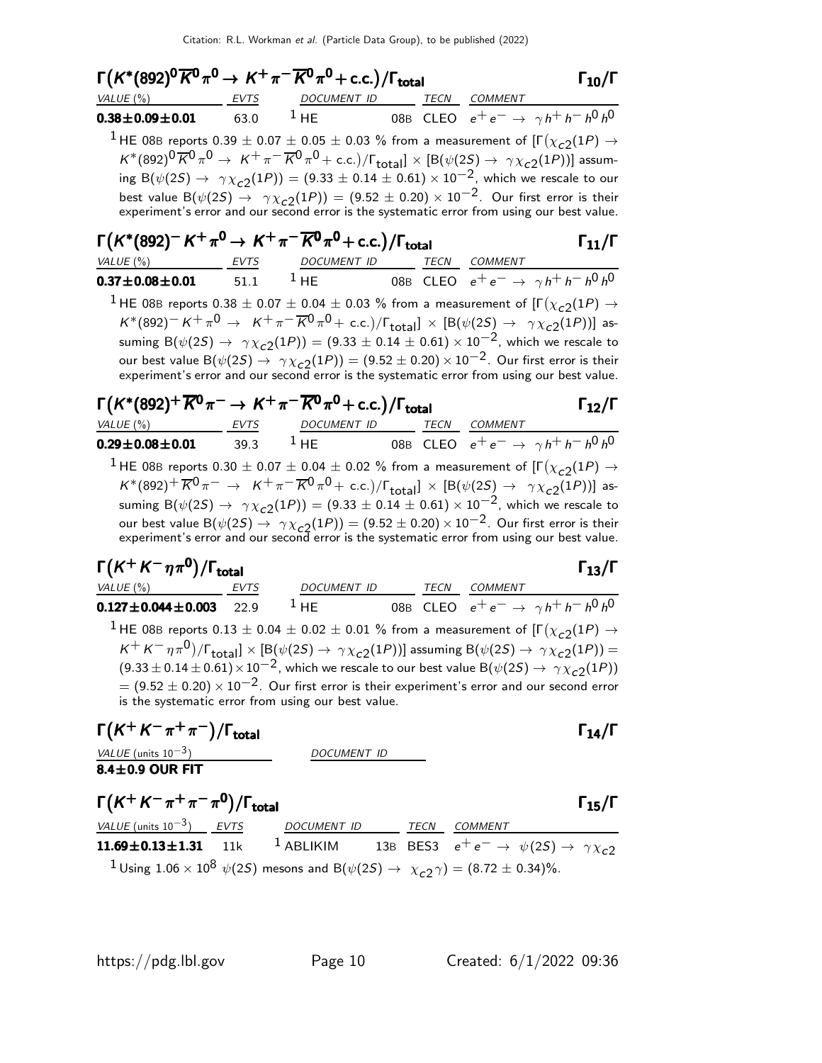### $\Gamma\left(K^*(892)^0 \overline{K}^0 \pi^0 \rightarrow K^+ \pi^- \overline{K}^0 \pi^0 + \text{c.c.}\right)/\Gamma_{\text{total}}$ $\Gamma_{10}/\Gamma$

| VALUE (%) | EVTS | DOCUMENT ID | | TECN | COMMENT |
|---|---|---|---|---|---|
| **$0.38 \pm 0.09 \pm 0.01$** | 63.0 | [1] HE | 08B | CLEO | $e^+ e^- \rightarrow \gamma h^+ h^- h^0 h^0$ |

[1] HE 08B reports $0.39 \pm 0.07 \pm 0.05 \pm 0.03$ % from a measurement of $[\Gamma(\chi_{c2}(1P) \rightarrow K^*(892)^0 \overline{K}^0 \pi^0 \rightarrow K^+ \pi^- \overline{K}^0 \pi^0 + \text{c.c.})/\Gamma_{\text{total}}] \times [B(\psi(2S) \rightarrow \gamma \chi_{c2}(1P))]$ assuming $B(\psi(2S) \rightarrow \gamma \chi_{c2}(1P)) = (9.33 \pm 0.14 \pm 0.61) \times 10^{-2}$, which we rescale to our best value $B(\psi(2S) \rightarrow \gamma \chi_{c2}(1P)) = (9.52 \pm 0.20) \times 10^{-2}$. Our first error is their experiment's error and our second error is the systematic error from using our best value.

### $\Gamma\left(K^*(892)^- K^+ \pi^0 \rightarrow K^+ \pi^- \overline{K}^0 \pi^0 + \text{c.c.}\right)/\Gamma_{\text{total}}$ $\Gamma_{11}/\Gamma$

| VALUE (%) | EVTS | DOCUMENT ID | | TECN | COMMENT |
|---|---|---|---|---|---|
| **$0.37 \pm 0.08 \pm 0.01$** | 51.1 | [1] HE | 08B | CLEO | $e^+ e^- \rightarrow \gamma h^+ h^- h^0 h^0$ |

[1] HE 08B reports $0.38 \pm 0.07 \pm 0.04 \pm 0.03$ % from a measurement of $[\Gamma(\chi_{c2}(1P) \rightarrow K^*(892)^- K^+ \pi^0 \rightarrow K^+ \pi^- \overline{K}^0 \pi^0 + \text{c.c.})/\Gamma_{\text{total}}] \times [B(\psi(2S) \rightarrow \gamma \chi_{c2}(1P))]$ assuming $B(\psi(2S) \rightarrow \gamma \chi_{c2}(1P)) = (9.33 \pm 0.14 \pm 0.61) \times 10^{-2}$, which we rescale to our best value $B(\psi(2S) \rightarrow \gamma \chi_{c2}(1P)) = (9.52 \pm 0.20) \times 10^{-2}$. Our first error is their experiment's error and our second error is the systematic error from using our best value.

### $\Gamma\left(K^*(892)^+ \overline{K}^0 \pi^- \rightarrow K^+ \pi^- \overline{K}^0 \pi^0 + \text{c.c.}\right)/\Gamma_{\text{total}}$ $\Gamma_{12}/\Gamma$

| VALUE (%) | EVTS | DOCUMENT ID | | TECN | COMMENT |
|---|---|---|---|---|---|
| **$0.29 \pm 0.08 \pm 0.01$** | 39.3 | [1] HE | 08B | CLEO | $e^+ e^- \rightarrow \gamma h^+ h^- h^0 h^0$ |

[1] HE 08B reports $0.30 \pm 0.07 \pm 0.04 \pm 0.02$ % from a measurement of $[\Gamma(\chi_{c2}(1P) \rightarrow K^*(892)^+ \overline{K}^0 \pi^- \rightarrow K^+ \pi^- \overline{K}^0 \pi^0 + \text{c.c.})/\Gamma_{\text{total}}] \times [B(\psi(2S) \rightarrow \gamma \chi_{c2}(1P))]$ assuming $B(\psi(2S) \rightarrow \gamma \chi_{c2}(1P)) = (9.33 \pm 0.14 \pm 0.61) \times 10^{-2}$, which we rescale to our best value $B(\psi(2S) \rightarrow \gamma \chi_{c2}(1P)) = (9.52 \pm 0.20) \times 10^{-2}$. Our first error is their experiment's error and our second error is the systematic error from using our best value.

### $\Gamma\left(K^+ K^- \eta \pi^0\right)/\Gamma_{\text{total}}$ $\Gamma_{13}/\Gamma$

| VALUE (%) | EVTS | DOCUMENT ID | | TECN | COMMENT |
|---|---|---|---|---|---|
| **$0.127 \pm 0.044 \pm 0.003$** | 22.9 | [1] HE | 08B | CLEO | $e^+ e^- \rightarrow \gamma h^+ h^- h^0 h^0$ |

[1] HE 08B reports $0.13 \pm 0.04 \pm 0.02 \pm 0.01$ % from a measurement of $[\Gamma(\chi_{c2}(1P) \rightarrow K^+ K^- \eta \pi^0)/\Gamma_{\text{total}}] \times [B(\psi(2S) \rightarrow \gamma \chi_{c2}(1P))]$ assuming $B(\psi(2S) \rightarrow \gamma \chi_{c2}(1P)) = (9.33 \pm 0.14 \pm 0.61) \times 10^{-2}$, which we rescale to our best value $B(\psi(2S) \rightarrow \gamma \chi_{c2}(1P)) = (9.52 \pm 0.20) \times 10^{-2}$. Our first error is their experiment's error and our second error is the systematic error from using our best value.

### $\Gamma\left(K^+ K^- \pi^+ \pi^-\right)/\Gamma_{\text{total}}$ $\Gamma_{14}/\Gamma$

| VALUE (units $10^{-3}$) | DOCUMENT ID |
|---|---|
| **$8.4 \pm 0.9$ OUR FIT** | |

### $\Gamma\left(K^+ K^- \pi^+ \pi^- \pi^0\right)/\Gamma_{\text{total}}$ $\Gamma_{15}/\Gamma$

| VALUE (units $10^{-3}$) | EVTS | DOCUMENT ID | | TECN | COMMENT |
|---|---|---|---|---|---|
| **$11.69 \pm 0.13 \pm 1.31$** | 11k | [1] ABLIKIM | 13B | BES3 | $e^+ e^- \rightarrow \psi(2S) \rightarrow \gamma \chi_{c2}$ |

[1] Using $1.06 \times 10^8$ $\psi(2S)$ mesons and $B(\psi(2S) \rightarrow \chi_{c2} \gamma) = (8.72 \pm 0.34)$%.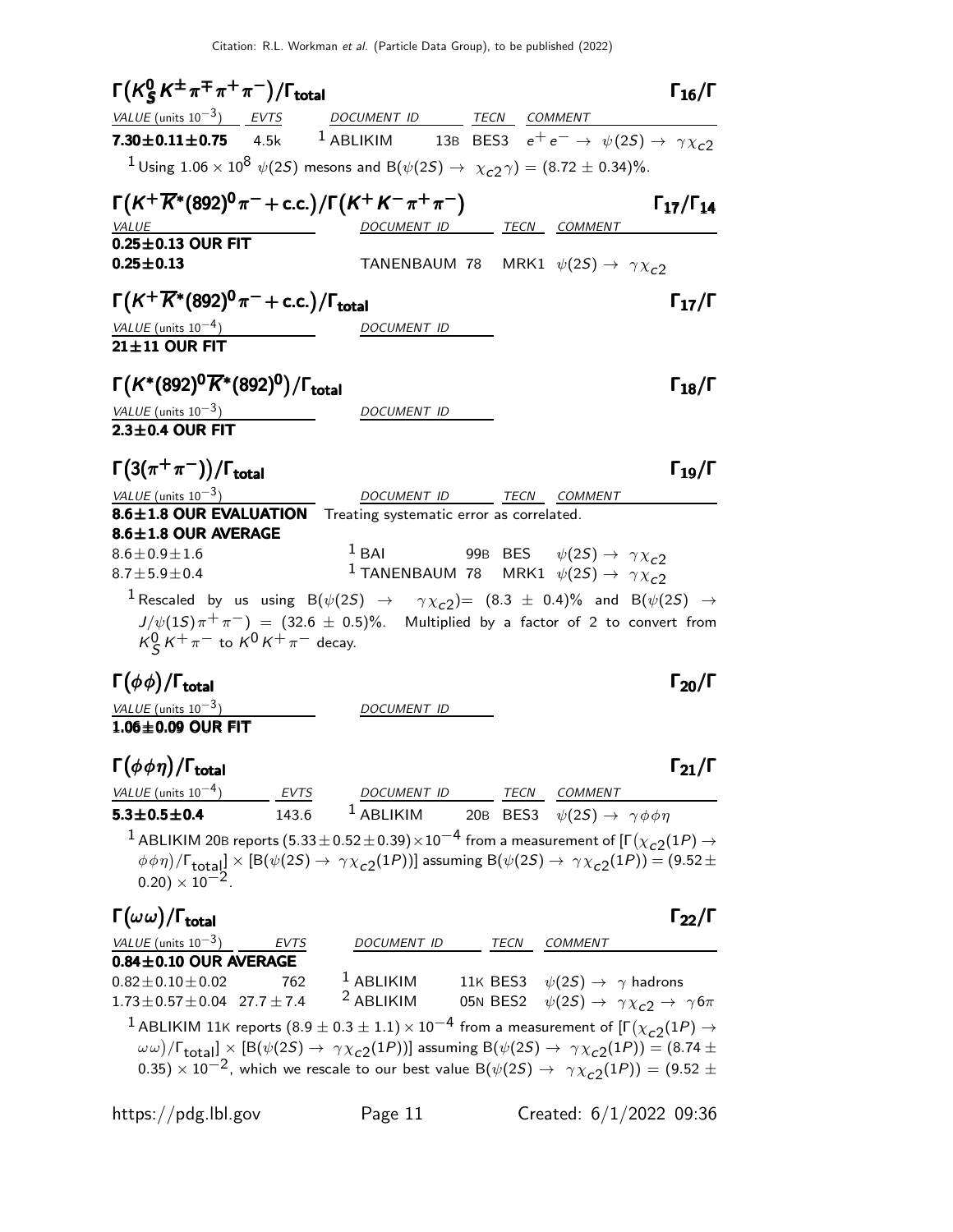### $\Gamma(K^0_S K^\pm \pi^\mp \pi^+ \pi^-)/\Gamma_{\text{total}}$ — $\Gamma_{16}/\Gamma$

| VALUE (units $10^{-3}$) | EVTS | DOCUMENT ID | TECN | COMMENT |
|---|---|---|---|---|
| **7.30±0.11±0.75** | 4.5k | [1] ABLIKIM 13B | BES3 | $e^+e^- \rightarrow \psi(2S) \rightarrow \gamma\chi_{c2}$ |

[1] Using $1.06 \times 10^8$ $\psi(2S)$ mesons and $B(\psi(2S) \rightarrow \chi_{c2}\gamma) = (8.72 \pm 0.34)\%$.

### $\Gamma(K^+ \overline{K}^*(892)^0 \pi^- + \text{c.c.})/\Gamma(K^+ K^- \pi^+ \pi^-)$ — $\Gamma_{17}/\Gamma_{14}$

| VALUE | DOCUMENT ID | TECN | COMMENT |
|---|---|---|---|
| **0.25±0.13 OUR FIT** | | | |
| **0.25±0.13** | TANENBAUM 78 | MRK1 | $\psi(2S) \rightarrow \gamma\chi_{c2}$ |

### $\Gamma(K^+ \overline{K}^*(892)^0 \pi^- + \text{c.c.})/\Gamma_{\text{total}}$ — $\Gamma_{17}/\Gamma$

| VALUE (units $10^{-4}$) | DOCUMENT ID |
|---|---|
| **21±11 OUR FIT** | |

### $\Gamma(K^*(892)^0 \overline{K}^*(892)^0)/\Gamma_{\text{total}}$ — $\Gamma_{18}/\Gamma$

| VALUE (units $10^{-3}$) | DOCUMENT ID |
|---|---|
| **2.3±0.4 OUR FIT** | |

### $\Gamma(3(\pi^+\pi^-))/\Gamma_{\text{total}}$ — $\Gamma_{19}/\Gamma$

| VALUE (units $10^{-3}$) | DOCUMENT ID | TECN | COMMENT |
|---|---|---|---|
| **8.6±1.8 OUR EVALUATION** | Treating systematic error as correlated. | | |
| **8.6±1.8 OUR AVERAGE** | | | |
| 8.6±0.9±1.6 | [1] BAI 99B | BES | $\psi(2S) \rightarrow \gamma\chi_{c2}$ |
| 8.7±5.9±0.4 | [1] TANENBAUM 78 | MRK1 | $\psi(2S) \rightarrow \gamma\chi_{c2}$ |

[1] Rescaled by us using $B(\psi(2S) \rightarrow \gamma\chi_{c2}) = (8.3 \pm 0.4)\%$ and $B(\psi(2S) \rightarrow J/\psi(1S)\pi^+\pi^-) = (32.6 \pm 0.5)\%$. Multiplied by a factor of 2 to convert from $K^0_S K^+ \pi^-$ to $K^0 K^+ \pi^-$ decay.

### $\Gamma(\phi\phi)/\Gamma_{\text{total}}$ — $\Gamma_{20}/\Gamma$

| VALUE (units $10^{-3}$) | DOCUMENT ID |
|---|---|
| **1.06±0.09 OUR FIT** | |

### $\Gamma(\phi\phi\eta)/\Gamma_{\text{total}}$ — $\Gamma_{21}/\Gamma$

| VALUE (units $10^{-4}$) | EVTS | DOCUMENT ID | TECN | COMMENT |
|---|---|---|---|---|
| **5.3±0.5±0.4** | 143.6 | [1] ABLIKIM 20B | BES3 | $\psi(2S) \rightarrow \gamma\phi\phi\eta$ |

[1] ABLIKIM 20B reports $(5.33 \pm 0.52 \pm 0.39) \times 10^{-4}$ from a measurement of $[\Gamma(\chi_{c2}(1P) \rightarrow \phi\phi\eta)/\Gamma_{\text{total}}] \times [B(\psi(2S) \rightarrow \gamma\chi_{c2}(1P))]$ assuming $B(\psi(2S) \rightarrow \gamma\chi_{c2}(1P)) = (9.52 \pm 0.20) \times 10^{-2}$.

### $\Gamma(\omega\omega)/\Gamma_{\text{total}}$ — $\Gamma_{22}/\Gamma$

| VALUE (units $10^{-3}$) | EVTS | DOCUMENT ID | TECN | COMMENT |
|---|---|---|---|---|
| **0.84±0.10 OUR AVERAGE** | | | | |
| 0.82±0.10±0.02 | 762 | [1] ABLIKIM 11K | BES3 | $\psi(2S) \rightarrow \gamma$ hadrons |
| 1.73±0.57±0.04 | 27.7±7.4 | [2] ABLIKIM 05N | BES2 | $\psi(2S) \rightarrow \gamma\chi_{c2} \rightarrow \gamma 6\pi$ |

[1] ABLIKIM 11K reports $(8.9 \pm 0.3 \pm 1.1) \times 10^{-4}$ from a measurement of $[\Gamma(\chi_{c2}(1P) \rightarrow \omega\omega)/\Gamma_{\text{total}}] \times [B(\psi(2S) \rightarrow \gamma\chi_{c2}(1P))]$ assuming $B(\psi(2S) \rightarrow \gamma\chi_{c2}(1P)) = (8.74 \pm 0.35) \times 10^{-2}$, which we rescale to our best value $B(\psi(2S) \rightarrow \gamma\chi_{c2}(1P)) = (9.52 \pm$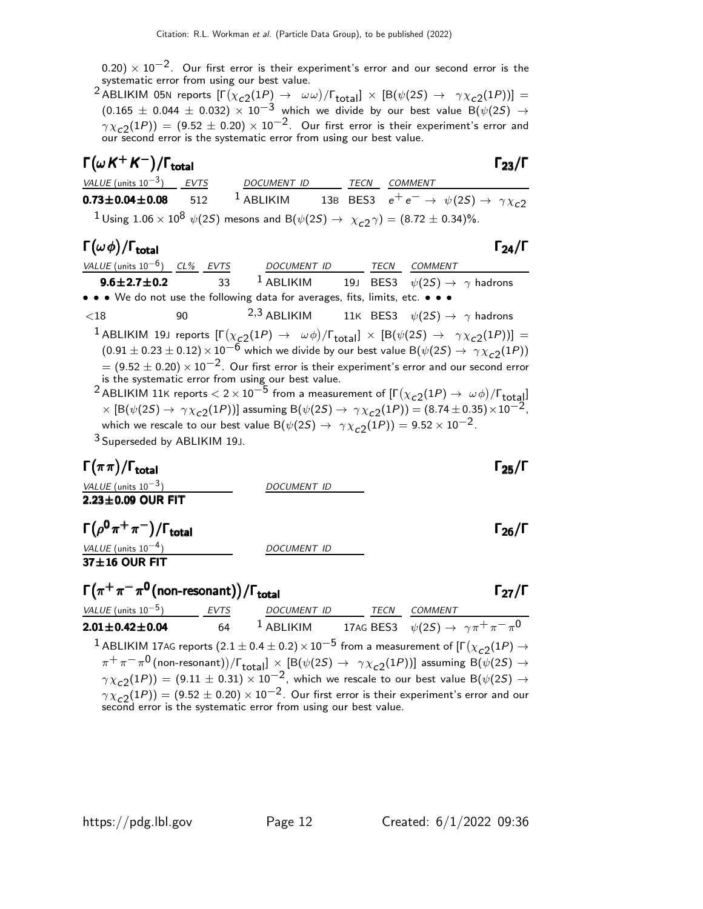$0.20) \times 10^{-2}$. Our first error is their experiment's error and our second error is the systematic error from using our best value.

[2] ABLIKIM 05N reports $[\Gamma(\chi_{c2}(1P) \to \omega\omega)/\Gamma_{total}] \times [B(\psi(2S) \to \gamma\chi_{c2}(1P))] = (0.165 \pm 0.044 \pm 0.032) \times 10^{-3}$ which we divide by our best value $B(\psi(2S) \to \gamma\chi_{c2}(1P)) = (9.52 \pm 0.20) \times 10^{-2}$. Our first error is their experiment's error and our second error is the systematic error from using our best value.

### $\Gamma(\omega K^+K^-)/\Gamma_{total}$ — $\Gamma_{23}/\Gamma$

| VALUE (units $10^{-3}$) | EVTS | DOCUMENT ID | | TECN | COMMENT |
|---|---|---|---|---|---|
| **0.73±0.04±0.08** | 512 | [1] ABLIKIM | 13B | BES3 | $e^+e^- \to \psi(2S) \to \gamma\chi_{c2}$ |

[1] Using $1.06 \times 10^8$ $\psi(2S)$ mesons and $B(\psi(2S) \to \chi_{c2}\gamma) = (8.72 \pm 0.34)\%$.

### $\Gamma(\omega\phi)/\Gamma_{total}$ — $\Gamma_{24}/\Gamma$

| VALUE (units $10^{-6}$) | CL% | EVTS | DOCUMENT ID | | TECN | COMMENT |
|---|---|---|---|---|---|---|
| **9.6±2.7±0.2** | | 33 | [1] ABLIKIM | 19J | BES3 | $\psi(2S) \to \gamma$ hadrons |
| • • • We do not use the following data for averages, fits, limits, etc. • • • | | | | | | |
| <18 | 90 | | [2,3] ABLIKIM | 11K | BES3 | $\psi(2S) \to \gamma$ hadrons |

[1] ABLIKIM 19J reports $[\Gamma(\chi_{c2}(1P) \to \omega\phi)/\Gamma_{total}] \times [B(\psi(2S) \to \gamma\chi_{c2}(1P))] = (0.91 \pm 0.23 \pm 0.12) \times 10^{-6}$ which we divide by our best value $B(\psi(2S) \to \gamma\chi_{c2}(1P)) = (9.52 \pm 0.20) \times 10^{-2}$. Our first error is their experiment's error and our second error is the systematic error from using our best value.

[2] ABLIKIM 11K reports $< 2 \times 10^{-5}$ from a measurement of $[\Gamma(\chi_{c2}(1P) \to \omega\phi)/\Gamma_{total}] \times [B(\psi(2S) \to \gamma\chi_{c2}(1P))]$ assuming $B(\psi(2S) \to \gamma\chi_{c2}(1P)) = (8.74 \pm 0.35) \times 10^{-2}$, which we rescale to our best value $B(\psi(2S) \to \gamma\chi_{c2}(1P)) = 9.52 \times 10^{-2}$.

[3] Superseded by ABLIKIM 19J.

### $\Gamma(\pi\pi)/\Gamma_{total}$ — $\Gamma_{25}/\Gamma$

| VALUE (units $10^{-3}$) | DOCUMENT ID |
|---|---|
| **2.23±0.09 OUR FIT** | |

### $\Gamma(\rho^0\pi^+\pi^-)/\Gamma_{total}$ — $\Gamma_{26}/\Gamma$

| VALUE (units $10^{-4}$) | DOCUMENT ID |
|---|---|
| **37±16 OUR FIT** | |

### $\Gamma(\pi^+\pi^-\pi^0\text{(non-resonant)})/\Gamma_{total}$ — $\Gamma_{27}/\Gamma$

| VALUE (units $10^{-5}$) | EVTS | DOCUMENT ID | | TECN | COMMENT |
|---|---|---|---|---|---|
| **2.01±0.42±0.04** | 64 | [1] ABLIKIM | 17AG | BES3 | $\psi(2S) \to \gamma\pi^+\pi^-\pi^0$ |

[1] ABLIKIM 17AG reports $(2.1 \pm 0.4 \pm 0.2) \times 10^{-5}$ from a measurement of $[\Gamma(\chi_{c2}(1P) \to \pi^+\pi^-\pi^0\text{(non-resonant)})/\Gamma_{total}] \times [B(\psi(2S) \to \gamma\chi_{c2}(1P))]$ assuming $B(\psi(2S) \to \gamma\chi_{c2}(1P)) = (9.11 \pm 0.31) \times 10^{-2}$, which we rescale to our best value $B(\psi(2S) \to \gamma\chi_{c2}(1P)) = (9.52 \pm 0.20) \times 10^{-2}$. Our first error is their experiment's error and our second error is the systematic error from using our best value.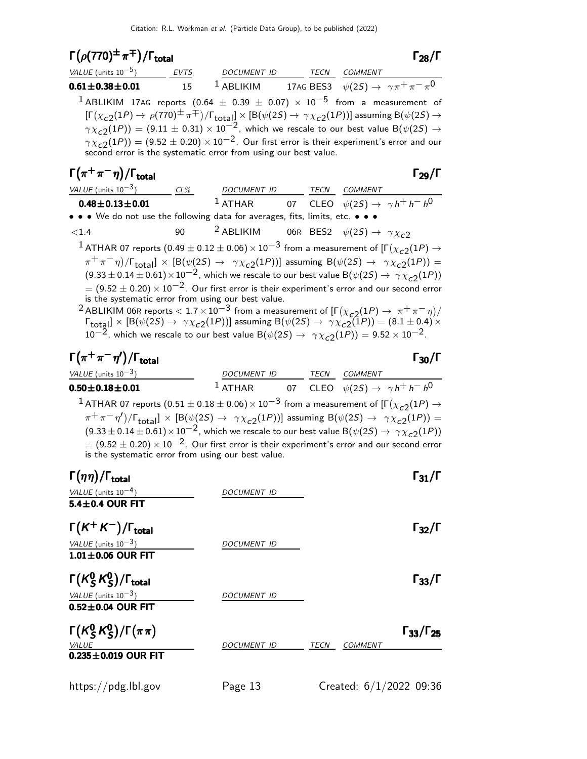### $\Gamma(\rho(770)^{\pm}\pi^{\mp})/\Gamma_{\text{total}}$ $\Gamma_{28}/\Gamma$

| VALUE (units $10^{-5}$) | EVTS | DOCUMENT ID | TECN | COMMENT |
|---|---|---|---|---|
| **0.61±0.38±0.01** | 15 | [1] ABLIKIM | 17AG BES3 | $\psi(2S) \to \gamma\pi^+\pi^-\pi^0$ |

[1] ABLIKIM 17AG reports $(0.64 \pm 0.39 \pm 0.07) \times 10^{-5}$ from a measurement of $[\Gamma(\chi_{c2}(1P) \to \rho(770)^{\pm}\pi^{\mp})/\Gamma_{\text{total}}] \times [B(\psi(2S) \to \gamma\chi_{c2}(1P))]$ assuming $B(\psi(2S) \to \gamma\chi_{c2}(1P)) = (9.11 \pm 0.31) \times 10^{-2}$, which we rescale to our best value $B(\psi(2S) \to \gamma\chi_{c2}(1P)) = (9.52 \pm 0.20) \times 10^{-2}$. Our first error is their experiment's error and our second error is the systematic error from using our best value.

### $\Gamma(\pi^+\pi^-\eta)/\Gamma_{\text{total}}$ $\Gamma_{29}/\Gamma$

| VALUE (units $10^{-3}$) | CL% | DOCUMENT ID | TECN | COMMENT |
|---|---|---|---|---|
| **0.48±0.13±0.01** | | [1] ATHAR | 07 CLEO | $\psi(2S) \to \gamma h^+h^-h^0$ |
| • • • We do not use the following data for averages, fits, limits, etc. • • • | | | | |
| <1.4 | 90 | [2] ABLIKIM | 06R BES2 | $\psi(2S) \to \gamma\chi_{c2}$ |

[1] ATHAR 07 reports $(0.49 \pm 0.12 \pm 0.06) \times 10^{-3}$ from a measurement of $[\Gamma(\chi_{c2}(1P) \to \pi^+\pi^-\eta)/\Gamma_{\text{total}}] \times [B(\psi(2S) \to \gamma\chi_{c2}(1P))]$ assuming $B(\psi(2S) \to \gamma\chi_{c2}(1P)) = (9.33 \pm 0.14 \pm 0.61) \times 10^{-2}$, which we rescale to our best value $B(\psi(2S) \to \gamma\chi_{c2}(1P)) = (9.52 \pm 0.20) \times 10^{-2}$. Our first error is their experiment's error and our second error is the systematic error from using our best value.

[2] ABLIKIM 06R reports $< 1.7 \times 10^{-3}$ from a measurement of $[\Gamma(\chi_{c2}(1P) \to \pi^+\pi^-\eta)/\Gamma_{\text{total}}] \times [B(\psi(2S) \to \gamma\chi_{c2}(1P))]$ assuming $B(\psi(2S) \to \gamma\chi_{c2}(1P)) = (8.1 \pm 0.4) \times 10^{-2}$, which we rescale to our best value $B(\psi(2S) \to \gamma\chi_{c2}(1P)) = 9.52 \times 10^{-2}$.

### $\Gamma(\pi^+\pi^-\eta')/\Gamma_{\text{total}}$ $\Gamma_{30}/\Gamma$

| VALUE (units $10^{-3}$) | DOCUMENT ID | TECN | COMMENT |
|---|---|---|---|
| **0.50±0.18±0.01** | [1] ATHAR | 07 CLEO | $\psi(2S) \to \gamma h^+h^-h^0$ |

[1] ATHAR 07 reports $(0.51 \pm 0.18 \pm 0.06) \times 10^{-3}$ from a measurement of $[\Gamma(\chi_{c2}(1P) \to \pi^+\pi^-\eta')/\Gamma_{\text{total}}] \times [B(\psi(2S) \to \gamma\chi_{c2}(1P))]$ assuming $B(\psi(2S) \to \gamma\chi_{c2}(1P)) = (9.33 \pm 0.14 \pm 0.61) \times 10^{-2}$, which we rescale to our best value $B(\psi(2S) \to \gamma\chi_{c2}(1P)) = (9.52 \pm 0.20) \times 10^{-2}$. Our first error is their experiment's error and our second error is the systematic error from using our best value.

### $\Gamma(\eta\eta)/\Gamma_{\text{total}}$ $\Gamma_{31}/\Gamma$

| VALUE (units $10^{-4}$) | DOCUMENT ID |
|---|---|
| **5.4±0.4 OUR FIT** | |

### $\Gamma(K^+K^-)/\Gamma_{\text{total}}$ $\Gamma_{32}/\Gamma$

| VALUE (units $10^{-3}$) | DOCUMENT ID |
|---|---|
| **1.01±0.06 OUR FIT** | |

### $\Gamma(K^0_S K^0_S)/\Gamma_{\text{total}}$ $\Gamma_{33}/\Gamma$

| VALUE (units $10^{-3}$) | DOCUMENT ID |
|---|---|
| **0.52±0.04 OUR FIT** | |

### $\Gamma(K^0_S K^0_S)/\Gamma(\pi\pi)$ $\Gamma_{33}/\Gamma_{25}$

| VALUE | DOCUMENT ID | TECN | COMMENT |
|---|---|---|---|
| **0.235±0.019 OUR FIT** | | | |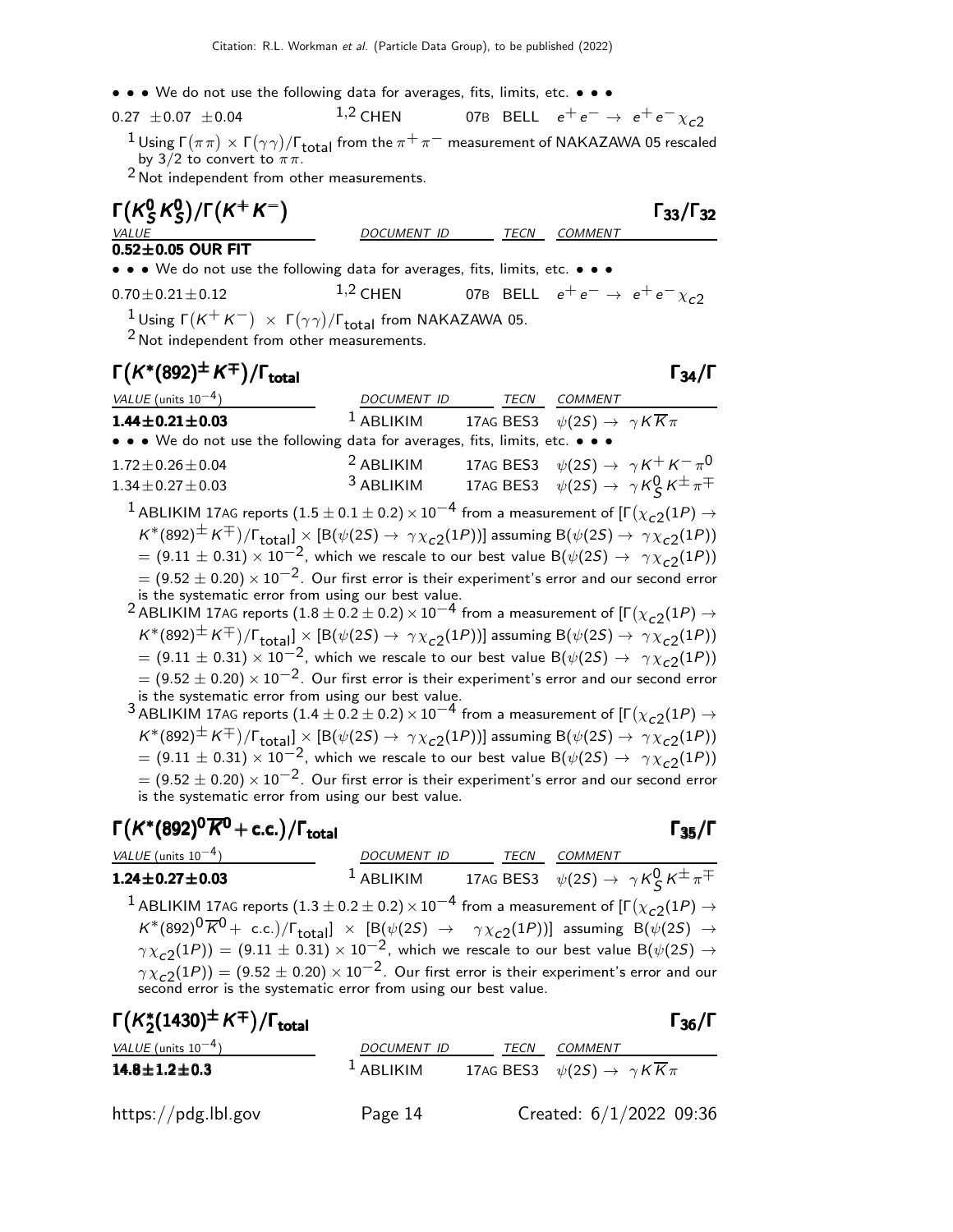• • • We do not use the following data for averages, fits, limits, etc. • • •

| | | | |
|---|---|---|---|
| $0.27 \pm 0.07 \pm 0.04$ | [1,2] CHEN | 07B BELL | $e^+e^- \to e^+e^-\chi_{c2}$ |

[1] Using $\Gamma(\pi\pi) \times \Gamma(\gamma\gamma)/\Gamma_{total}$ from the $\pi^+\pi^-$ measurement of NAKAZAWA 05 rescaled by 3/2 to convert to $\pi\pi$.

[2] Not independent from other measurements.

## $\Gamma(K^0_S K^0_S)/\Gamma(K^+K^-)$ $\qquad\Gamma_{33}/\Gamma_{32}$

| VALUE | DOCUMENT ID | TECN | COMMENT |
|---|---|---|---|
| **0.52±0.05 OUR FIT** | | | |
| • • • We do not use the following data for averages, fits, limits, etc. • • • | | | |
| $0.70 \pm 0.21 \pm 0.12$ | [1,2] CHEN | 07B BELL | $e^+e^- \to e^+e^-\chi_{c2}$ |

[1] Using $\Gamma(K^+K^-) \times \Gamma(\gamma\gamma)/\Gamma_{total}$ from NAKAZAWA 05.

[2] Not independent from other measurements.

## $\Gamma(K^*(892)^\pm K^\mp)/\Gamma_{total}$ $\qquad\Gamma_{34}/\Gamma$

| VALUE (units $10^{-4}$) | DOCUMENT ID | TECN | COMMENT |
|---|---|---|---|
| **$1.44 \pm 0.21 \pm 0.03$** | [1] ABLIKIM | 17AG BES3 | $\psi(2S) \to \gamma K \overline{K} \pi$ |
| • • • We do not use the following data for averages, fits, limits, etc. • • • | | | |
| $1.72 \pm 0.26 \pm 0.04$ | [2] ABLIKIM | 17AG BES3 | $\psi(2S) \to \gamma K^+K^-\pi^0$ |
| $1.34 \pm 0.27 \pm 0.03$ | [3] ABLIKIM | 17AG BES3 | $\psi(2S) \to \gamma K^0_S K^\pm \pi^\mp$ |

[1] ABLIKIM 17AG reports $(1.5 \pm 0.1 \pm 0.2) \times 10^{-4}$ from a measurement of $[\Gamma(\chi_{c2}(1P) \to K^*(892)^\pm K^\mp)/\Gamma_{total}] \times [B(\psi(2S) \to \gamma\chi_{c2}(1P))]$ assuming $B(\psi(2S) \to \gamma\chi_{c2}(1P)) = (9.11 \pm 0.31) \times 10^{-2}$, which we rescale to our best value $B(\psi(2S) \to \gamma\chi_{c2}(1P)) = (9.52 \pm 0.20) \times 10^{-2}$. Our first error is their experiment's error and our second error is the systematic error from using our best value.

[2] ABLIKIM 17AG reports $(1.8 \pm 0.2 \pm 0.2) \times 10^{-4}$ from a measurement of $[\Gamma(\chi_{c2}(1P) \to K^*(892)^\pm K^\mp)/\Gamma_{total}] \times [B(\psi(2S) \to \gamma\chi_{c2}(1P))]$ assuming $B(\psi(2S) \to \gamma\chi_{c2}(1P)) = (9.11 \pm 0.31) \times 10^{-2}$, which we rescale to our best value $B(\psi(2S) \to \gamma\chi_{c2}(1P)) = (9.52 \pm 0.20) \times 10^{-2}$. Our first error is their experiment's error and our second error is the systematic error from using our best value.

[3] ABLIKIM 17AG reports $(1.4 \pm 0.2 \pm 0.2) \times 10^{-4}$ from a measurement of $[\Gamma(\chi_{c2}(1P) \to K^*(892)^\pm K^\mp)/\Gamma_{total}] \times [B(\psi(2S) \to \gamma\chi_{c2}(1P))]$ assuming $B(\psi(2S) \to \gamma\chi_{c2}(1P)) = (9.11 \pm 0.31) \times 10^{-2}$, which we rescale to our best value $B(\psi(2S) \to \gamma\chi_{c2}(1P)) = (9.52 \pm 0.20) \times 10^{-2}$. Our first error is their experiment's error and our second error is the systematic error from using our best value.

## $\Gamma(K^*(892)^0 \overline{K}^0 + \text{c.c.})/\Gamma_{total}$ $\qquad\Gamma_{35}/\Gamma$

| VALUE (units $10^{-4}$) | DOCUMENT ID | TECN | COMMENT |
|---|---|---|---|
| **$1.24 \pm 0.27 \pm 0.03$** | [1] ABLIKIM | 17AG BES3 | $\psi(2S) \to \gamma K^0_S K^\pm \pi^\mp$ |

[1] ABLIKIM 17AG reports $(1.3 \pm 0.2 \pm 0.2) \times 10^{-4}$ from a measurement of $[\Gamma(\chi_{c2}(1P) \to K^*(892)^0 \overline{K}^0 + \text{ c.c.})/\Gamma_{total}] \times [B(\psi(2S) \to \gamma\chi_{c2}(1P))]$ assuming $B(\psi(2S) \to \gamma\chi_{c2}(1P)) = (9.11 \pm 0.31) \times 10^{-2}$, which we rescale to our best value $B(\psi(2S) \to \gamma\chi_{c2}(1P)) = (9.52 \pm 0.20) \times 10^{-2}$. Our first error is their experiment's error and our second error is the systematic error from using our best value.

## $\Gamma(K^*_2(1430)^\pm K^\mp)/\Gamma_{total}$ $\qquad\Gamma_{36}/\Gamma$

| VALUE (units $10^{-4}$) | DOCUMENT ID | TECN | COMMENT |
|---|---|---|---|
| **$14.8 \pm 1.2 \pm 0.3$** | [1] ABLIKIM | 17AG BES3 | $\psi(2S) \to \gamma K \overline{K} \pi$ |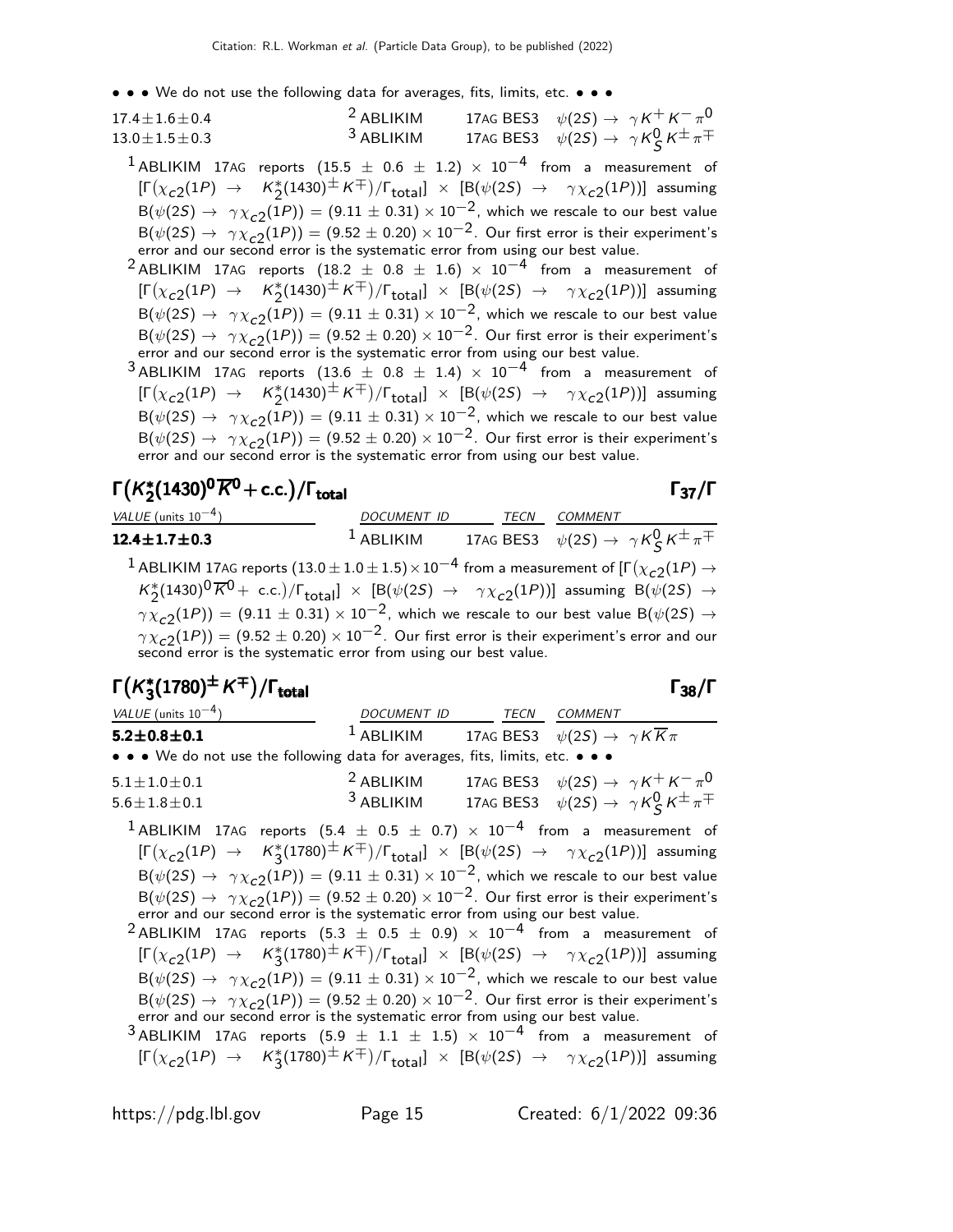• • • We do not use the following data for averages, fits, limits, etc. • • •

| | | | |
|---|---|---|---|
| $17.4 \pm 1.6 \pm 0.4$ | [2] ABLIKIM | 17AG BES3 | $\psi(2S) \rightarrow \gamma K^+ K^- \pi^0$ |
| $13.0 \pm 1.5 \pm 0.3$ | [3] ABLIKIM | 17AG BES3 | $\psi(2S) \rightarrow \gamma K^0_S K^\pm \pi^\mp$ |

[1] ABLIKIM 17AG reports $(15.5 \pm 0.6 \pm 1.2) \times 10^{-4}$ from a measurement of $[\Gamma(\chi_{c2}(1P) \rightarrow K_2^*(1430)^\pm K^\mp)/\Gamma_{\text{total}}] \times [B(\psi(2S) \rightarrow \gamma\chi_{c2}(1P))]$ assuming $B(\psi(2S) \rightarrow \gamma\chi_{c2}(1P)) = (9.11 \pm 0.31) \times 10^{-2}$, which we rescale to our best value $B(\psi(2S) \rightarrow \gamma\chi_{c2}(1P)) = (9.52 \pm 0.20) \times 10^{-2}$. Our first error is their experiment's error and our second error is the systematic error from using our best value.

[2] ABLIKIM 17AG reports $(18.2 \pm 0.8 \pm 1.6) \times 10^{-4}$ from a measurement of $[\Gamma(\chi_{c2}(1P) \rightarrow K_2^*(1430)^\pm K^\mp)/\Gamma_{\text{total}}] \times [B(\psi(2S) \rightarrow \gamma\chi_{c2}(1P))]$ assuming $B(\psi(2S) \rightarrow \gamma\chi_{c2}(1P)) = (9.11 \pm 0.31) \times 10^{-2}$, which we rescale to our best value $B(\psi(2S) \rightarrow \gamma\chi_{c2}(1P)) = (9.52 \pm 0.20) \times 10^{-2}$. Our first error is their experiment's error and our second error is the systematic error from using our best value.

[3] ABLIKIM 17AG reports $(13.6 \pm 0.8 \pm 1.4) \times 10^{-4}$ from a measurement of $[\Gamma(\chi_{c2}(1P) \rightarrow K_2^*(1430)^\pm K^\mp)/\Gamma_{\text{total}}] \times [B(\psi(2S) \rightarrow \gamma\chi_{c2}(1P))]$ assuming $B(\psi(2S) \rightarrow \gamma\chi_{c2}(1P)) = (9.11 \pm 0.31) \times 10^{-2}$, which we rescale to our best value $B(\psi(2S) \rightarrow \gamma\chi_{c2}(1P)) = (9.52 \pm 0.20) \times 10^{-2}$. Our first error is their experiment's error and our second error is the systematic error from using our best value.

## $\Gamma(K_2^*(1430)^0 \overline{K}^0 + \text{c.c.})/\Gamma_{\text{total}}$ $\Gamma_{37}/\Gamma$

| VALUE (units $10^{-4}$) | DOCUMENT ID | TECN | COMMENT |
|---|---|---|---|
| **$12.4 \pm 1.7 \pm 0.3$** | [1] ABLIKIM | 17AG BES3 | $\psi(2S) \rightarrow \gamma K^0_S K^\pm \pi^\mp$ |

[1] ABLIKIM 17AG reports $(13.0 \pm 1.0 \pm 1.5) \times 10^{-4}$ from a measurement of $[\Gamma(\chi_{c2}(1P) \rightarrow K_2^*(1430)^0 \overline{K}^0 + \text{c.c.})/\Gamma_{\text{total}}] \times [B(\psi(2S) \rightarrow \gamma\chi_{c2}(1P))]$ assuming $B(\psi(2S) \rightarrow \gamma\chi_{c2}(1P)) = (9.11 \pm 0.31) \times 10^{-2}$, which we rescale to our best value $B(\psi(2S) \rightarrow \gamma\chi_{c2}(1P)) = (9.52 \pm 0.20) \times 10^{-2}$. Our first error is their experiment's error and our second error is the systematic error from using our best value.

## $\Gamma(K_3^*(1780)^\pm K^\mp)/\Gamma_{\text{total}}$ $\Gamma_{38}/\Gamma$

| VALUE (units $10^{-4}$) | DOCUMENT ID | TECN | COMMENT |
|---|---|---|---|
| **$5.2 \pm 0.8 \pm 0.1$** | [1] ABLIKIM | 17AG BES3 | $\psi(2S) \rightarrow \gamma K \overline{K} \pi$ |
| • • • We do not use the following data for averages, fits, limits, etc. • • • | | | |
| $5.1 \pm 1.0 \pm 0.1$ | [2] ABLIKIM | 17AG BES3 | $\psi(2S) \rightarrow \gamma K^+ K^- \pi^0$ |
| $5.6 \pm 1.8 \pm 0.1$ | [3] ABLIKIM | 17AG BES3 | $\psi(2S) \rightarrow \gamma K^0_S K^\pm \pi^\mp$ |

[1] ABLIKIM 17AG reports $(5.4 \pm 0.5 \pm 0.7) \times 10^{-4}$ from a measurement of $[\Gamma(\chi_{c2}(1P) \rightarrow K_3^*(1780)^\pm K^\mp)/\Gamma_{\text{total}}] \times [B(\psi(2S) \rightarrow \gamma\chi_{c2}(1P))]$ assuming $B(\psi(2S) \rightarrow \gamma\chi_{c2}(1P)) = (9.11 \pm 0.31) \times 10^{-2}$, which we rescale to our best value $B(\psi(2S) \rightarrow \gamma\chi_{c2}(1P)) = (9.52 \pm 0.20) \times 10^{-2}$. Our first error is their experiment's error and our second error is the systematic error from using our best value.

[2] ABLIKIM 17AG reports $(5.3 \pm 0.5 \pm 0.9) \times 10^{-4}$ from a measurement of $[\Gamma(\chi_{c2}(1P) \rightarrow K_3^*(1780)^\pm K^\mp)/\Gamma_{\text{total}}] \times [B(\psi(2S) \rightarrow \gamma\chi_{c2}(1P))]$ assuming $B(\psi(2S) \rightarrow \gamma\chi_{c2}(1P)) = (9.11 \pm 0.31) \times 10^{-2}$, which we rescale to our best value $B(\psi(2S) \rightarrow \gamma\chi_{c2}(1P)) = (9.52 \pm 0.20) \times 10^{-2}$. Our first error is their experiment's error and our second error is the systematic error from using our best value.

[3] ABLIKIM 17AG reports $(5.9 \pm 1.1 \pm 1.5) \times 10^{-4}$ from a measurement of $[\Gamma(\chi_{c2}(1P) \rightarrow K_3^*(1780)^\pm K^\mp)/\Gamma_{\text{total}}] \times [B(\psi(2S) \rightarrow \gamma\chi_{c2}(1P))]$ assuming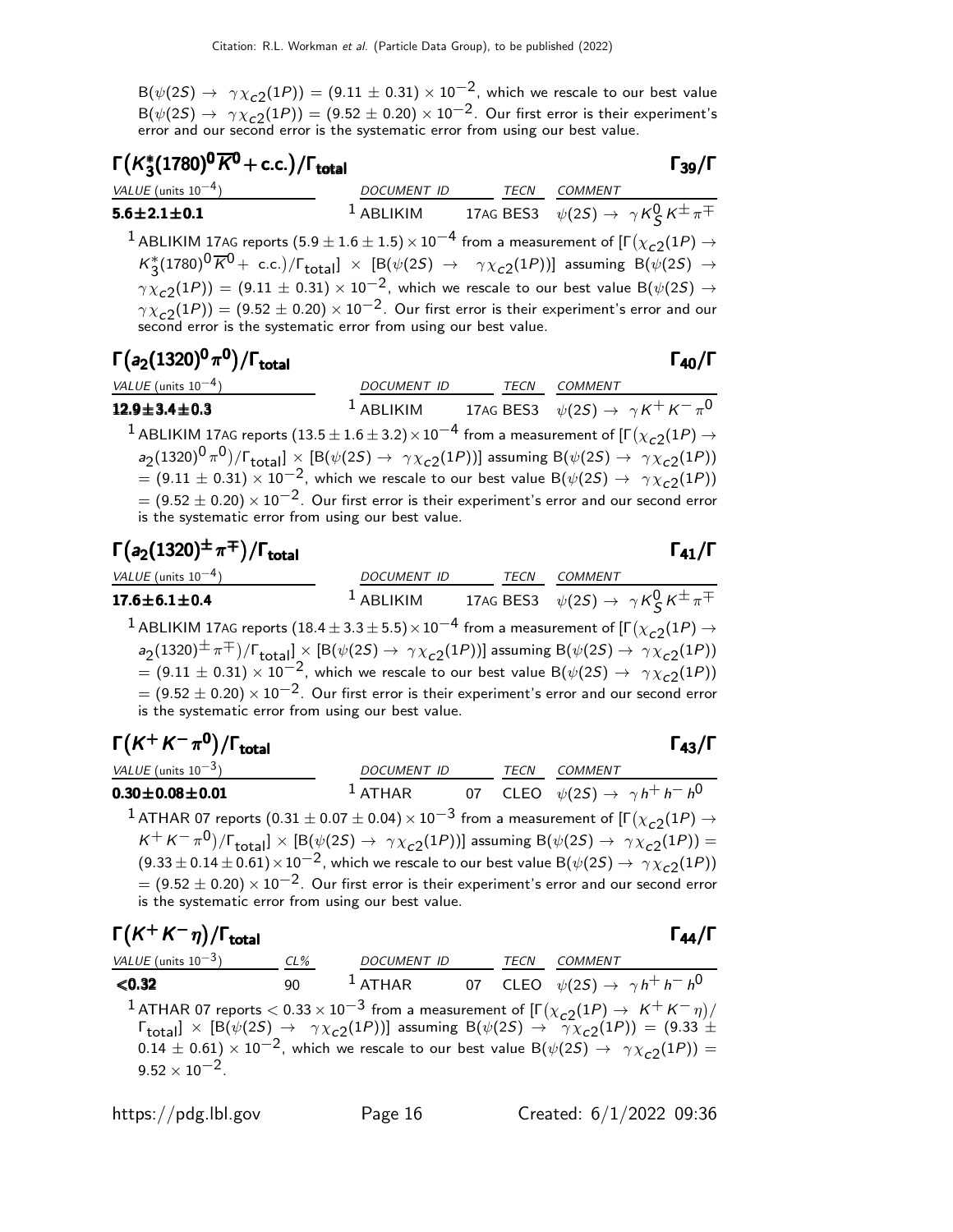$B(\psi(2S) \to \gamma\chi_{c2}(1P)) = (9.11 \pm 0.31) \times 10^{-2}$, which we rescale to our best value $B(\psi(2S) \to \gamma\chi_{c2}(1P)) = (9.52 \pm 0.20) \times 10^{-2}$. Our first error is their experiment's error and our second error is the systematic error from using our best value.

## $\Gamma(K_3^*(1780)^0 \overline{K}^0 + \text{c.c.})/\Gamma_{\text{total}}$ $\qquad\qquad$ $\Gamma_{39}/\Gamma$

| VALUE (units $10^{-4}$) | DOCUMENT ID | TECN | COMMENT |
|---|---|---|---|
| **5.6±2.1±0.1** | [1] ABLIKIM 17AG | BES3 | $\psi(2S) \to \gamma K_S^0 K^\pm \pi^\mp$ |

[1] ABLIKIM 17AG reports $(5.9 \pm 1.6 \pm 1.5) \times 10^{-4}$ from a measurement of $[\Gamma(\chi_{c2}(1P) \to K_3^*(1780)^0 \overline{K}^0 + \text{ c.c.})/\Gamma_{\text{total}}] \times [B(\psi(2S) \to \gamma\chi_{c2}(1P))]$ assuming $B(\psi(2S) \to \gamma\chi_{c2}(1P)) = (9.11 \pm 0.31) \times 10^{-2}$, which we rescale to our best value $B(\psi(2S) \to \gamma\chi_{c2}(1P)) = (9.52 \pm 0.20) \times 10^{-2}$. Our first error is their experiment's error and our second error is the systematic error from using our best value.

## $\Gamma(a_2(1320)^0 \pi^0)/\Gamma_{\text{total}}$ $\qquad\qquad$ $\Gamma_{40}/\Gamma$

| VALUE (units $10^{-4}$) | DOCUMENT ID | TECN | COMMENT |
|---|---|---|---|
| **12.9±3.4±0.3** | [1] ABLIKIM 17AG | BES3 | $\psi(2S) \to \gamma K^+ K^- \pi^0$ |

[1] ABLIKIM 17AG reports $(13.5 \pm 1.6 \pm 3.2) \times 10^{-4}$ from a measurement of $[\Gamma(\chi_{c2}(1P) \to a_2(1320)^0 \pi^0)/\Gamma_{\text{total}}] \times [B(\psi(2S) \to \gamma\chi_{c2}(1P))]$ assuming $B(\psi(2S) \to \gamma\chi_{c2}(1P)) = (9.11 \pm 0.31) \times 10^{-2}$, which we rescale to our best value $B(\psi(2S) \to \gamma\chi_{c2}(1P)) = (9.52 \pm 0.20) \times 10^{-2}$. Our first error is their experiment's error and our second error is the systematic error from using our best value.

## $\Gamma(a_2(1320)^\pm \pi^\mp)/\Gamma_{\text{total}}$ $\qquad\qquad$ $\Gamma_{41}/\Gamma$

| VALUE (units $10^{-4}$) | DOCUMENT ID | TECN | COMMENT |
|---|---|---|---|
| **17.6±6.1±0.4** | [1] ABLIKIM 17AG | BES3 | $\psi(2S) \to \gamma K_S^0 K^\pm \pi^\mp$ |

[1] ABLIKIM 17AG reports $(18.4 \pm 3.3 \pm 5.5) \times 10^{-4}$ from a measurement of $[\Gamma(\chi_{c2}(1P) \to a_2(1320)^\pm \pi^\mp)/\Gamma_{\text{total}}] \times [B(\psi(2S) \to \gamma\chi_{c2}(1P))]$ assuming $B(\psi(2S) \to \gamma\chi_{c2}(1P)) = (9.11 \pm 0.31) \times 10^{-2}$, which we rescale to our best value $B(\psi(2S) \to \gamma\chi_{c2}(1P)) = (9.52 \pm 0.20) \times 10^{-2}$. Our first error is their experiment's error and our second error is the systematic error from using our best value.

## $\Gamma(K^+ K^- \pi^0)/\Gamma_{\text{total}}$ $\qquad\qquad$ $\Gamma_{43}/\Gamma$

| VALUE (units $10^{-3}$) | DOCUMENT ID | TECN | COMMENT |
|---|---|---|---|
| **0.30±0.08±0.01** | [1] ATHAR 07 | CLEO | $\psi(2S) \to \gamma h^+ h^- h^0$ |

[1] ATHAR 07 reports $(0.31 \pm 0.07 \pm 0.04) \times 10^{-3}$ from a measurement of $[\Gamma(\chi_{c2}(1P) \to K^+ K^- \pi^0)/\Gamma_{\text{total}}] \times [B(\psi(2S) \to \gamma\chi_{c2}(1P))]$ assuming $B(\psi(2S) \to \gamma\chi_{c2}(1P)) = (9.33 \pm 0.14 \pm 0.61) \times 10^{-2}$, which we rescale to our best value $B(\psi(2S) \to \gamma\chi_{c2}(1P)) = (9.52 \pm 0.20) \times 10^{-2}$. Our first error is their experiment's error and our second error is the systematic error from using our best value.

## $\Gamma(K^+ K^- \eta)/\Gamma_{\text{total}}$ $\qquad\qquad$ $\Gamma_{44}/\Gamma$

| VALUE (units $10^{-3}$) | CL% | DOCUMENT ID | TECN | COMMENT |
|---|---|---|---|---|
| **<0.32** | 90 | [1] ATHAR 07 | CLEO | $\psi(2S) \to \gamma h^+ h^- h^0$ |

[1] ATHAR 07 reports $< 0.33 \times 10^{-3}$ from a measurement of $[\Gamma(\chi_{c2}(1P) \to K^+ K^- \eta)/\Gamma_{\text{total}}] \times [B(\psi(2S) \to \gamma\chi_{c2}(1P))]$ assuming $B(\psi(2S) \to \gamma\chi_{c2}(1P)) = (9.33 \pm 0.14 \pm 0.61) \times 10^{-2}$, which we rescale to our best value $B(\psi(2S) \to \gamma\chi_{c2}(1P)) = 9.52 \times 10^{-2}$.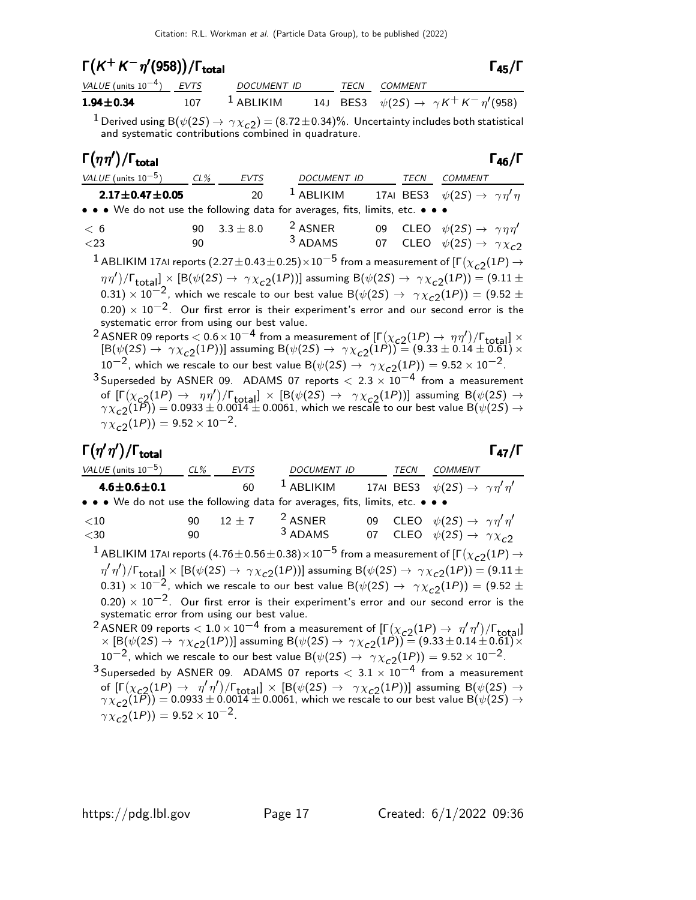## $\Gamma(K^+ K^- \eta'(958))/\Gamma_{\text{total}}$ — $\Gamma_{45}/\Gamma$

| VALUE (units $10^{-4}$) | EVTS | DOCUMENT ID | | TECN | COMMENT |
|---|---|---|---|---|---|
| **1.94±0.34** | 107 | [1] ABLIKIM | 14J | BES3 | $\psi(2S) \to \gamma K^+ K^- \eta'(958)$ |

[1] Derived using $B(\psi(2S) \to \gamma \chi_{c2}) = (8.72 \pm 0.34)\%$. Uncertainty includes both statistical and systematic contributions combined in quadrature.

## $\Gamma(\eta\eta')/\Gamma_{\text{total}}$ — $\Gamma_{46}/\Gamma$

| VALUE (units $10^{-5}$) | CL% | EVTS | DOCUMENT ID | | TECN | COMMENT |
|---|---|---|---|---|---|---|
| **2.17±0.47±0.05** | | 20 | [1] ABLIKIM | 17AI | BES3 | $\psi(2S) \to \gamma \eta' \eta$ |
| • • • We do not use the following data for averages, fits, limits, etc. • • • | | | | | | |
| $< 6$ | 90 | $3.3 \pm 8.0$ | [2] ASNER | 09 | CLEO | $\psi(2S) \to \gamma \eta \eta'$ |
| $< 23$ | 90 | | [3] ADAMS | 07 | CLEO | $\psi(2S) \to \gamma \chi_{c2}$ |

[1] ABLIKIM 17AI reports $(2.27 \pm 0.43 \pm 0.25) \times 10^{-5}$ from a measurement of $[\Gamma(\chi_{c2}(1P) \to \eta\eta')/\Gamma_{\text{total}}] \times [B(\psi(2S) \to \gamma \chi_{c2}(1P))]$ assuming $B(\psi(2S) \to \gamma \chi_{c2}(1P)) = (9.11 \pm 0.31) \times 10^{-2}$, which we rescale to our best value $B(\psi(2S) \to \gamma \chi_{c2}(1P)) = (9.52 \pm 0.20) \times 10^{-2}$. Our first error is their experiment's error and our second error is the systematic error from using our best value.

[2] ASNER 09 reports $< 0.6 \times 10^{-4}$ from a measurement of $[\Gamma(\chi_{c2}(1P) \to \eta\eta')/\Gamma_{\text{total}}] \times [B(\psi(2S) \to \gamma \chi_{c2}(1P))]$ assuming $B(\psi(2S) \to \gamma \chi_{c2}(1P)) = (9.33 \pm 0.14 \pm 0.61) \times 10^{-2}$, which we rescale to our best value $B(\psi(2S) \to \gamma \chi_{c2}(1P)) = 9.52 \times 10^{-2}$.

[3] Superseded by ASNER 09. ADAMS 07 reports $< 2.3 \times 10^{-4}$ from a measurement of $[\Gamma(\chi_{c2}(1P) \to \eta\eta')/\Gamma_{\text{total}}] \times [B(\psi(2S) \to \gamma \chi_{c2}(1P))]$ assuming $B(\psi(2S) \to \gamma \chi_{c2}(1P)) = 0.0933 \pm 0.0014 \pm 0.0061$, which we rescale to our best value $B(\psi(2S) \to \gamma \chi_{c2}(1P)) = 9.52 \times 10^{-2}$.

## $\Gamma(\eta'\eta')/\Gamma_{\text{total}}$ — $\Gamma_{47}/\Gamma$

| VALUE (units $10^{-5}$) | CL% | EVTS | DOCUMENT ID | | TECN | COMMENT |
|---|---|---|---|---|---|---|
| **4.6±0.6±0.1** | | 60 | [1] ABLIKIM | 17AI | BES3 | $\psi(2S) \to \gamma \eta' \eta'$ |
| • • • We do not use the following data for averages, fits, limits, etc. • • • | | | | | | |
| $< 10$ | 90 | $12 \pm 7$ | [2] ASNER | 09 | CLEO | $\psi(2S) \to \gamma \eta' \eta'$ |
| $< 30$ | 90 | | [3] ADAMS | 07 | CLEO | $\psi(2S) \to \gamma \chi_{c2}$ |

[1] ABLIKIM 17AI reports $(4.76 \pm 0.56 \pm 0.38) \times 10^{-5}$ from a measurement of $[\Gamma(\chi_{c2}(1P) \to \eta'\eta')/\Gamma_{\text{total}}] \times [B(\psi(2S) \to \gamma \chi_{c2}(1P))]$ assuming $B(\psi(2S) \to \gamma \chi_{c2}(1P)) = (9.11 \pm 0.31) \times 10^{-2}$, which we rescale to our best value $B(\psi(2S) \to \gamma \chi_{c2}(1P)) = (9.52 \pm 0.20) \times 10^{-2}$. Our first error is their experiment's error and our second error is the systematic error from using our best value.

[2] ASNER 09 reports $< 1.0 \times 10^{-4}$ from a measurement of $[\Gamma(\chi_{c2}(1P) \to \eta'\eta')/\Gamma_{\text{total}}] \times [B(\psi(2S) \to \gamma \chi_{c2}(1P))]$ assuming $B(\psi(2S) \to \gamma \chi_{c2}(1P)) = (9.33 \pm 0.14 \pm 0.61) \times 10^{-2}$, which we rescale to our best value $B(\psi(2S) \to \gamma \chi_{c2}(1P)) = 9.52 \times 10^{-2}$.

[3] Superseded by ASNER 09. ADAMS 07 reports $< 3.1 \times 10^{-4}$ from a measurement of $[\Gamma(\chi_{c2}(1P) \to \eta'\eta')/\Gamma_{\text{total}}] \times [B(\psi(2S) \to \gamma \chi_{c2}(1P))]$ assuming $B(\psi(2S) \to \gamma \chi_{c2}(1P)) = 0.0933 \pm 0.0014 \pm 0.0061$, which we rescale to our best value $B(\psi(2S) \to \gamma \chi_{c2}(1P)) = 9.52 \times 10^{-2}$.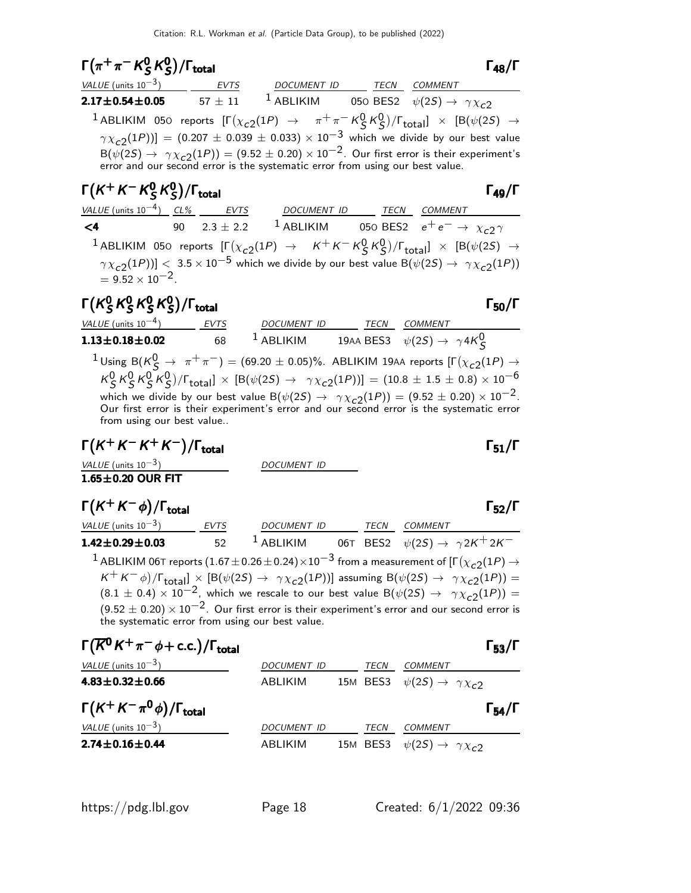### $\Gamma(\pi^+\pi^- K^0_S K^0_S)/\Gamma_{\text{total}}$ $\Gamma_{48}/\Gamma$

| VALUE (units $10^{-3}$) | EVTS | DOCUMENT ID | TECN | COMMENT |
|---|---|---|---|---|
| **2.17±0.54±0.05** | 57 ± 11 | [1] ABLIKIM 05O | BES2 | $\psi(2S) \to \gamma\chi_{c2}$ |

[1] ABLIKIM 05O reports $[\Gamma(\chi_{c2}(1P) \to \pi^+\pi^- K^0_S K^0_S)/\Gamma_{\text{total}}] \times [B(\psi(2S) \to \gamma\chi_{c2}(1P))] = (0.207 \pm 0.039 \pm 0.033) \times 10^{-3}$ which we divide by our best value $B(\psi(2S) \to \gamma\chi_{c2}(1P)) = (9.52 \pm 0.20) \times 10^{-2}$. Our first error is their experiment's error and our second error is the systematic error from using our best value.

### $\Gamma(K^+K^- K^0_S K^0_S)/\Gamma_{\text{total}}$ $\Gamma_{49}/\Gamma$

| VALUE (units $10^{-4}$) | CL% | EVTS | DOCUMENT ID | TECN | COMMENT |
|---|---|---|---|---|---|
| **<4** | 90 | 2.3 ± 2.2 | [1] ABLIKIM 05O | BES2 | $e^+e^- \to \chi_{c2}\gamma$ |

[1] ABLIKIM 05O reports $[\Gamma(\chi_{c2}(1P) \to K^+K^- K^0_S K^0_S)/\Gamma_{\text{total}}] \times [B(\psi(2S) \to \gamma\chi_{c2}(1P))] < 3.5 \times 10^{-5}$ which we divide by our best value $B(\psi(2S) \to \gamma\chi_{c2}(1P)) = 9.52 \times 10^{-2}$.

### $\Gamma(K^0_S K^0_S K^0_S K^0_S)/\Gamma_{\text{total}}$ $\Gamma_{50}/\Gamma$

| VALUE (units $10^{-4}$) | EVTS | DOCUMENT ID | TECN | COMMENT |
|---|---|---|---|---|
| **1.13±0.18±0.02** | 68 | [1] ABLIKIM 19AA | BES3 | $\psi(2S) \to \gamma 4K^0_S$ |

[1] Using $B(K^0_S \to \pi^+\pi^-) = (69.20 \pm 0.05)\%$. ABLIKIM 19AA reports $[\Gamma(\chi_{c2}(1P) \to K^0_S K^0_S K^0_S K^0_S)/\Gamma_{\text{total}}] \times [B(\psi(2S) \to \gamma\chi_{c2}(1P))] = (10.8 \pm 1.5 \pm 0.8) \times 10^{-6}$ which we divide by our best value $B(\psi(2S) \to \gamma\chi_{c2}(1P)) = (9.52 \pm 0.20) \times 10^{-2}$. Our first error is their experiment's error and our second error is the systematic error from using our best value..

### $\Gamma(K^+K^-K^+K^-)/\Gamma_{\text{total}}$ $\Gamma_{51}/\Gamma$

| VALUE (units $10^{-3}$) | DOCUMENT ID |
|---|---|
| **1.65±0.20 OUR FIT** | |

### $\Gamma(K^+K^-\phi)/\Gamma_{\text{total}}$ $\Gamma_{52}/\Gamma$

| VALUE (units $10^{-3}$) | EVTS | DOCUMENT ID | TECN | COMMENT |
|---|---|---|---|---|
| **1.42±0.29±0.03** | 52 | [1] ABLIKIM 06T | BES2 | $\psi(2S) \to \gamma 2K^+2K^-$ |

[1] ABLIKIM 06T reports $(1.67 \pm 0.26 \pm 0.24) \times 10^{-3}$ from a measurement of $[\Gamma(\chi_{c2}(1P) \to K^+K^-\phi)/\Gamma_{\text{total}}] \times [B(\psi(2S) \to \gamma\chi_{c2}(1P))]$ assuming $B(\psi(2S) \to \gamma\chi_{c2}(1P)) = (8.1 \pm 0.4) \times 10^{-2}$, which we rescale to our best value $B(\psi(2S) \to \gamma\chi_{c2}(1P)) = (9.52 \pm 0.20) \times 10^{-2}$. Our first error is their experiment's error and our second error is the systematic error from using our best value.

### $\Gamma(\overline{K}^0 K^+\pi^-\phi + \text{c.c.})/\Gamma_{\text{total}}$ $\Gamma_{53}/\Gamma$

| VALUE (units $10^{-3}$) | DOCUMENT ID | TECN | COMMENT |
|---|---|---|---|
| **4.83±0.32±0.66** | ABLIKIM 15M | BES3 | $\psi(2S) \to \gamma\chi_{c2}$ |

### $\Gamma(K^+K^-\pi^0\phi)/\Gamma_{\text{total}}$ $\Gamma_{54}/\Gamma$

| VALUE (units $10^{-3}$) | DOCUMENT ID | TECN | COMMENT |
|---|---|---|---|
| **2.74±0.16±0.44** | ABLIKIM 15M | BES3 | $\psi(2S) \to \gamma\chi_{c2}$ |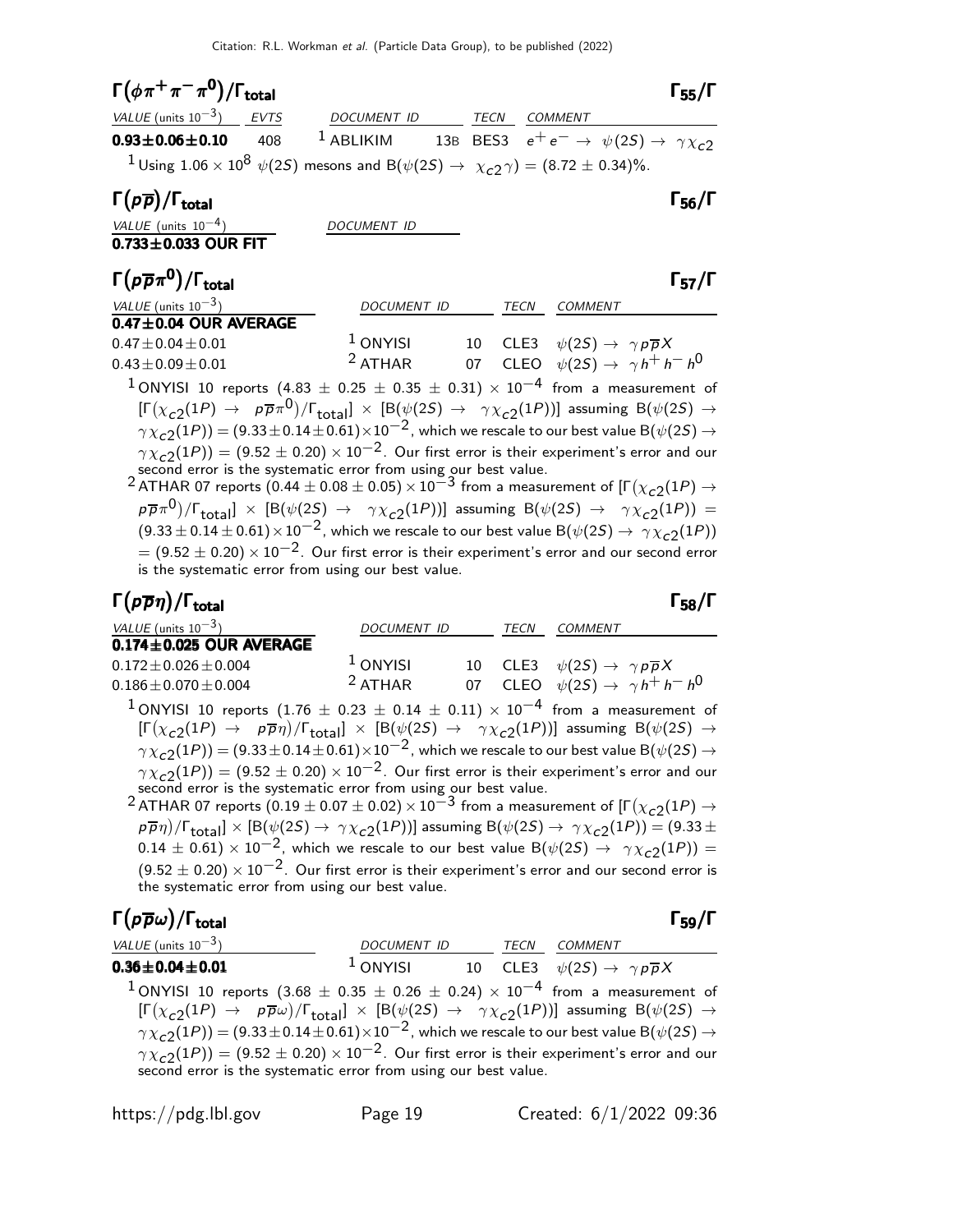### $\Gamma(\phi\pi^+\pi^-\pi^0)/\Gamma_{\text{total}}$ — $\Gamma_{55}/\Gamma$

| VALUE (units $10^{-3}$) | EVTS | DOCUMENT ID | | TECN | COMMENT |
|---|---|---|---|---|---|
| **0.93±0.06±0.10** | 408 | [1] ABLIKIM | 13B | BES3 | $e^+e^- \to \psi(2S) \to \gamma\chi_{c2}$ |

[1] Using $1.06 \times 10^8$ $\psi(2S)$ mesons and $B(\psi(2S) \to \chi_{c2}\gamma) = (8.72 \pm 0.34)\%$.

### $\Gamma(p\overline{p})/\Gamma_{\text{total}}$ — $\Gamma_{56}/\Gamma$

| VALUE (units $10^{-4}$) | DOCUMENT ID |
|---|---|
| **0.733±0.033 OUR FIT** | |

### $\Gamma(p\overline{p}\pi^0)/\Gamma_{\text{total}}$ — $\Gamma_{57}/\Gamma$

| VALUE (units $10^{-3}$) | DOCUMENT ID | | TECN | COMMENT |
|---|---|---|---|---|
| **0.47±0.04 OUR AVERAGE** | | | | |
| $0.47 \pm 0.04 \pm 0.01$ | [1] ONYISI | 10 | CLE3 | $\psi(2S) \to \gamma p\overline{p}X$ |
| $0.43 \pm 0.09 \pm 0.01$ | [2] ATHAR | 07 | CLEO | $\psi(2S) \to \gamma h^+h^-h^0$ |

[1] ONYISI 10 reports $(4.83 \pm 0.25 \pm 0.35 \pm 0.31) \times 10^{-4}$ from a measurement of $[\Gamma(\chi_{c2}(1P) \to p\overline{p}\pi^0)/\Gamma_{\text{total}}] \times [B(\psi(2S) \to \gamma\chi_{c2}(1P))]$ assuming $B(\psi(2S) \to \gamma\chi_{c2}(1P)) = (9.33 \pm 0.14 \pm 0.61) \times 10^{-2}$, which we rescale to our best value $B(\psi(2S) \to \gamma\chi_{c2}(1P)) = (9.52 \pm 0.20) \times 10^{-2}$. Our first error is their experiment's error and our second error is the systematic error from using our best value.

[2] ATHAR 07 reports $(0.44 \pm 0.08 \pm 0.05) \times 10^{-3}$ from a measurement of $[\Gamma(\chi_{c2}(1P) \to p\overline{p}\pi^0)/\Gamma_{\text{total}}] \times [B(\psi(2S) \to \gamma\chi_{c2}(1P))]$ assuming $B(\psi(2S) \to \gamma\chi_{c2}(1P)) = (9.33 \pm 0.14 \pm 0.61) \times 10^{-2}$, which we rescale to our best value $B(\psi(2S) \to \gamma\chi_{c2}(1P)) = (9.52 \pm 0.20) \times 10^{-2}$. Our first error is their experiment's error and our second error is the systematic error from using our best value.

### $\Gamma(p\overline{p}\eta)/\Gamma_{\text{total}}$ — $\Gamma_{58}/\Gamma$

| VALUE (units $10^{-3}$) | DOCUMENT ID | | TECN | COMMENT |
|---|---|---|---|---|
| **0.174±0.025 OUR AVERAGE** | | | | |
| $0.172 \pm 0.026 \pm 0.004$ | [1] ONYISI | 10 | CLE3 | $\psi(2S) \to \gamma p\overline{p}X$ |
| $0.186 \pm 0.070 \pm 0.004$ | [2] ATHAR | 07 | CLEO | $\psi(2S) \to \gamma h^+h^-h^0$ |

[1] ONYISI 10 reports $(1.76 \pm 0.23 \pm 0.14 \pm 0.11) \times 10^{-4}$ from a measurement of $[\Gamma(\chi_{c2}(1P) \to p\overline{p}\eta)/\Gamma_{\text{total}}] \times [B(\psi(2S) \to \gamma\chi_{c2}(1P))]$ assuming $B(\psi(2S) \to \gamma\chi_{c2}(1P)) = (9.33 \pm 0.14 \pm 0.61) \times 10^{-2}$, which we rescale to our best value $B(\psi(2S) \to \gamma\chi_{c2}(1P)) = (9.52 \pm 0.20) \times 10^{-2}$. Our first error is their experiment's error and our second error is the systematic error from using our best value.

[2] ATHAR 07 reports $(0.19 \pm 0.07 \pm 0.02) \times 10^{-3}$ from a measurement of $[\Gamma(\chi_{c2}(1P) \to p\overline{p}\eta)/\Gamma_{\text{total}}] \times [B(\psi(2S) \to \gamma\chi_{c2}(1P))]$ assuming $B(\psi(2S) \to \gamma\chi_{c2}(1P)) = (9.33 \pm 0.14 \pm 0.61) \times 10^{-2}$, which we rescale to our best value $B(\psi(2S) \to \gamma\chi_{c2}(1P)) = (9.52 \pm 0.20) \times 10^{-2}$. Our first error is their experiment's error and our second error is the systematic error from using our best value.

### $\Gamma(p\overline{p}\omega)/\Gamma_{\text{total}}$ — $\Gamma_{59}/\Gamma$

| VALUE (units $10^{-3}$) | DOCUMENT ID | | TECN | COMMENT |
|---|---|---|---|---|
| **0.36±0.04±0.01** | [1] ONYISI | 10 | CLE3 | $\psi(2S) \to \gamma p\overline{p}X$ |

[1] ONYISI 10 reports $(3.68 \pm 0.35 \pm 0.26 \pm 0.24) \times 10^{-4}$ from a measurement of $[\Gamma(\chi_{c2}(1P) \to p\overline{p}\omega)/\Gamma_{\text{total}}] \times [B(\psi(2S) \to \gamma\chi_{c2}(1P))]$ assuming $B(\psi(2S) \to \gamma\chi_{c2}(1P)) = (9.33 \pm 0.14 \pm 0.61) \times 10^{-2}$, which we rescale to our best value $B(\psi(2S) \to \gamma\chi_{c2}(1P)) = (9.52 \pm 0.20) \times 10^{-2}$. Our first error is their experiment's error and our second error is the systematic error from using our best value.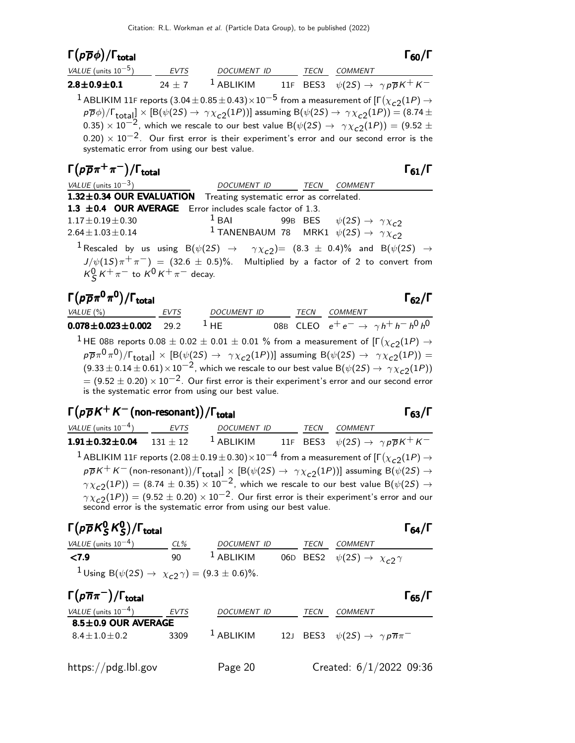Citation: R.L. Workman *et al.* (Particle Data Group), to be published (2022)

### $\Gamma(p\overline{p}\phi)/\Gamma_{\text{total}}$ $\Gamma_{60}/\Gamma$

| VALUE (units $10^{-5}$) | EVTS | DOCUMENT ID | | TECN | COMMENT |
|---|---|---|---|---|---|
| **2.8±0.9±0.1** | 24 ± 7 | [1] ABLIKIM | 11F | BES3 | $\psi(2S) \to \gamma p\overline{p}K^+K^-$ |

[1] ABLIKIM 11F reports $(3.04 \pm 0.85 \pm 0.43) \times 10^{-5}$ from a measurement of $[\Gamma(\chi_{c2}(1P) \to p\overline{p}\phi)/\Gamma_{\text{total}}] \times [B(\psi(2S) \to \gamma\chi_{c2}(1P))]$ assuming $B(\psi(2S) \to \gamma\chi_{c2}(1P)) = (8.74 \pm 0.35) \times 10^{-2}$, which we rescale to our best value $B(\psi(2S) \to \gamma\chi_{c2}(1P)) = (9.52 \pm 0.20) \times 10^{-2}$. Our first error is their experiment's error and our second error is the systematic error from using our best value.

### $\Gamma(p\overline{p}\pi^+\pi^-)/\Gamma_{\text{total}}$ $\Gamma_{61}/\Gamma$

| VALUE (units $10^{-3}$) | DOCUMENT ID | | TECN | COMMENT |
|---|---|---|---|---|
| **1.32±0.34 OUR EVALUATION** | Treating systematic error as correlated. | | | |
| **1.3 ±0.4 OUR AVERAGE** | Error includes scale factor of 1.3. | | | |
| 1.17±0.19±0.30 | [1] BAI | 99B | BES | $\psi(2S) \to \gamma\chi_{c2}$ |
| 2.64±1.03±0.14 | [1] TANENBAUM | 78 | MRK1 | $\psi(2S) \to \gamma\chi_{c2}$ |

[1] Rescaled by us using $B(\psi(2S) \to \gamma\chi_{c2}) = (8.3 \pm 0.4)\%$ and $B(\psi(2S) \to J/\psi(1S)\pi^+\pi^-) = (32.6 \pm 0.5)\%$. Multiplied by a factor of 2 to convert from $K^0_S K^+\pi^-$ to $K^0 K^+\pi^-$ decay.

### $\Gamma(p\overline{p}\pi^0\pi^0)/\Gamma_{\text{total}}$ $\Gamma_{62}/\Gamma$

| VALUE (%) | EVTS | DOCUMENT ID | | TECN | COMMENT |
|---|---|---|---|---|---|
| **0.078±0.023±0.002** | 29.2 | [1] HE | 08B | CLEO | $e^+e^- \to \gamma h^+h^-h^0h^0$ |

[1] HE 08B reports $0.08 \pm 0.02 \pm 0.01 \pm 0.01$ % from a measurement of $[\Gamma(\chi_{c2}(1P) \to p\overline{p}\pi^0\pi^0)/\Gamma_{\text{total}}] \times [B(\psi(2S) \to \gamma\chi_{c2}(1P))]$ assuming $B(\psi(2S) \to \gamma\chi_{c2}(1P)) = (9.33 \pm 0.14 \pm 0.61) \times 10^{-2}$, which we rescale to our best value $B(\psi(2S) \to \gamma\chi_{c2}(1P)) = (9.52 \pm 0.20) \times 10^{-2}$. Our first error is their experiment's error and our second error is the systematic error from using our best value.

### $\Gamma(p\overline{p}K^+K^-\text{(non-resonant)})/\Gamma_{\text{total}}$ $\Gamma_{63}/\Gamma$

| VALUE (units $10^{-4}$) | EVTS | DOCUMENT ID | | TECN | COMMENT |
|---|---|---|---|---|---|
| **1.91±0.32±0.04** | 131 ± 12 | [1] ABLIKIM | 11F | BES3 | $\psi(2S) \to \gamma p\overline{p}K^+K^-$ |

[1] ABLIKIM 11F reports $(2.08 \pm 0.19 \pm 0.30) \times 10^{-4}$ from a measurement of $[\Gamma(\chi_{c2}(1P) \to p\overline{p}K^+K^-\text{(non-resonant)})/\Gamma_{\text{total}}] \times [B(\psi(2S) \to \gamma\chi_{c2}(1P))]$ assuming $B(\psi(2S) \to \gamma\chi_{c2}(1P)) = (8.74 \pm 0.35) \times 10^{-2}$, which we rescale to our best value $B(\psi(2S) \to \gamma\chi_{c2}(1P)) = (9.52 \pm 0.20) \times 10^{-2}$. Our first error is their experiment's error and our second error is the systematic error from using our best value.

### $\Gamma(p\overline{p}K^0_S K^0_S)/\Gamma_{\text{total}}$ $\Gamma_{64}/\Gamma$

| VALUE (units $10^{-4}$) | CL% | DOCUMENT ID | | TECN | COMMENT |
|---|---|---|---|---|---|
| **<7.9** | 90 | [1] ABLIKIM | 06D | BES2 | $\psi(2S) \to \chi_{c2}\gamma$ |

[1] Using $B(\psi(2S) \to \chi_{c2}\gamma) = (9.3 \pm 0.6)\%$.

### $\Gamma(p\overline{n}\pi^-)/\Gamma_{\text{total}}$ $\Gamma_{65}/\Gamma$

| VALUE (units $10^{-4}$) | EVTS | DOCUMENT ID | | TECN | COMMENT |
|---|---|---|---|---|---|
| **8.5±0.9 OUR AVERAGE** | | | | | |
| 8.4±1.0±0.2 | 3309 | [1] ABLIKIM | 12J | BES3 | $\psi(2S) \to \gamma p\overline{n}\pi^-$ |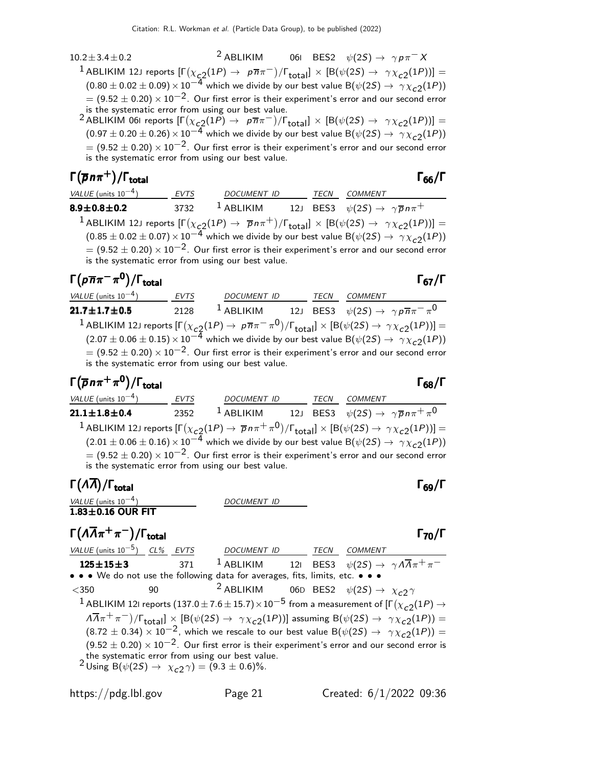| | | | | |
|---|---|---|---|---|
| $10.2\pm3.4\pm0.2$ | [2] ABLIKIM | 06I | BES2 | $\psi(2S) \to \gamma p \pi^- X$ |

[1] ABLIKIM 12J reports $[\Gamma(\chi_{c2}(1P) \to p\overline{n}\pi^-)/\Gamma_{total}] \times [B(\psi(2S) \to \gamma\chi_{c2}(1P))] = (0.80 \pm 0.02 \pm 0.09) \times 10^{-4}$ which we divide by our best value $B(\psi(2S) \to \gamma\chi_{c2}(1P)) = (9.52 \pm 0.20) \times 10^{-2}$. Our first error is their experiment's error and our second error is the systematic error from using our best value.

[2] ABLIKIM 06I reports $[\Gamma(\chi_{c2}(1P) \to p\overline{n}\pi^-)/\Gamma_{total}] \times [B(\psi(2S) \to \gamma\chi_{c2}(1P))] = (0.97 \pm 0.20 \pm 0.26) \times 10^{-4}$ which we divide by our best value $B(\psi(2S) \to \gamma\chi_{c2}(1P)) = (9.52 \pm 0.20) \times 10^{-2}$. Our first error is their experiment's error and our second error is the systematic error from using our best value.

## $\Gamma(\overline{p}n\pi^+)/\Gamma_{total}$ $\Gamma_{66}/\Gamma$

| VALUE (units $10^{-4}$) | EVTS | DOCUMENT ID | | TECN | COMMENT |
|---|---|---|---|---|---|
| **8.9±0.8±0.2** | 3732 | [1] ABLIKIM | 12J | BES3 | $\psi(2S) \to \gamma\overline{p}n\pi^+$ |

[1] ABLIKIM 12J reports $[\Gamma(\chi_{c2}(1P) \to \overline{p}n\pi^+)/\Gamma_{total}] \times [B(\psi(2S) \to \gamma\chi_{c2}(1P))] = (0.85 \pm 0.02 \pm 0.07) \times 10^{-4}$ which we divide by our best value $B(\psi(2S) \to \gamma\chi_{c2}(1P)) = (9.52 \pm 0.20) \times 10^{-2}$. Our first error is their experiment's error and our second error is the systematic error from using our best value.

## $\Gamma(p\overline{n}\pi^-\pi^0)/\Gamma_{total}$ $\Gamma_{67}/\Gamma$

| VALUE (units $10^{-4}$) | EVTS | DOCUMENT ID | | TECN | COMMENT |
|---|---|---|---|---|---|
| **21.7±1.7±0.5** | 2128 | [1] ABLIKIM | 12J | BES3 | $\psi(2S) \to \gamma p\overline{n}\pi^-\pi^0$ |

[1] ABLIKIM 12J reports $[\Gamma(\chi_{c2}(1P) \to p\overline{n}\pi^-\pi^0)/\Gamma_{total}] \times [B(\psi(2S) \to \gamma\chi_{c2}(1P))] = (2.07 \pm 0.06 \pm 0.15) \times 10^{-4}$ which we divide by our best value $B(\psi(2S) \to \gamma\chi_{c2}(1P)) = (9.52 \pm 0.20) \times 10^{-2}$. Our first error is their experiment's error and our second error is the systematic error from using our best value.

## $\Gamma(\overline{p}n\pi^+\pi^0)/\Gamma_{total}$ $\Gamma_{68}/\Gamma$

| VALUE (units $10^{-4}$) | EVTS | DOCUMENT ID | | TECN | COMMENT |
|---|---|---|---|---|---|
| **21.1±1.8±0.4** | 2352 | [1] ABLIKIM | 12J | BES3 | $\psi(2S) \to \gamma\overline{p}n\pi^+\pi^0$ |

[1] ABLIKIM 12J reports $[\Gamma(\chi_{c2}(1P) \to \overline{p}n\pi^+\pi^0)/\Gamma_{total}] \times [B(\psi(2S) \to \gamma\chi_{c2}(1P))] = (2.01 \pm 0.06 \pm 0.16) \times 10^{-4}$ which we divide by our best value $B(\psi(2S) \to \gamma\chi_{c2}(1P)) = (9.52 \pm 0.20) \times 10^{-2}$. Our first error is their experiment's error and our second error is the systematic error from using our best value.

## $\Gamma(\Lambda\overline{\Lambda})/\Gamma_{total}$ $\Gamma_{69}/\Gamma$

| VALUE (units $10^{-4}$) | DOCUMENT ID |
|---|---|
| **1.83±0.16 OUR FIT** | |

## $\Gamma(\Lambda\overline{\Lambda}\pi^+\pi^-)/\Gamma_{total}$ $\Gamma_{70}/\Gamma$

| VALUE (units $10^{-5}$) | CL% | EVTS | DOCUMENT ID | | TECN | COMMENT |
|---|---|---|---|---|---|---|
| **125±15±3** | | 371 | [1] ABLIKIM | 12I | BES3 | $\psi(2S) \to \gamma\Lambda\overline{\Lambda}\pi^+\pi^-$ |
| • • • We do not use the following data for averages, fits, limits, etc. • • • | | | | | | |
| $<350$ | 90 | | [2] ABLIKIM | 06D | BES2 | $\psi(2S) \to \chi_{c2}\gamma$ |

[1] ABLIKIM 12I reports $(137.0 \pm 7.6 \pm 15.7) \times 10^{-5}$ from a measurement of $[\Gamma(\chi_{c2}(1P) \to \Lambda\overline{\Lambda}\pi^+\pi^-)/\Gamma_{total}] \times [B(\psi(2S) \to \gamma\chi_{c2}(1P))]$ assuming $B(\psi(2S) \to \gamma\chi_{c2}(1P)) = (8.72 \pm 0.34) \times 10^{-2}$, which we rescale to our best value $B(\psi(2S) \to \gamma\chi_{c2}(1P)) = (9.52 \pm 0.20) \times 10^{-2}$. Our first error is their experiment's error and our second error is the systematic error from using our best value.

[2] Using $B(\psi(2S) \to \chi_{c2}\gamma) = (9.3 \pm 0.6)\%$.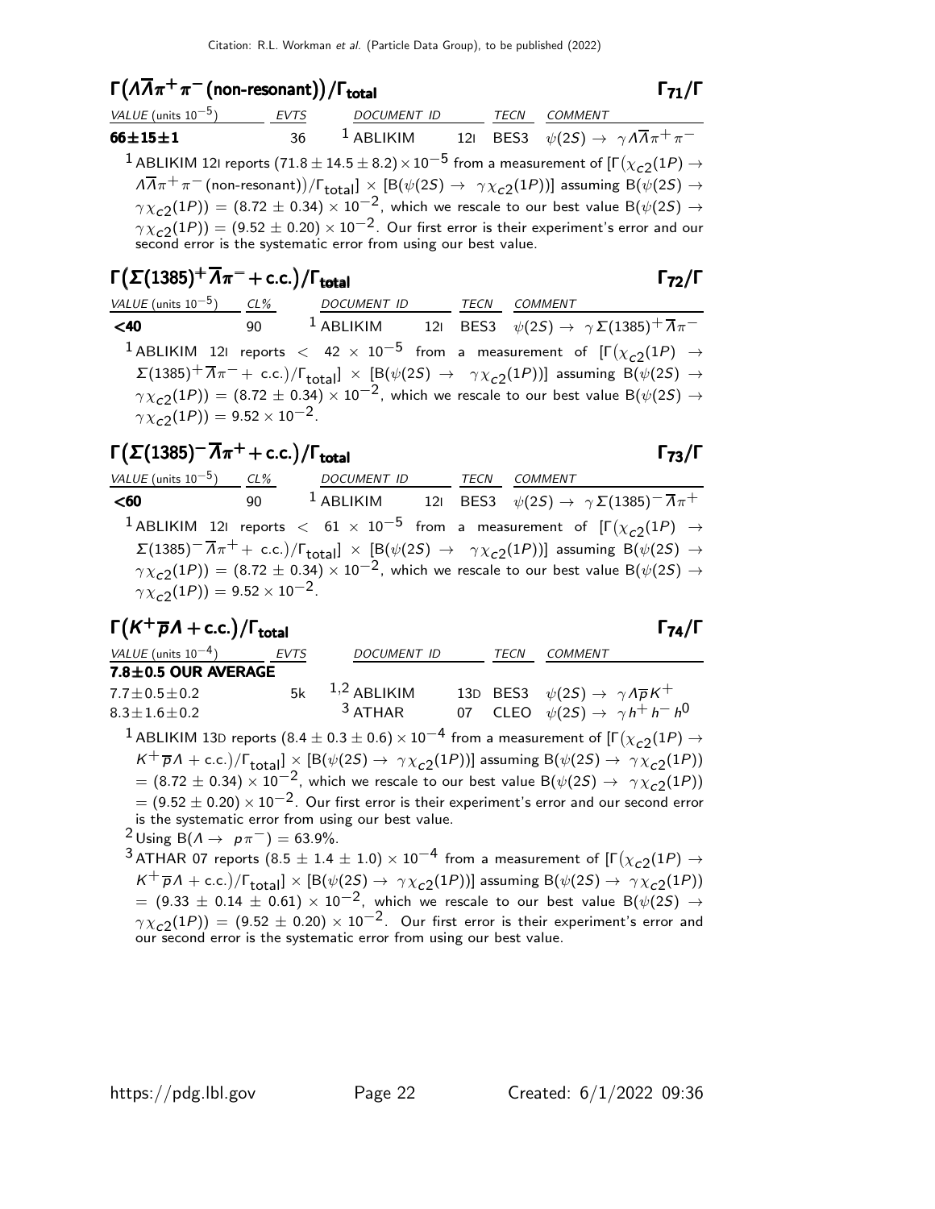### $\Gamma(\Lambda\overline{\Lambda}\pi^+\pi^-\text{(non-resonant)})/\Gamma_{\text{total}}$ — $\Gamma_{71}/\Gamma$

| VALUE (units $10^{-5}$) | EVTS | DOCUMENT ID | | TECN | COMMENT |
|---|---|---|---|---|---|
| **66±15±1** | 36 | [1] ABLIKIM | 12I | BES3 | $\psi(2S) \to \gamma\Lambda\overline{\Lambda}\pi^+\pi^-$ |

[1] ABLIKIM 12I reports $(71.8 \pm 14.5 \pm 8.2) \times 10^{-5}$ from a measurement of $[\Gamma(\chi_{c2}(1P) \to \Lambda\overline{\Lambda}\pi^+\pi^-\text{(non-resonant)})/\Gamma_{\text{total}}] \times [B(\psi(2S) \to \gamma\chi_{c2}(1P))]$ assuming $B(\psi(2S) \to \gamma\chi_{c2}(1P)) = (8.72 \pm 0.34) \times 10^{-2}$, which we rescale to our best value $B(\psi(2S) \to \gamma\chi_{c2}(1P)) = (9.52 \pm 0.20) \times 10^{-2}$. Our first error is their experiment's error and our second error is the systematic error from using our best value.

### $\Gamma(\Sigma(1385)^+\overline{\Lambda}\pi^- + \text{c.c.})/\Gamma_{\text{total}}$ — $\Gamma_{72}/\Gamma$

| VALUE (units $10^{-5}$) | CL% | DOCUMENT ID | | TECN | COMMENT |
|---|---|---|---|---|---|
| **<40** | 90 | [1] ABLIKIM | 12I | BES3 | $\psi(2S) \to \gamma\Sigma(1385)^+\overline{\Lambda}\pi^-$ |

[1] ABLIKIM 12I reports $< 42 \times 10^{-5}$ from a measurement of $[\Gamma(\chi_{c2}(1P) \to \Sigma(1385)^+\overline{\Lambda}\pi^- + \text{c.c.})/\Gamma_{\text{total}}] \times [B(\psi(2S) \to \gamma\chi_{c2}(1P))]$ assuming $B(\psi(2S) \to \gamma\chi_{c2}(1P)) = (8.72 \pm 0.34) \times 10^{-2}$, which we rescale to our best value $B(\psi(2S) \to \gamma\chi_{c2}(1P)) = 9.52 \times 10^{-2}$.

### $\Gamma(\Sigma(1385)^-\overline{\Lambda}\pi^+ + \text{c.c.})/\Gamma_{\text{total}}$ — $\Gamma_{73}/\Gamma$

| VALUE (units $10^{-5}$) | CL% | DOCUMENT ID | | TECN | COMMENT |
|---|---|---|---|---|---|
| **<60** | 90 | [1] ABLIKIM | 12I | BES3 | $\psi(2S) \to \gamma\Sigma(1385)^-\overline{\Lambda}\pi^+$ |

[1] ABLIKIM 12I reports $< 61 \times 10^{-5}$ from a measurement of $[\Gamma(\chi_{c2}(1P) \to \Sigma(1385)^-\overline{\Lambda}\pi^+ + \text{c.c.})/\Gamma_{\text{total}}] \times [B(\psi(2S) \to \gamma\chi_{c2}(1P))]$ assuming $B(\psi(2S) \to \gamma\chi_{c2}(1P)) = (8.72 \pm 0.34) \times 10^{-2}$, which we rescale to our best value $B(\psi(2S) \to \gamma\chi_{c2}(1P)) = 9.52 \times 10^{-2}$.

### $\Gamma(K^+\overline{p}\Lambda + \text{c.c.})/\Gamma_{\text{total}}$ — $\Gamma_{74}/\Gamma$

| VALUE (units $10^{-4}$) | EVTS | DOCUMENT ID | | TECN | COMMENT |
|---|---|---|---|---|---|
| **7.8±0.5 OUR AVERAGE** | | | | | |
| 7.7±0.5±0.2 | 5k | [1,2] ABLIKIM | 13D | BES3 | $\psi(2S) \to \gamma\Lambda\overline{p}K^+$ |
| 8.3±1.6±0.2 | | [3] ATHAR | 07 | CLEO | $\psi(2S) \to \gamma h^+ h^- h^0$ |

[1] ABLIKIM 13D reports $(8.4 \pm 0.3 \pm 0.6) \times 10^{-4}$ from a measurement of $[\Gamma(\chi_{c2}(1P) \to K^+\overline{p}\Lambda + \text{c.c.})/\Gamma_{\text{total}}] \times [B(\psi(2S) \to \gamma\chi_{c2}(1P))]$ assuming $B(\psi(2S) \to \gamma\chi_{c2}(1P)) = (8.72 \pm 0.34) \times 10^{-2}$, which we rescale to our best value $B(\psi(2S) \to \gamma\chi_{c2}(1P)) = (9.52 \pm 0.20) \times 10^{-2}$. Our first error is their experiment's error and our second error is the systematic error from using our best value.

[2] Using $B(\Lambda \to p\pi^-) = 63.9\%$.

[3] ATHAR 07 reports $(8.5 \pm 1.4 \pm 1.0) \times 10^{-4}$ from a measurement of $[\Gamma(\chi_{c2}(1P) \to K^+\overline{p}\Lambda + \text{c.c.})/\Gamma_{\text{total}}] \times [B(\psi(2S) \to \gamma\chi_{c2}(1P))]$ assuming $B(\psi(2S) \to \gamma\chi_{c2}(1P)) = (9.33 \pm 0.14 \pm 0.61) \times 10^{-2}$, which we rescale to our best value $B(\psi(2S) \to \gamma\chi_{c2}(1P)) = (9.52 \pm 0.20) \times 10^{-2}$. Our first error is their experiment's error and our second error is the systematic error from using our best value.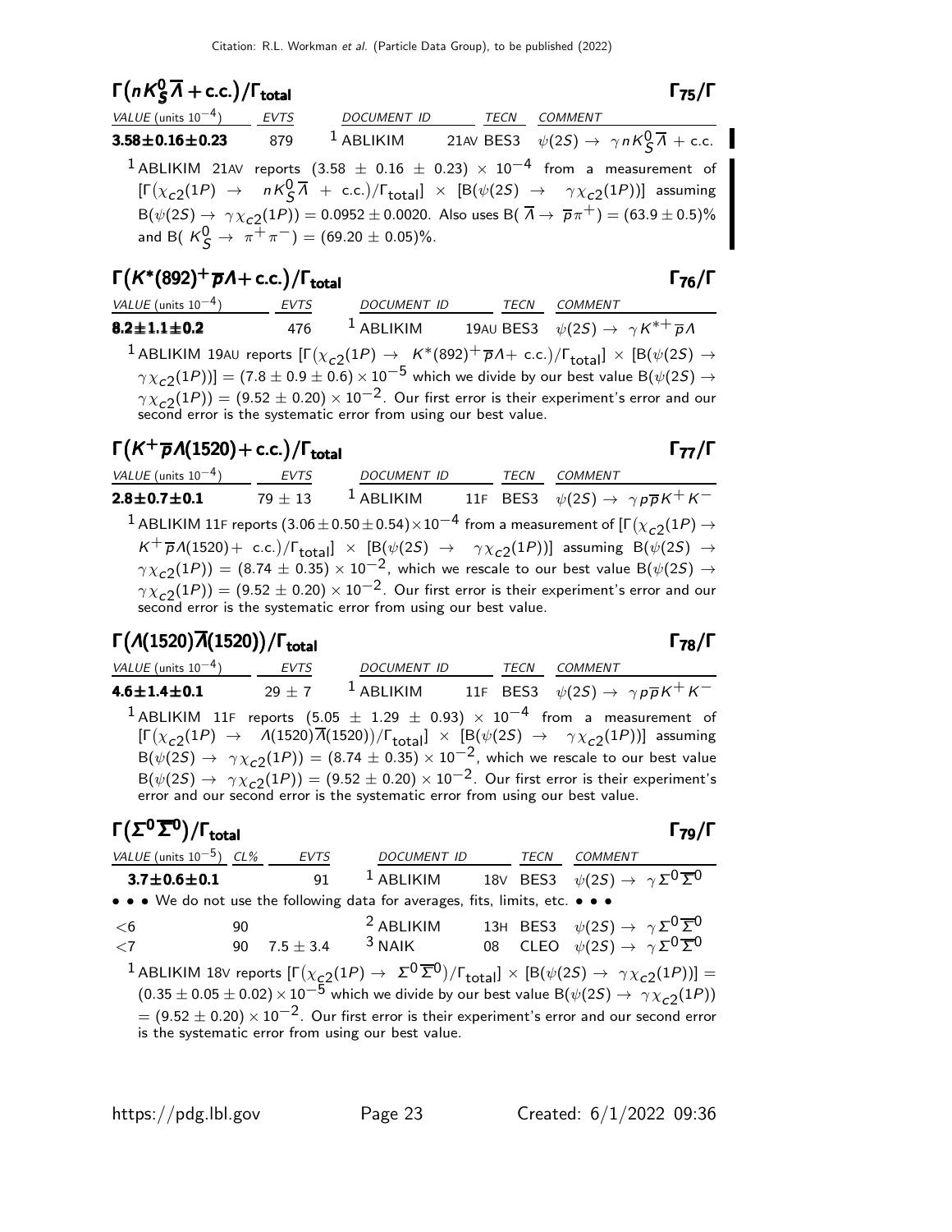## $\Gamma\left(nK^0_S\overline{\Lambda}+\text{c.c.}\right)/\Gamma_{\text{total}}$ $\Gamma_{75}/\Gamma$

| VALUE (units $10^{-4}$) | EVTS | DOCUMENT ID | TECN | COMMENT |
|---|---|---|---|---|
| **$3.58\pm0.16\pm0.23$** | 879 | [1] ABLIKIM 21AV | BES3 | $\psi(2S)\to\ \gamma nK^0_S\overline{\Lambda}$ + c.c. |

[1] ABLIKIM 21AV reports $(3.58\pm0.16\pm0.23)\times10^{-4}$ from a measurement of $[\Gamma(\chi_{c2}(1P)\ \to\ nK^0_S\overline{\Lambda}\ +\ \text{c.c.})/\Gamma_{\text{total}}]\ \times\ [B(\psi(2S)\ \to\ \gamma\chi_{c2}(1P))]$ assuming $B(\psi(2S)\to\ \gamma\chi_{c2}(1P)) = 0.0952\pm0.0020$. Also uses $B(\overline{\Lambda}\to\ \overline{p}\pi^+) = (63.9\pm0.5)\%$ and $B(K^0_S\to\ \pi^+\pi^-) = (69.20\pm0.05)\%$.

## $\Gamma\left(K^*(892)^+\overline{p}\Lambda+\text{c.c.}\right)/\Gamma_{\text{total}}$ $\Gamma_{76}/\Gamma$

| VALUE (units $10^{-4}$) | EVTS | DOCUMENT ID | TECN | COMMENT |
|---|---|---|---|---|
| **$8.2\pm1.1\pm0.2$** | 476 | [1] ABLIKIM 19AU | BES3 | $\psi(2S)\to\ \gamma K^{*+}\overline{p}\Lambda$ |

[1] ABLIKIM 19AU reports $[\Gamma(\chi_{c2}(1P)\to\ K^*(892)^+\overline{p}\Lambda+\ \text{c.c.})/\Gamma_{\text{total}}]\times[B(\psi(2S)\to\ \gamma\chi_{c2}(1P))] = (7.8\pm0.9\pm0.6)\times10^{-5}$ which we divide by our best value $B(\psi(2S)\to\ \gamma\chi_{c2}(1P)) = (9.52\pm0.20)\times10^{-2}$. Our first error is their experiment's error and our second error is the systematic error from using our best value.

## $\Gamma\left(K^+\overline{p}\Lambda(1520)+\text{c.c.}\right)/\Gamma_{\text{total}}$ $\Gamma_{77}/\Gamma$

| VALUE (units $10^{-4}$) | EVTS | DOCUMENT ID | TECN | COMMENT |
|---|---|---|---|---|
| **$2.8\pm0.7\pm0.1$** | $79\pm13$ | [1] ABLIKIM 11F | BES3 | $\psi(2S)\to\ \gamma p\overline{p}K^+K^-$ |

[1] ABLIKIM 11F reports $(3.06\pm0.50\pm0.54)\times10^{-4}$ from a measurement of $[\Gamma(\chi_{c2}(1P)\to\ K^+\overline{p}\Lambda(1520)+\ \text{c.c.})/\Gamma_{\text{total}}]\ \times\ [B(\psi(2S)\ \to\ \gamma\chi_{c2}(1P))]$ assuming $B(\psi(2S)\ \to\ \gamma\chi_{c2}(1P)) = (8.74\pm0.35)\times10^{-2}$, which we rescale to our best value $B(\psi(2S)\to\ \gamma\chi_{c2}(1P)) = (9.52\pm0.20)\times10^{-2}$. Our first error is their experiment's error and our second error is the systematic error from using our best value.

## $\Gamma\left(\Lambda(1520)\overline{\Lambda}(1520)\right)/\Gamma_{\text{total}}$ $\Gamma_{78}/\Gamma$

| VALUE (units $10^{-4}$) | EVTS | DOCUMENT ID | TECN | COMMENT |
|---|---|---|---|---|
| **$4.6\pm1.4\pm0.1$** | $29\pm7$ | [1] ABLIKIM 11F | BES3 | $\psi(2S)\to\ \gamma p\overline{p}K^+K^-$ |

[1] ABLIKIM 11F reports $(5.05\pm1.29\pm0.93)\times10^{-4}$ from a measurement of $[\Gamma(\chi_{c2}(1P)\ \to\ \Lambda(1520)\overline{\Lambda}(1520))/\Gamma_{\text{total}}]\ \times\ [B(\psi(2S)\ \to\ \gamma\chi_{c2}(1P))]$ assuming $B(\psi(2S)\to\ \gamma\chi_{c2}(1P)) = (8.74\pm0.35)\times10^{-2}$, which we rescale to our best value $B(\psi(2S)\to\ \gamma\chi_{c2}(1P)) = (9.52\pm0.20)\times10^{-2}$. Our first error is their experiment's error and our second error is the systematic error from using our best value.

## $\Gamma\left(\Sigma^0\overline{\Sigma}^0\right)/\Gamma_{\text{total}}$ $\Gamma_{79}/\Gamma$

| VALUE (units $10^{-5}$) | CL% | EVTS | DOCUMENT ID | TECN | COMMENT |
|---|---|---|---|---|---|
| **$3.7\pm0.6\pm0.1$** | | 91 | [1] ABLIKIM 18V | BES3 | $\psi(2S)\to\ \gamma\Sigma^0\overline{\Sigma}^0$ |
| • • • We do not use the following data for averages, fits, limits, etc. • • • | | | | | |
| $<6$ | 90 | | [2] ABLIKIM 13H | BES3 | $\psi(2S)\to\ \gamma\Sigma^0\overline{\Sigma}^0$ |
| $<7$ | 90 | $7.5\pm3.4$ | [3] NAIK 08 | CLEO | $\psi(2S)\to\ \gamma\Sigma^0\overline{\Sigma}^0$ |

[1] ABLIKIM 18V reports $[\Gamma(\chi_{c2}(1P)\to\ \Sigma^0\overline{\Sigma}^0)/\Gamma_{\text{total}}]\times[B(\psi(2S)\to\ \gamma\chi_{c2}(1P))] = (0.35\pm0.05\pm0.02)\times10^{-5}$ which we divide by our best value $B(\psi(2S)\to\ \gamma\chi_{c2}(1P)) = (9.52\pm0.20)\times10^{-2}$. Our first error is their experiment's error and our second error is the systematic error from using our best value.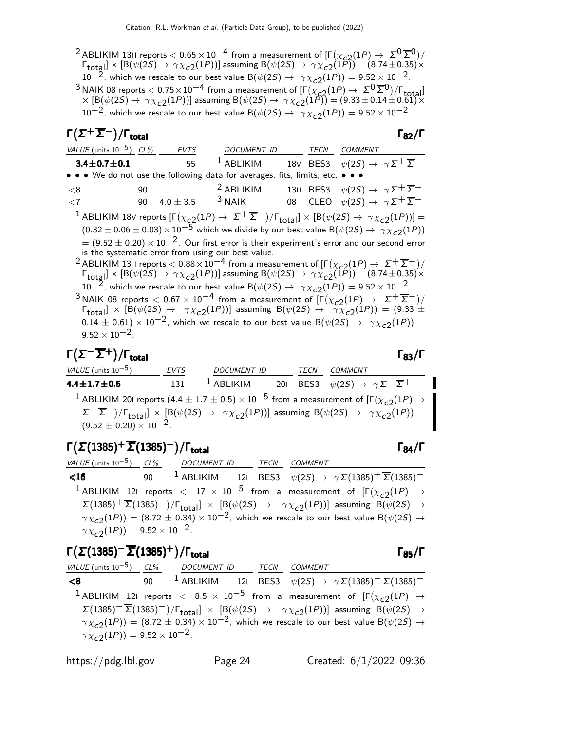[2] ABLIKIM 13H reports $< 0.65 \times 10^{-4}$ from a measurement of $[\Gamma(\chi_{c2}(1P) \to \Sigma^0 \overline{\Sigma}^0)/\Gamma_{total}] \times [B(\psi(2S) \to \gamma\chi_{c2}(1P))]$ assuming $B(\psi(2S) \to \gamma\chi_{c2}(1P)) = (8.74 \pm 0.35) \times 10^{-2}$, which we rescale to our best value $B(\psi(2S) \to \gamma\chi_{c2}(1P)) = 9.52 \times 10^{-2}$.

[3] NAIK 08 reports $< 0.75 \times 10^{-4}$ from a measurement of $[\Gamma(\chi_{c2}(1P) \to \Sigma^0 \overline{\Sigma}^0)/\Gamma_{total}] \times [B(\psi(2S) \to \gamma\chi_{c2}(1P))]$ assuming $B(\psi(2S) \to \gamma\chi_{c2}(1P)) = (9.33 \pm 0.14 \pm 0.61) \times 10^{-2}$, which we rescale to our best value $B(\psi(2S) \to \gamma\chi_{c2}(1P)) = 9.52 \times 10^{-2}$.

## $\Gamma(\Sigma^+ \overline{\Sigma}^-)/\Gamma_{total}$ — $\Gamma_{82}/\Gamma$

| VALUE (units $10^{-5}$) | CL% | EVTS | DOCUMENT ID | | TECN | COMMENT |
|---|---|---|---|---|---|---|
| **3.4±0.7±0.1** | | 55 | [1] ABLIKIM | 18V | BES3 | $\psi(2S) \to \gamma\Sigma^+\overline{\Sigma}^-$ |
| • • • We do not use the following data for averages, fits, limits, etc. • • • | | | | | | |
| <8 | 90 | | [2] ABLIKIM | 13H | BES3 | $\psi(2S) \to \gamma\Sigma^+\overline{\Sigma}^-$ |
| <7 | 90 | $4.0 \pm 3.5$ | [3] NAIK | 08 | CLEO | $\psi(2S) \to \gamma\Sigma^+\overline{\Sigma}^-$ |

[1] ABLIKIM 18V reports $[\Gamma(\chi_{c2}(1P) \to \Sigma^+\overline{\Sigma}^-)/\Gamma_{total}] \times [B(\psi(2S) \to \gamma\chi_{c2}(1P))] = (0.32 \pm 0.06 \pm 0.03) \times 10^{-5}$ which we divide by our best value $B(\psi(2S) \to \gamma\chi_{c2}(1P)) = (9.52 \pm 0.20) \times 10^{-2}$. Our first error is their experiment's error and our second error is the systematic error from using our best value.

[2] ABLIKIM 13H reports $< 0.88 \times 10^{-4}$ from a measurement of $[\Gamma(\chi_{c2}(1P) \to \Sigma^+\overline{\Sigma}^-)/\Gamma_{total}] \times [B(\psi(2S) \to \gamma\chi_{c2}(1P))]$ assuming $B(\psi(2S) \to \gamma\chi_{c2}(1P)) = (8.74 \pm 0.35) \times 10^{-2}$, which we rescale to our best value $B(\psi(2S) \to \gamma\chi_{c2}(1P)) = 9.52 \times 10^{-2}$.

[3] NAIK 08 reports $< 0.67 \times 10^{-4}$ from a measurement of $[\Gamma(\chi_{c2}(1P) \to \Sigma^+\overline{\Sigma}^-)/\Gamma_{total}] \times [B(\psi(2S) \to \gamma\chi_{c2}(1P))]$ assuming $B(\psi(2S) \to \gamma\chi_{c2}(1P)) = (9.33 \pm 0.14 \pm 0.61) \times 10^{-2}$, which we rescale to our best value $B(\psi(2S) \to \gamma\chi_{c2}(1P)) = 9.52 \times 10^{-2}$.

## $\Gamma(\Sigma^- \overline{\Sigma}^+)/\Gamma_{total}$ — $\Gamma_{83}/\Gamma$

| VALUE (units $10^{-5}$) | EVTS | DOCUMENT ID | | TECN | COMMENT |
|---|---|---|---|---|---|
| **4.4±1.7±0.5** | 131 | [1] ABLIKIM | 20I | BES3 | $\psi(2S) \to \gamma\Sigma^-\overline{\Sigma}^+$ |

[1] ABLIKIM 20I reports $(4.4 \pm 1.7 \pm 0.5) \times 10^{-5}$ from a measurement of $[\Gamma(\chi_{c2}(1P) \to \Sigma^-\overline{\Sigma}^+)/\Gamma_{total}] \times [B(\psi(2S) \to \gamma\chi_{c2}(1P))]$ assuming $B(\psi(2S) \to \gamma\chi_{c2}(1P)) = (9.52 \pm 0.20) \times 10^{-2}$.

## $\Gamma(\Sigma(1385)^+ \overline{\Sigma}(1385)^-)/\Gamma_{total}$ — $\Gamma_{84}/\Gamma$

| VALUE (units $10^{-5}$) | CL% | DOCUMENT ID | | TECN | COMMENT |
|---|---|---|---|---|---|
| **<16** | 90 | [1] ABLIKIM | 12I | BES3 | $\psi(2S) \to \gamma\Sigma(1385)^+\overline{\Sigma}(1385)^-$ |

[1] ABLIKIM 12I reports $< 17 \times 10^{-5}$ from a measurement of $[\Gamma(\chi_{c2}(1P) \to \Sigma(1385)^+\overline{\Sigma}(1385)^-)/\Gamma_{total}] \times [B(\psi(2S) \to \gamma\chi_{c2}(1P))]$ assuming $B(\psi(2S) \to \gamma\chi_{c2}(1P)) = (8.72 \pm 0.34) \times 10^{-2}$, which we rescale to our best value $B(\psi(2S) \to \gamma\chi_{c2}(1P)) = 9.52 \times 10^{-2}$.

## $\Gamma(\Sigma(1385)^- \overline{\Sigma}(1385)^+)/\Gamma_{total}$ — $\Gamma_{85}/\Gamma$

| VALUE (units $10^{-5}$) | CL% | DOCUMENT ID | | TECN | COMMENT |
|---|---|---|---|---|---|
| **<8** | 90 | [1] ABLIKIM | 12I | BES3 | $\psi(2S) \to \gamma\Sigma(1385)^-\overline{\Sigma}(1385)^+$ |

[1] ABLIKIM 12I reports $< 8.5 \times 10^{-5}$ from a measurement of $[\Gamma(\chi_{c2}(1P) \to \Sigma(1385)^-\overline{\Sigma}(1385)^+)/\Gamma_{total}] \times [B(\psi(2S) \to \gamma\chi_{c2}(1P))]$ assuming $B(\psi(2S) \to \gamma\chi_{c2}(1P)) = (8.72 \pm 0.34) \times 10^{-2}$, which we rescale to our best value $B(\psi(2S) \to \gamma\chi_{c2}(1P)) = 9.52 \times 10^{-2}$.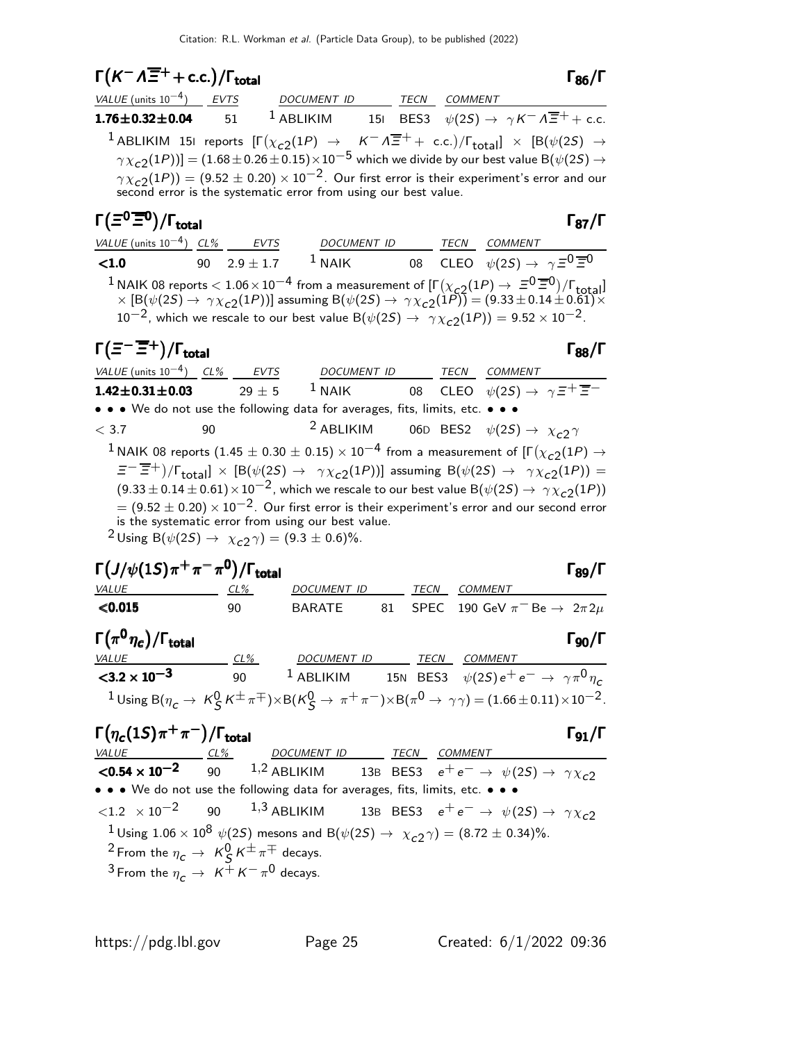## $\Gamma(K^- \Lambda \overline{\Xi}^+ + \text{c.c.})/\Gamma_{\text{total}}$ $\Gamma_{86}/\Gamma$

| VALUE (units $10^{-4}$) | EVTS | DOCUMENT ID | | TECN | COMMENT |
|---|---|---|---|---|---|
| **1.76±0.32±0.04** | 51 | [1] ABLIKIM | 15I | BES3 | $\psi(2S) \to \gamma K^- \Lambda \overline{\Xi}^+ + \text{c.c.}$ |

[1] ABLIKIM 15I reports $[\Gamma(\chi_{c2}(1P) \to K^- \Lambda \overline{\Xi}^+ + \text{c.c.})/\Gamma_{\text{total}}] \times [B(\psi(2S) \to \gamma \chi_{c2}(1P))] = (1.68 \pm 0.26 \pm 0.15) \times 10^{-5}$ which we divide by our best value $B(\psi(2S) \to \gamma \chi_{c2}(1P)) = (9.52 \pm 0.20) \times 10^{-2}$. Our first error is their experiment's error and our second error is the systematic error from using our best value.

## $\Gamma(\Xi^0 \overline{\Xi}^0)/\Gamma_{\text{total}}$ $\Gamma_{87}/\Gamma$

| VALUE (units $10^{-4}$) | CL% | EVTS | DOCUMENT ID | | TECN | COMMENT |
|---|---|---|---|---|---|---|
| **<1.0** | 90 | $2.9 \pm 1.7$ | [1] NAIK | 08 | CLEO | $\psi(2S) \to \gamma \Xi^0 \overline{\Xi}^0$ |

[1] NAIK 08 reports $< 1.06 \times 10^{-4}$ from a measurement of $[\Gamma(\chi_{c2}(1P) \to \Xi^0 \overline{\Xi}^0)/\Gamma_{\text{total}}] \times [B(\psi(2S) \to \gamma \chi_{c2}(1P))]$ assuming $B(\psi(2S) \to \gamma \chi_{c2}(1P)) = (9.33 \pm 0.14 \pm 0.61) \times 10^{-2}$, which we rescale to our best value $B(\psi(2S) \to \gamma \chi_{c2}(1P)) = 9.52 \times 10^{-2}$.

## $\Gamma(\Xi^- \overline{\Xi}^+)/\Gamma_{\text{total}}$ $\Gamma_{88}/\Gamma$

| VALUE (units $10^{-4}$) | CL% | EVTS | DOCUMENT ID | | TECN | COMMENT |
|---|---|---|---|---|---|---|
| **1.42±0.31±0.03** | | $29 \pm 5$ | [1] NAIK | 08 | CLEO | $\psi(2S) \to \gamma \Xi^+ \overline{\Xi}^-$ |
| • • • We do not use the following data for averages, fits, limits, etc. • • • | | | | | | |
| $< 3.7$ | 90 | | [2] ABLIKIM | 06D | BES2 | $\psi(2S) \to \chi_{c2} \gamma$ |

[1] NAIK 08 reports $(1.45 \pm 0.30 \pm 0.15) \times 10^{-4}$ from a measurement of $[\Gamma(\chi_{c2}(1P) \to \Xi^- \overline{\Xi}^+)/\Gamma_{\text{total}}] \times [B(\psi(2S) \to \gamma \chi_{c2}(1P))]$ assuming $B(\psi(2S) \to \gamma \chi_{c2}(1P)) = (9.33 \pm 0.14 \pm 0.61) \times 10^{-2}$, which we rescale to our best value $B(\psi(2S) \to \gamma \chi_{c2}(1P)) = (9.52 \pm 0.20) \times 10^{-2}$. Our first error is their experiment's error and our second error is the systematic error from using our best value.

[2] Using $B(\psi(2S) \to \chi_{c2} \gamma) = (9.3 \pm 0.6)\%$.

## $\Gamma(J/\psi(1S) \pi^+ \pi^- \pi^0)/\Gamma_{\text{total}}$ $\Gamma_{89}/\Gamma$

| VALUE | CL% | DOCUMENT ID | | TECN | COMMENT |
|---|---|---|---|---|---|
| **<0.015** | 90 | BARATE | 81 | SPEC | 190 GeV $\pi^-$ Be $\to 2\pi 2\mu$ |

## $\Gamma(\pi^0 \eta_c)/\Gamma_{\text{total}}$ $\Gamma_{90}/\Gamma$

| VALUE | CL% | DOCUMENT ID | | TECN | COMMENT |
|---|---|---|---|---|---|
| **<3.2 × 10$^{-3}$** | 90 | [1] ABLIKIM | 15N | BES3 | $\psi(2S) e^+ e^- \to \gamma \pi^0 \eta_c$ |

[1] Using $B(\eta_c \to K^0_S K^\pm \pi^\mp) \times B(K^0_S \to \pi^+ \pi^-) \times B(\pi^0 \to \gamma\gamma) = (1.66 \pm 0.11) \times 10^{-2}$.

## $\Gamma(\eta_c(1S) \pi^+ \pi^-)/\Gamma_{\text{total}}$ $\Gamma_{91}/\Gamma$

| VALUE | CL% | DOCUMENT ID | | TECN | COMMENT |
|---|---|---|---|---|---|
| **<0.54 × 10$^{-2}$** | 90 | [1,2] ABLIKIM | 13B | BES3 | $e^+ e^- \to \psi(2S) \to \gamma \chi_{c2}$ |
| • • • We do not use the following data for averages, fits, limits, etc. • • • | | | | | |
| $<1.2 \times 10^{-2}$ | 90 | [1,3] ABLIKIM | 13B | BES3 | $e^+ e^- \to \psi(2S) \to \gamma \chi_{c2}$ |

[1] Using $1.06 \times 10^8$ $\psi(2S)$ mesons and $B(\psi(2S) \to \chi_{c2} \gamma) = (8.72 \pm 0.34)\%$.

[2] From the $\eta_c \to K^0_S K^\pm \pi^\mp$ decays.

[3] From the $\eta_c \to K^+ K^- \pi^0$ decays.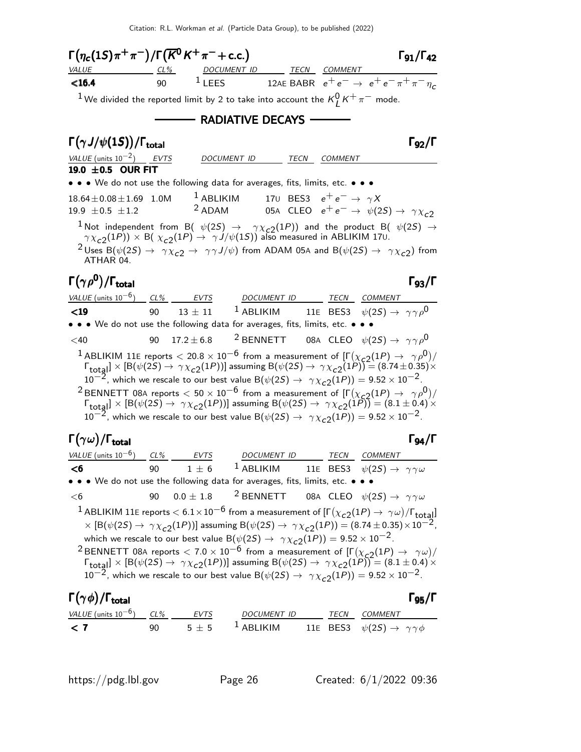## $\Gamma(\eta_c(1S)\pi^+\pi^-)/\Gamma(\overline{K^0}K^+\pi^- + \text{c.c.})$ — $\Gamma_{91}/\Gamma_{42}$

| VALUE | CL% | DOCUMENT ID | TECN | COMMENT |
|---|---|---|---|---|
| **<16.4** | 90 | [1] LEES | 12AE BABR | $e^+e^- \rightarrow e^+e^-\pi^+\pi^-\eta_c$ |

[1] We divided the reported limit by 2 to take into account the $K^0_L K^+\pi^-$ mode.

## RADIATIVE DECAYS

## $\Gamma(\gamma J/\psi(1S))/\Gamma_{\text{total}}$ — $\Gamma_{92}/\Gamma$

| VALUE (units $10^{-2}$) | EVTS | DOCUMENT ID | TECN | COMMENT |
|---|---|---|---|---|
| **19.0 ±0.5 OUR FIT** | | | | |
| • • • We do not use the following data for averages, fits, limits, etc. • • • | | | | |
| $18.64\pm0.08\pm1.69$ | 1.0M | [1] ABLIKIM | 17U BES3 | $e^+e^- \rightarrow \gamma X$ |
| $19.9 \pm0.5 \pm1.2$ | | [2] ADAM | 05A CLEO | $e^+e^- \rightarrow \psi(2S) \rightarrow \gamma\chi_{c2}$ |

[1] Not independent from B( $\psi(2S) \rightarrow \gamma\chi_{c2}(1P)$) and the product B( $\psi(2S) \rightarrow \gamma\chi_{c2}(1P)$) × B( $\chi_{c2}(1P) \rightarrow \gamma J/\psi(1S)$) also measured in ABLIKIM 17U.

[2] Uses B($\psi(2S) \rightarrow \gamma\chi_{c2} \rightarrow \gamma\gamma J/\psi$) from ADAM 05A and B($\psi(2S) \rightarrow \gamma\chi_{c2}$) from ATHAR 04.

## $\Gamma(\gamma\rho^0)/\Gamma_{\text{total}}$ — $\Gamma_{93}/\Gamma$

| VALUE (units $10^{-6}$) | CL% | EVTS | DOCUMENT ID | TECN | COMMENT |
|---|---|---|---|---|---|
| **<19** | 90 | $13\pm11$ | [1] ABLIKIM | 11E BES3 | $\psi(2S) \rightarrow \gamma\gamma\rho^0$ |
| • • • We do not use the following data for averages, fits, limits, etc. • • • | | | | | |
| <40 | 90 | $17.2\pm6.8$ | [2] BENNETT | 08A CLEO | $\psi(2S) \rightarrow \gamma\gamma\rho^0$ |

[1] ABLIKIM 11E reports $< 20.8\times10^{-6}$ from a measurement of $[\Gamma(\chi_{c2}(1P) \rightarrow \gamma\rho^0)/\Gamma_{\text{total}}] \times [B(\psi(2S) \rightarrow \gamma\chi_{c2}(1P))]$ assuming $B(\psi(2S) \rightarrow \gamma\chi_{c2}(1P)) = (8.74\pm0.35)\times10^{-2}$, which we rescale to our best value $B(\psi(2S) \rightarrow \gamma\chi_{c2}(1P)) = 9.52\times10^{-2}$.

[2] BENNETT 08A reports $< 50\times10^{-6}$ from a measurement of $[\Gamma(\chi_{c2}(1P) \rightarrow \gamma\rho^0)/\Gamma_{\text{total}}] \times [B(\psi(2S) \rightarrow \gamma\chi_{c2}(1P))]$ assuming $B(\psi(2S) \rightarrow \gamma\chi_{c2}(1P)) = (8.1\pm0.4)\times10^{-2}$, which we rescale to our best value $B(\psi(2S) \rightarrow \gamma\chi_{c2}(1P)) = 9.52\times10^{-2}$.

## $\Gamma(\gamma\omega)/\Gamma_{\text{total}}$ — $\Gamma_{94}/\Gamma$

| VALUE (units $10^{-6}$) | CL% | EVTS | DOCUMENT ID | TECN | COMMENT |
|---|---|---|---|---|---|
| **<6** | 90 | $1\pm6$ | [1] ABLIKIM | 11E BES3 | $\psi(2S) \rightarrow \gamma\gamma\omega$ |
| • • • We do not use the following data for averages, fits, limits, etc. • • • | | | | | |
| <6 | 90 | $0.0\pm1.8$ | [2] BENNETT | 08A CLEO | $\psi(2S) \rightarrow \gamma\gamma\omega$ |

[1] ABLIKIM 11E reports $< 6.1\times10^{-6}$ from a measurement of $[\Gamma(\chi_{c2}(1P) \rightarrow \gamma\omega)/\Gamma_{\text{total}}] \times [B(\psi(2S) \rightarrow \gamma\chi_{c2}(1P))]$ assuming $B(\psi(2S) \rightarrow \gamma\chi_{c2}(1P)) = (8.74\pm0.35)\times10^{-2}$, which we rescale to our best value $B(\psi(2S) \rightarrow \gamma\chi_{c2}(1P)) = 9.52\times10^{-2}$.

[2] BENNETT 08A reports $< 7.0\times10^{-6}$ from a measurement of $[\Gamma(\chi_{c2}(1P) \rightarrow \gamma\omega)/\Gamma_{\text{total}}] \times [B(\psi(2S) \rightarrow \gamma\chi_{c2}(1P))]$ assuming $B(\psi(2S) \rightarrow \gamma\chi_{c2}(1P)) = (8.1\pm0.4)\times10^{-2}$, which we rescale to our best value $B(\psi(2S) \rightarrow \gamma\chi_{c2}(1P)) = 9.52\times10^{-2}$.

## $\Gamma(\gamma\phi)/\Gamma_{\text{total}}$ — $\Gamma_{95}/\Gamma$

| VALUE (units $10^{-6}$) | CL% | EVTS | DOCUMENT ID | TECN | COMMENT |
|---|---|---|---|---|---|
| **< 7** | 90 | $5\pm5$ | [1] ABLIKIM | 11E BES3 | $\psi(2S) \rightarrow \gamma\gamma\phi$ |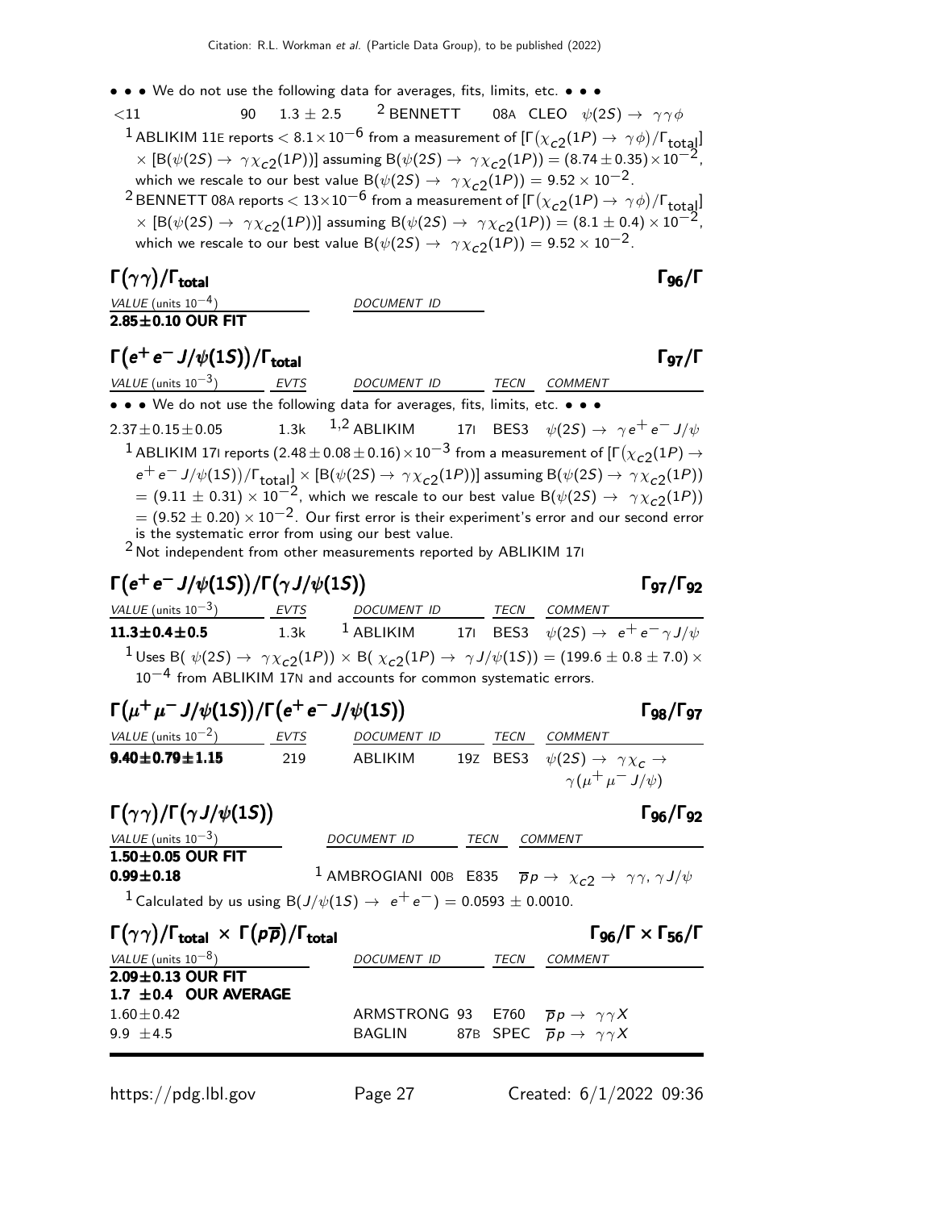• • • We do not use the following data for averages, fits, limits, etc. • • •

| | | | | | |
|---|---|---|---|---|---|
| <11 | 90 | $1.3 \pm 2.5$ | [2] BENNETT | 08A CLEO | $\psi(2S) \to \gamma\gamma\phi$ |

[1] ABLIKIM 11E reports $< 8.1 \times 10^{-6}$ from a measurement of $[\Gamma(\chi_{c2}(1P) \to \gamma\phi)/\Gamma_{total}] \times [B(\psi(2S) \to \gamma\chi_{c2}(1P))]$ assuming $B(\psi(2S) \to \gamma\chi_{c2}(1P)) = (8.74 \pm 0.35) \times 10^{-2}$, which we rescale to our best value $B(\psi(2S) \to \gamma\chi_{c2}(1P)) = 9.52 \times 10^{-2}$.

[2] BENNETT 08A reports $< 13 \times 10^{-6}$ from a measurement of $[\Gamma(\chi_{c2}(1P) \to \gamma\phi)/\Gamma_{total}] \times [B(\psi(2S) \to \gamma\chi_{c2}(1P))]$ assuming $B(\psi(2S) \to \gamma\chi_{c2}(1P)) = (8.1 \pm 0.4) \times 10^{-2}$, which we rescale to our best value $B(\psi(2S) \to \gamma\chi_{c2}(1P)) = 9.52 \times 10^{-2}$.

## $\Gamma(\gamma\gamma)/\Gamma_{total}$ — $\Gamma_{96}/\Gamma$

| VALUE (units $10^{-4}$) | DOCUMENT ID |
|---|---|
| **2.85±0.10 OUR FIT** | |

## $\Gamma(e^+e^- J/\psi(1S))/\Gamma_{total}$ — $\Gamma_{97}/\Gamma$

| VALUE (units $10^{-3}$) | EVTS | DOCUMENT ID | | TECN | COMMENT |
|---|---|---|---|---|---|
| • • • We do not use the following data for averages, fits, limits, etc. • • • | | | | | |
| $2.37 \pm 0.15 \pm 0.05$ | 1.3k | [1,2] ABLIKIM | 17I | BES3 | $\psi(2S) \to \gamma e^+ e^- J/\psi$ |

[1] ABLIKIM 17I reports $(2.48 \pm 0.08 \pm 0.16) \times 10^{-3}$ from a measurement of $[\Gamma(\chi_{c2}(1P) \to e^+e^- J/\psi(1S))/\Gamma_{total}] \times [B(\psi(2S) \to \gamma\chi_{c2}(1P))]$ assuming $B(\psi(2S) \to \gamma\chi_{c2}(1P)) = (9.11 \pm 0.31) \times 10^{-2}$, which we rescale to our best value $B(\psi(2S) \to \gamma\chi_{c2}(1P)) = (9.52 \pm 0.20) \times 10^{-2}$. Our first error is their experiment's error and our second error is the systematic error from using our best value.

[2] Not independent from other measurements reported by ABLIKIM 17I

## $\Gamma(e^+e^- J/\psi(1S))/\Gamma(\gamma J/\psi(1S))$ — $\Gamma_{97}/\Gamma_{92}$

| VALUE (units $10^{-3}$) | EVTS | DOCUMENT ID | | TECN | COMMENT |
|---|---|---|---|---|---|
| **11.3±0.4±0.5** | 1.3k | [1] ABLIKIM | 17I | BES3 | $\psi(2S) \to e^+e^-\gamma J/\psi$ |

[1] Uses $B(\psi(2S) \to \gamma\chi_{c2}(1P)) \times B(\chi_{c2}(1P) \to \gamma J/\psi(1S)) = (199.6 \pm 0.8 \pm 7.0) \times 10^{-4}$ from ABLIKIM 17N and accounts for common systematic errors.

## $\Gamma(\mu^+\mu^- J/\psi(1S))/\Gamma(e^+e^- J/\psi(1S))$ — $\Gamma_{98}/\Gamma_{97}$

| VALUE (units $10^{-2}$) | EVTS | DOCUMENT ID | | TECN | COMMENT |
|---|---|---|---|---|---|
| **9.40±0.79±1.15** | 219 | ABLIKIM | 19Z | BES3 | $\psi(2S) \to \gamma\chi_c \to \gamma(\mu^+\mu^- J/\psi)$ |

## $\Gamma(\gamma\gamma)/\Gamma(\gamma J/\psi(1S))$ — $\Gamma_{96}/\Gamma_{92}$

| VALUE (units $10^{-3}$) | DOCUMENT ID | | TECN | COMMENT |
|---|---|---|---|---|
| **1.50±0.05 OUR FIT** | | | | |
| **0.99±0.18** | [1] AMBROGIANI | 00B | E835 | $\overline{p}p \to \chi_{c2} \to \gamma\gamma, \gamma J/\psi$ |

[1] Calculated by us using $B(J/\psi(1S) \to e^+e^-) = 0.0593 \pm 0.0010$.

## $\Gamma(\gamma\gamma)/\Gamma_{total} \times \Gamma(p\overline{p})/\Gamma_{total}$ — $\Gamma_{96}/\Gamma \times \Gamma_{56}/\Gamma$

| VALUE (units $10^{-8}$) | DOCUMENT ID | | TECN | COMMENT |
|---|---|---|---|---|
| **2.09±0.13 OUR FIT** | | | | |
| **1.7 ±0.4 OUR AVERAGE** | | | | |
| $1.60 \pm 0.42$ | ARMSTRONG | 93 | E760 | $\overline{p}p \to \gamma\gamma X$ |
| $9.9 \pm 4.5$ | BAGLIN | 87B | SPEC | $\overline{p}p \to \gamma\gamma X$ |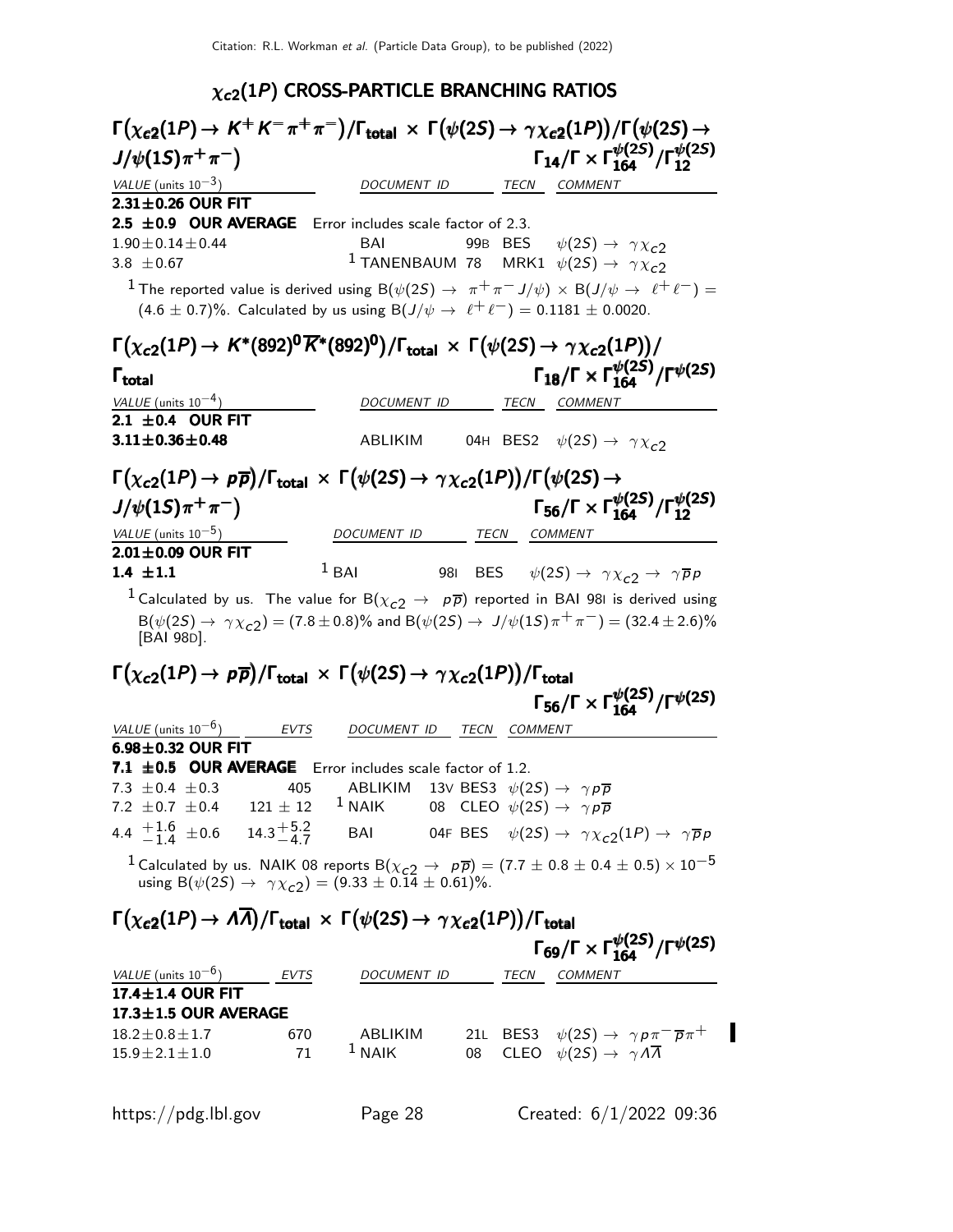## $\chi_{c2}(1P)$ CROSS-PARTICLE BRANCHING RATIOS

### $\Gamma(\chi_{c2}(1P) \to K^+K^-\pi^+\pi^-)/\Gamma_{total} \times \Gamma(\psi(2S) \to \gamma\chi_{c2}(1P))/\Gamma(\psi(2S) \to J/\psi(1S)\pi^+\pi^-)$ — $\Gamma_{14}/\Gamma \times \Gamma^{\psi(2S)}_{164}/\Gamma^{\psi(2S)}_{12}$

| VALUE (units $10^{-3}$) | DOCUMENT ID | | TECN | COMMENT |
|---|---|---|---|---|
| **2.31±0.26 OUR FIT** | | | | |
| **2.5 ±0.9 OUR AVERAGE** Error includes scale factor of 2.3. | | | | |
| 1.90±0.14±0.44 | BAI | 99B | BES | $\psi(2S) \to \gamma\chi_{c2}$ |
| 3.8 ±0.67 | [1] TANENBAUM | 78 | MRK1 | $\psi(2S) \to \gamma\chi_{c2}$ |

[1] The reported value is derived using $B(\psi(2S) \to \pi^+\pi^- J/\psi) \times B(J/\psi \to \ell^+\ell^-) = (4.6 \pm 0.7)\%$. Calculated by us using $B(J/\psi \to \ell^+\ell^-) = 0.1181 \pm 0.0020$.

### $\Gamma(\chi_{c2}(1P) \to K^*(892)^0\overline{K}^*(892)^0)/\Gamma_{total} \times \Gamma(\psi(2S) \to \gamma\chi_{c2}(1P))/\Gamma_{total}$ — $\Gamma_{18}/\Gamma \times \Gamma^{\psi(2S)}_{164}/\Gamma^{\psi(2S)}$

| VALUE (units $10^{-4}$) | DOCUMENT ID | | TECN | COMMENT |
|---|---|---|---|---|
| **2.1 ±0.4 OUR FIT** | | | | |
| **3.11±0.36±0.48** | ABLIKIM | 04H | BES2 | $\psi(2S) \to \gamma\chi_{c2}$ |

### $\Gamma(\chi_{c2}(1P) \to p\overline{p})/\Gamma_{total} \times \Gamma(\psi(2S) \to \gamma\chi_{c2}(1P))/\Gamma(\psi(2S) \to J/\psi(1S)\pi^+\pi^-)$ — $\Gamma_{56}/\Gamma \times \Gamma^{\psi(2S)}_{164}/\Gamma^{\psi(2S)}_{12}$

| VALUE (units $10^{-5}$) | DOCUMENT ID | | TECN | COMMENT |
|---|---|---|---|---|
| **2.01±0.09 OUR FIT** | | | | |
| **1.4 ±1.1** | [1] BAI | 98I | BES | $\psi(2S) \to \gamma\chi_{c2} \to \gamma\overline{p}p$ |

[1] Calculated by us. The value for $B(\chi_{c2} \to p\overline{p})$ reported in BAI 98I is derived using $B(\psi(2S) \to \gamma\chi_{c2}) = (7.8 \pm 0.8)\%$ and $B(\psi(2S) \to J/\psi(1S)\pi^+\pi^-) = (32.4 \pm 2.6)\%$ [BAI 98D].

### $\Gamma(\chi_{c2}(1P) \to p\overline{p})/\Gamma_{total} \times \Gamma(\psi(2S) \to \gamma\chi_{c2}(1P))/\Gamma_{total}$ — $\Gamma_{56}/\Gamma \times \Gamma^{\psi(2S)}_{164}/\Gamma^{\psi(2S)}$

| VALUE (units $10^{-6}$) | EVTS | DOCUMENT ID | | TECN | COMMENT |
|---|---|---|---|---|---|
| **6.98±0.32 OUR FIT** | | | | | |
| **7.1 ±0.5 OUR AVERAGE** Error includes scale factor of 1.2. | | | | | |
| 7.3 ±0.4 ±0.3 | 405 | ABLIKIM | 13V | BES3 | $\psi(2S) \to \gamma p\overline{p}$ |
| 7.2 ±0.7 ±0.4 | 121 ± 12 | [1] NAIK | 08 | CLEO | $\psi(2S) \to \gamma p\overline{p}$ |
| 4.4 $^{+1.6}_{-1.4}$ ±0.6 | 14.3$^{+5.2}_{-4.7}$ | BAI | 04F | BES | $\psi(2S) \to \gamma\chi_{c2}(1P) \to \gamma\overline{p}p$ |

[1] Calculated by us. NAIK 08 reports $B(\chi_{c2} \to p\overline{p}) = (7.7 \pm 0.8 \pm 0.4 \pm 0.5) \times 10^{-5}$ using $B(\psi(2S) \to \gamma\chi_{c2}) = (9.33 \pm 0.14 \pm 0.61)\%$.

### $\Gamma(\chi_{c2}(1P) \to \Lambda\overline{\Lambda})/\Gamma_{total} \times \Gamma(\psi(2S) \to \gamma\chi_{c2}(1P))/\Gamma_{total}$ — $\Gamma_{69}/\Gamma \times \Gamma^{\psi(2S)}_{164}/\Gamma^{\psi(2S)}$

| VALUE (units $10^{-6}$) | EVTS | DOCUMENT ID | | TECN | COMMENT |
|---|---|---|---|---|---|
| **17.4±1.4 OUR FIT** | | | | | |
| **17.3±1.5 OUR AVERAGE** | | | | | |
| 18.2±0.8±1.7 | 670 | ABLIKIM | 21L | BES3 | $\psi(2S) \to \gamma p\pi^-\overline{p}\pi^+$ |
| 15.9±2.1±1.0 | 71 | [1] NAIK | 08 | CLEO | $\psi(2S) \to \gamma\Lambda\overline{\Lambda}$ |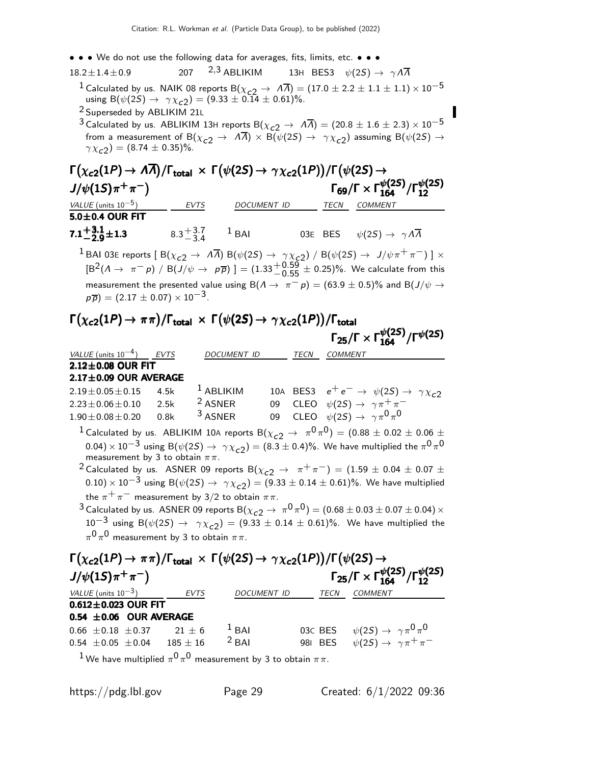• • • We do not use the following data for averages, fits, limits, etc. • • •

| | | | | | |
|---|---|---|---|---|---|
| $18.2 \pm 1.4 \pm 0.9$ | 207 | [2,3] ABLIKIM | 13H | BES3 | $\psi(2S) \to \gamma \Lambda \overline{\Lambda}$ |

[1] Calculated by us. NAIK 08 reports $B(\chi_{c2} \to \Lambda \overline{\Lambda}) = (17.0 \pm 2.2 \pm 1.1 \pm 1.1) \times 10^{-5}$ using $B(\psi(2S) \to \gamma \chi_{c2}) = (9.33 \pm 0.14 \pm 0.61)\%$.

[2] Superseded by ABLIKIM 21L

[3] Calculated by us. ABLIKIM 13H reports $B(\chi_{c2} \to \Lambda \overline{\Lambda}) = (20.8 \pm 1.6 \pm 2.3) \times 10^{-5}$ from a measurement of $B(\chi_{c2} \to \Lambda \overline{\Lambda}) \times B(\psi(2S) \to \gamma \chi_{c2})$ assuming $B(\psi(2S) \to \gamma \chi_{c2}) = (8.74 \pm 0.35)\%$.

## $\Gamma(\chi_{c2}(1P) \to \Lambda \overline{\Lambda})/\Gamma_{total} \times \Gamma(\psi(2S) \to \gamma \chi_{c2}(1P))/\Gamma(\psi(2S) \to J/\psi(1S)\pi^+\pi^-)$ $\quad \Gamma_{69}/\Gamma \times \Gamma_{164}^{\psi(2S)}/\Gamma_{12}^{\psi(2S)}$

| VALUE (units $10^{-5}$) | EVTS | DOCUMENT ID | | TECN | COMMENT |
|---|---|---|---|---|---|
| **5.0±0.4 OUR FIT** | | | | | |
| $\mathbf{7.1^{+3.1}_{-2.9} \pm 1.3}$ | $8.3^{+3.7}_{-3.4}$ | [1] BAI | 03E | BES | $\psi(2S) \to \gamma \Lambda \overline{\Lambda}$ |

[1] BAI 03E reports $[\,B(\chi_{c2} \to \Lambda \overline{\Lambda})\, B(\psi(2S) \to \gamma \chi_{c2}) \,/\, B(\psi(2S) \to J/\psi \pi^+\pi^-)\,] \times [B^2(\Lambda \to \pi^- p) \,/\, B(J/\psi \to p \overline{p})\,] = (1.33^{+0.59}_{-0.55} \pm 0.25)\%$. We calculate from this measurement the presented value using $B(\Lambda \to \pi^- p) = (63.9 \pm 0.5)\%$ and $B(J/\psi \to p\overline{p}) = (2.17 \pm 0.07) \times 10^{-3}$.

## $\Gamma(\chi_{c2}(1P) \to \pi\pi)/\Gamma_{total} \times \Gamma(\psi(2S) \to \gamma \chi_{c2}(1P))/\Gamma_{total}$ $\quad \Gamma_{25}/\Gamma \times \Gamma_{164}^{\psi(2S)}/\Gamma^{\psi(2S)}$

| VALUE (units $10^{-4}$) | EVTS | DOCUMENT ID | | TECN | COMMENT |
|---|---|---|---|---|---|
| **2.12±0.08 OUR FIT** | | | | | |
| **2.17±0.09 OUR AVERAGE** | | | | | |
| $2.19 \pm 0.05 \pm 0.15$ | 4.5k | [1] ABLIKIM | 10A | BES3 | $e^+e^- \to \psi(2S) \to \gamma \chi_{c2}$ |
| $2.23 \pm 0.06 \pm 0.10$ | 2.5k | [2] ASNER | 09 | CLEO | $\psi(2S) \to \gamma \pi^+\pi^-$ |
| $1.90 \pm 0.08 \pm 0.20$ | 0.8k | [3] ASNER | 09 | CLEO | $\psi(2S) \to \gamma \pi^0\pi^0$ |

[1] Calculated by us. ABLIKIM 10A reports $B(\chi_{c2} \to \pi^0\pi^0) = (0.88 \pm 0.02 \pm 0.06 \pm 0.04) \times 10^{-3}$ using $B(\psi(2S) \to \gamma \chi_{c2}) = (8.3 \pm 0.4)\%$. We have multiplied the $\pi^0\pi^0$ measurement by 3 to obtain $\pi\pi$.

[2] Calculated by us. ASNER 09 reports $B(\chi_{c2} \to \pi^+\pi^-) = (1.59 \pm 0.04 \pm 0.07 \pm 0.10) \times 10^{-3}$ using $B(\psi(2S) \to \gamma \chi_{c2}) = (9.33 \pm 0.14 \pm 0.61)\%$. We have multiplied the $\pi^+\pi^-$ measurement by 3/2 to obtain $\pi\pi$.

[3] Calculated by us. ASNER 09 reports $B(\chi_{c2} \to \pi^0\pi^0) = (0.68 \pm 0.03 \pm 0.07 \pm 0.04) \times 10^{-3}$ using $B(\psi(2S) \to \gamma \chi_{c2}) = (9.33 \pm 0.14 \pm 0.61)\%$. We have multiplied the $\pi^0\pi^0$ measurement by 3 to obtain $\pi\pi$.

## $\Gamma(\chi_{c2}(1P) \to \pi\pi)/\Gamma_{total} \times \Gamma(\psi(2S) \to \gamma \chi_{c2}(1P))/\Gamma(\psi(2S) \to J/\psi(1S)\pi^+\pi^-)$ $\quad \Gamma_{25}/\Gamma \times \Gamma_{164}^{\psi(2S)}/\Gamma_{12}^{\psi(2S)}$

| VALUE (units $10^{-3}$) | EVTS | DOCUMENT ID | | TECN | COMMENT |
|---|---|---|---|---|---|
| **0.612±0.023 OUR FIT** | | | | | |
| **0.54 ±0.06 OUR AVERAGE** | | | | | |
| $0.66 \pm 0.18 \pm 0.37$ | $21 \pm 6$ | [1] BAI | 03C | BES | $\psi(2S) \to \gamma \pi^0\pi^0$ |
| $0.54 \pm 0.05 \pm 0.04$ | $185 \pm 16$ | [2] BAI | 98I | BES | $\psi(2S) \to \gamma \pi^+\pi^-$ |

[1] We have multiplied $\pi^0\pi^0$ measurement by 3 to obtain $\pi\pi$.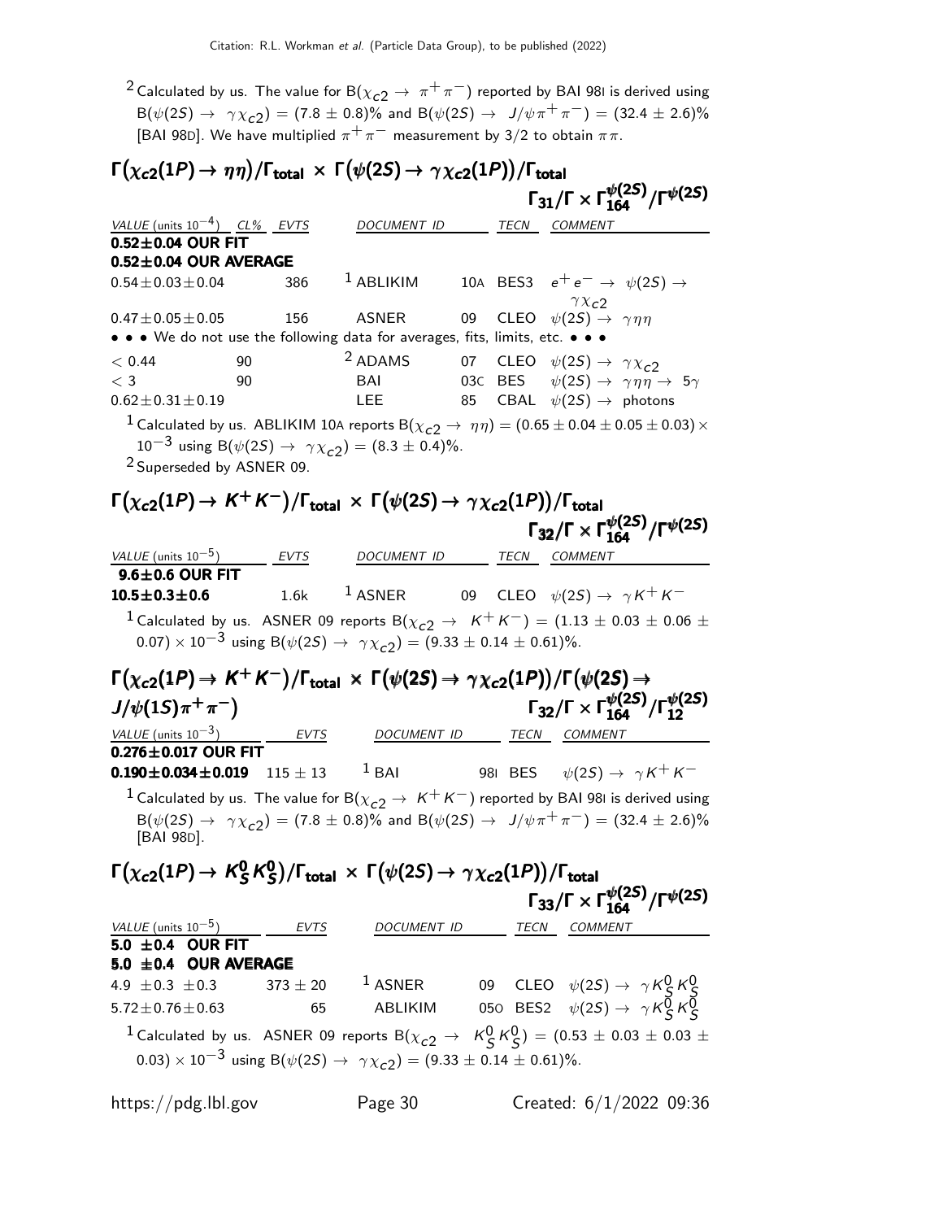[2] Calculated by us. The value for $B(\chi_{c2} \to \pi^+\pi^-)$ reported by BAI 98I is derived using $B(\psi(2S) \to \gamma\chi_{c2}) = (7.8 \pm 0.8)\%$ and $B(\psi(2S) \to J/\psi\pi^+\pi^-) = (32.4 \pm 2.6)\%$ [BAI 98D]. We have multiplied $\pi^+\pi^-$ measurement by 3/2 to obtain $\pi\pi$.

### $\Gamma(\chi_{c2}(1P) \to \eta\eta)/\Gamma_{total} \times \Gamma(\psi(2S) \to \gamma\chi_{c2}(1P))/\Gamma_{total}$ $\quad\Gamma_{31}/\Gamma \times \Gamma^{\psi(2S)}_{164}/\Gamma^{\psi(2S)}$

| VALUE (units $10^{-4}$) | CL% | EVTS | DOCUMENT ID | | TECN | COMMENT |
|---|---|---|---|---|---|---|
| **0.52±0.04 OUR FIT** | | | | | | |
| **0.52±0.04 OUR AVERAGE** | | | | | | |
| $0.54 \pm 0.03 \pm 0.04$ | | 386 | [1] ABLIKIM | 10A | BES3 | $e^+e^- \to \psi(2S) \to \gamma\chi_{c2}$ |
| $0.47 \pm 0.05 \pm 0.05$ | | 156 | ASNER | 09 | CLEO | $\psi(2S) \to \gamma\eta\eta$ |
| • • • We do not use the following data for averages, fits, limits, etc. • • • | | | | | | |
| $< 0.44$ | 90 | | [2] ADAMS | 07 | CLEO | $\psi(2S) \to \gamma\chi_{c2}$ |
| $< 3$ | 90 | | BAI | 03C | BES | $\psi(2S) \to \gamma\eta\eta \to 5\gamma$ |
| $0.62 \pm 0.31 \pm 0.19$ | | | LEE | 85 | CBAL | $\psi(2S) \to$ photons |

[1] Calculated by us. ABLIKIM 10A reports $B(\chi_{c2} \to \eta\eta) = (0.65 \pm 0.04 \pm 0.05 \pm 0.03) \times 10^{-3}$ using $B(\psi(2S) \to \gamma\chi_{c2}) = (8.3 \pm 0.4)\%$.

[2] Superseded by ASNER 09.

### $\Gamma(\chi_{c2}(1P) \to K^+K^-)/\Gamma_{total} \times \Gamma(\psi(2S) \to \gamma\chi_{c2}(1P))/\Gamma_{total}$ $\quad\Gamma_{32}/\Gamma \times \Gamma^{\psi(2S)}_{164}/\Gamma^{\psi(2S)}$

| VALUE (units $10^{-5}$) | EVTS | DOCUMENT ID | | TECN | COMMENT |
|---|---|---|---|---|---|
| **9.6±0.6 OUR FIT** | | | | | |
| **10.5±0.3±0.6** | 1.6k | [1] ASNER | 09 | CLEO | $\psi(2S) \to \gamma K^+K^-$ |

[1] Calculated by us. ASNER 09 reports $B(\chi_{c2} \to K^+K^-) = (1.13 \pm 0.03 \pm 0.06 \pm 0.07) \times 10^{-3}$ using $B(\psi(2S) \to \gamma\chi_{c2}) = (9.33 \pm 0.14 \pm 0.61)\%$.

### $\Gamma(\chi_{c2}(1P) \to K^+K^-)/\Gamma_{total} \times \Gamma(\psi(2S) \to \gamma\chi_{c2}(1P))/\Gamma(\psi(2S) \to J/\psi(1S)\pi^+\pi^-)$ $\quad\Gamma_{32}/\Gamma \times \Gamma^{\psi(2S)}_{164}/\Gamma^{\psi(2S)}_{12}$

| VALUE (units $10^{-3}$) | EVTS | DOCUMENT ID | | TECN | COMMENT |
|---|---|---|---|---|---|
| **0.276±0.017 OUR FIT** | | | | | |
| **0.190±0.034±0.019** | $115 \pm 13$ | [1] BAI | 98I | BES | $\psi(2S) \to \gamma K^+K^-$ |

[1] Calculated by us. The value for $B(\chi_{c2} \to K^+K^-)$ reported by BAI 98I is derived using $B(\psi(2S) \to \gamma\chi_{c2}) = (7.8 \pm 0.8)\%$ and $B(\psi(2S) \to J/\psi\pi^+\pi^-) = (32.4 \pm 2.6)\%$ [BAI 98D].

### $\Gamma(\chi_{c2}(1P) \to K^0_S K^0_S)/\Gamma_{total} \times \Gamma(\psi(2S) \to \gamma\chi_{c2}(1P))/\Gamma_{total}$ $\quad\Gamma_{33}/\Gamma \times \Gamma^{\psi(2S)}_{164}/\Gamma^{\psi(2S)}$

| VALUE (units $10^{-5}$) | EVTS | DOCUMENT ID | | TECN | COMMENT |
|---|---|---|---|---|---|
| **5.0 ±0.4 OUR FIT** | | | | | |
| **5.0 ±0.4 OUR AVERAGE** | | | | | |
| $4.9 \pm 0.3 \pm 0.3$ | $373 \pm 20$ | [1] ASNER | 09 | CLEO | $\psi(2S) \to \gamma K^0_S K^0_S$ |
| $5.72 \pm 0.76 \pm 0.63$ | 65 | ABLIKIM | 05O | BES2 | $\psi(2S) \to \gamma K^0_S K^0_S$ |

[1] Calculated by us. ASNER 09 reports $B(\chi_{c2} \to K^0_S K^0_S) = (0.53 \pm 0.03 \pm 0.03 \pm 0.03) \times 10^{-3}$ using $B(\psi(2S) \to \gamma\chi_{c2}) = (9.33 \pm 0.14 \pm 0.61)\%$.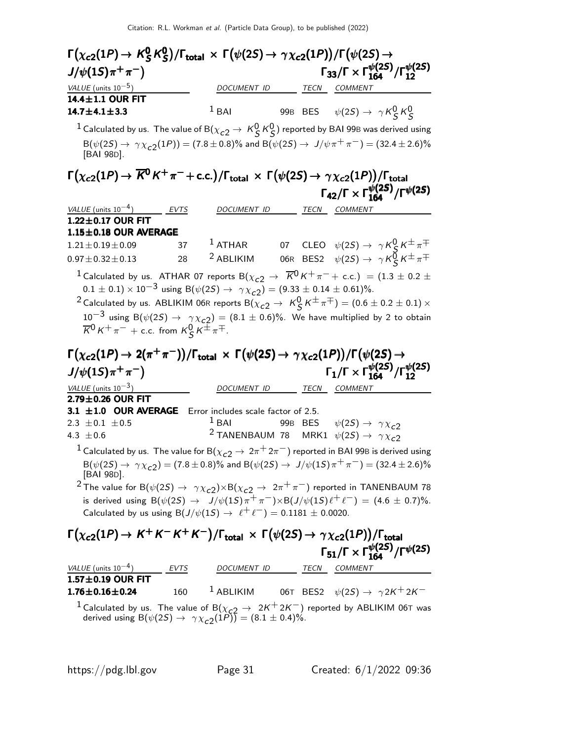### $\Gamma(\chi_{c2}(1P) \to K^0_S K^0_S)/\Gamma_{\rm total} \times \Gamma(\psi(2S) \to \gamma\chi_{c2}(1P))/\Gamma(\psi(2S) \to J/\psi(1S)\pi^+\pi^-)$ $\qquad \Gamma_{33}/\Gamma \times \Gamma^{\psi(2S)}_{164}/\Gamma^{\psi(2S)}_{12}$

| VALUE (units $10^{-5}$) | DOCUMENT ID | | TECN | COMMENT |
|---|---|---|---|---|
| **14.4±1.1 OUR FIT** | | | | |
| **14.7±4.1±3.3** | [1] BAI | 99B | BES | $\psi(2S) \to \gamma K^0_S K^0_S$ |

[1] Calculated by us. The value of $B(\chi_{c2} \to K^0_S K^0_S)$ reported by BAI 99B was derived using $B(\psi(2S) \to \gamma\chi_{c2}(1P)) = (7.8 \pm 0.8)\%$ and $B(\psi(2S) \to J/\psi\pi^+\pi^-) = (32.4 \pm 2.6)\%$ [BAI 98D].

### $\Gamma(\chi_{c2}(1P) \to \overline{K}^0 K^+\pi^- + {\rm c.c.})/\Gamma_{\rm total} \times \Gamma(\psi(2S) \to \gamma\chi_{c2}(1P))/\Gamma_{\rm total}$ $\qquad \Gamma_{42}/\Gamma \times \Gamma^{\psi(2S)}_{164}/\Gamma^{\psi(2S)}$

| VALUE (units $10^{-4}$) | EVTS | DOCUMENT ID | | TECN | COMMENT |
|---|---|---|---|---|---|
| **1.22±0.17 OUR FIT** | | | | | |
| **1.15±0.18 OUR AVERAGE** | | | | | |
| 1.21±0.19±0.09 | 37 | [1] ATHAR | 07 | CLEO | $\psi(2S) \to \gamma K^0_S K^\pm\pi^\mp$ |
| 0.97±0.32±0.13 | 28 | [2] ABLIKIM | 06R | BES2 | $\psi(2S) \to \gamma K^0_S K^\pm\pi^\mp$ |

[1] Calculated by us. ATHAR 07 reports $B(\chi_{c2} \to \overline{K}^0 K^+\pi^- + {\rm c.c.}) = (1.3 \pm 0.2 \pm 0.1 \pm 0.1) \times 10^{-3}$ using $B(\psi(2S) \to \gamma\chi_{c2}) = (9.33 \pm 0.14 \pm 0.61)\%$.

[2] Calculated by us. ABLIKIM 06R reports $B(\chi_{c2} \to K^0_S K^\pm\pi^\mp) = (0.6 \pm 0.2 \pm 0.1) \times 10^{-3}$ using $B(\psi(2S) \to \gamma\chi_{c2}) = (8.1 \pm 0.6)\%$. We have multiplied by 2 to obtain $\overline{K}^0 K^+\pi^-$ + c.c. from $K^0_S K^\pm\pi^\mp$.

### $\Gamma(\chi_{c2}(1P) \to 2(\pi^+\pi^-))/\Gamma_{\rm total} \times \Gamma(\psi(2S) \to \gamma\chi_{c2}(1P))/\Gamma(\psi(2S) \to J/\psi(1S)\pi^+\pi^-)$ $\qquad \Gamma_{1}/\Gamma \times \Gamma^{\psi(2S)}_{164}/\Gamma^{\psi(2S)}_{12}$

| VALUE (units $10^{-3}$) | DOCUMENT ID | | TECN | COMMENT |
|---|---|---|---|---|
| **2.79±0.26 OUR FIT** | | | | |
| **3.1 ±1.0 OUR AVERAGE** Error includes scale factor of 2.5. | | | | |
| 2.3 ±0.1 ±0.5 | [1] BAI | 99B | BES | $\psi(2S) \to \gamma\chi_{c2}$ |
| 4.3 ±0.6 | [2] TANENBAUM | 78 | MRK1 | $\psi(2S) \to \gamma\chi_{c2}$ |

[1] Calculated by us. The value for $B(\chi_{c2} \to 2\pi^+ 2\pi^-)$ reported in BAI 99B is derived using $B(\psi(2S) \to \gamma\chi_{c2}) = (7.8 \pm 0.8)\%$ and $B(\psi(2S) \to J/\psi(1S)\pi^+\pi^-) = (32.4 \pm 2.6)\%$ [BAI 98D].

[2] The value for $B(\psi(2S) \to \gamma\chi_{c2}) \times B(\chi_{c2} \to 2\pi^+\pi^-)$ reported in TANENBAUM 78 is derived using $B(\psi(2S) \to J/\psi(1S)\pi^+\pi^-) \times B(J/\psi(1S)\ell^+\ell^-) = (4.6 \pm 0.7)\%$. Calculated by us using $B(J/\psi(1S) \to \ell^+\ell^-) = 0.1181 \pm 0.0020$.

### $\Gamma(\chi_{c2}(1P) \to K^+K^-K^+K^-)/\Gamma_{\rm total} \times \Gamma(\psi(2S) \to \gamma\chi_{c2}(1P))/\Gamma_{\rm total}$ $\qquad \Gamma_{51}/\Gamma \times \Gamma^{\psi(2S)}_{164}/\Gamma^{\psi(2S)}$

| VALUE (units $10^{-4}$) | EVTS | DOCUMENT ID | | TECN | COMMENT |
|---|---|---|---|---|---|
| **1.57±0.19 OUR FIT** | | | | | |
| **1.76±0.16±0.24** | 160 | [1] ABLIKIM | 06T | BES2 | $\psi(2S) \to \gamma 2K^+ 2K^-$ |

[1] Calculated by us. The value of $B(\chi_{c2} \to 2K^+2K^-)$ reported by ABLIKIM 06T was derived using $B(\psi(2S) \to \gamma\chi_{c2}(1P)) = (8.1 \pm 0.4)\%$.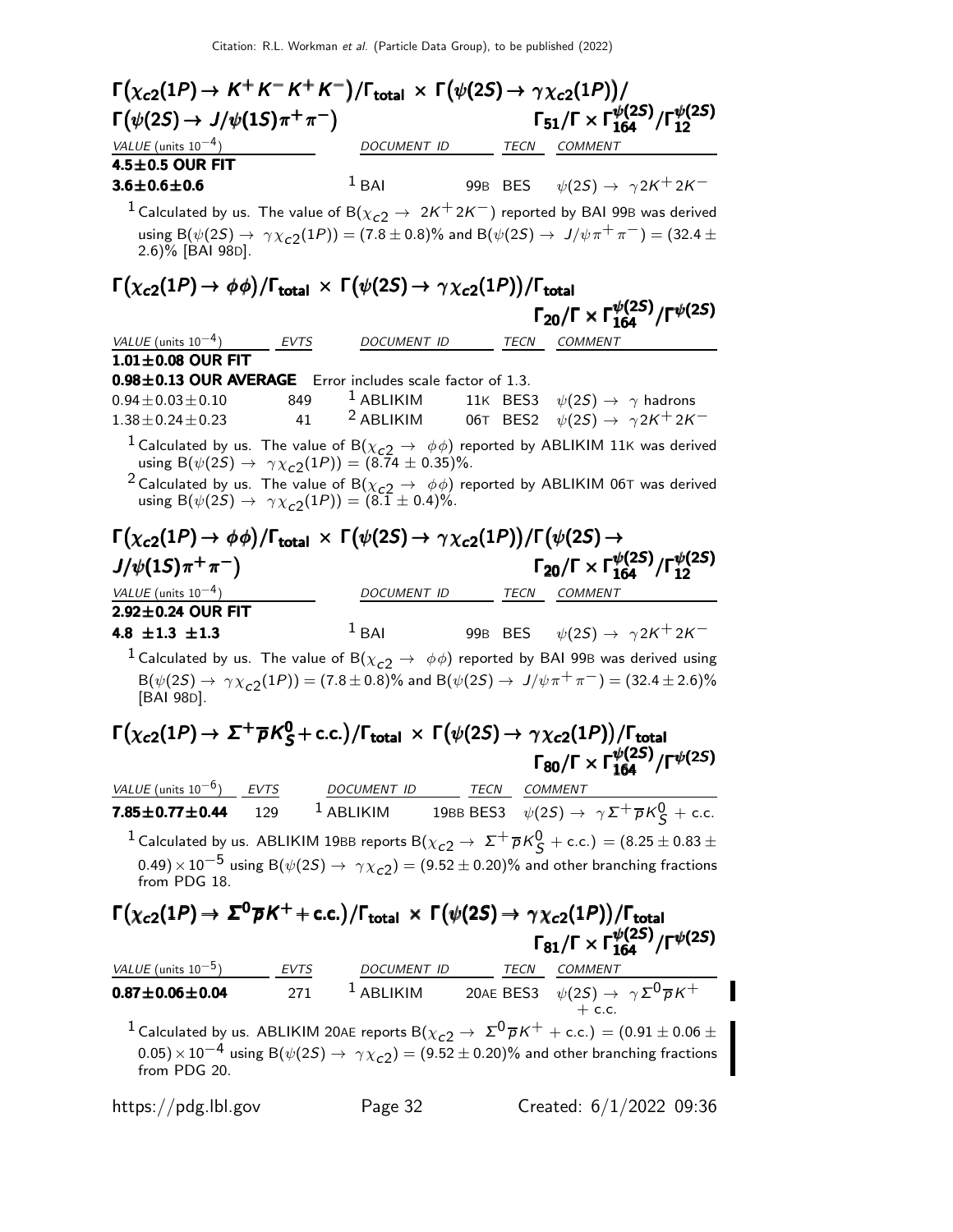### $\Gamma\big(\chi_{c2}(1P) \to K^+K^-K^+K^-\big)/\Gamma_{\rm total} \times \Gamma\big(\psi(2S) \to \gamma\chi_{c2}(1P)\big)/\Gamma\big(\psi(2S) \to J/\psi(1S)\pi^+\pi^-\big)$ $\qquad \Gamma_{51}/\Gamma \times \Gamma^{\psi(2S)}_{164}/\Gamma^{\psi(2S)}_{12}$

| VALUE (units $10^{-4}$) | DOCUMENT ID | TECN | COMMENT |
|---|---|---|---|
| **4.5±0.5 OUR FIT** | | | |
| **3.6±0.6±0.6** | [1] BAI 99B | BES | $\psi(2S) \to \gamma 2K^+2K^-$ |

[1] Calculated by us. The value of $B(\chi_{c2} \to 2K^+2K^-)$ reported by BAI 99B was derived using $B(\psi(2S) \to \gamma\chi_{c2}(1P)) = (7.8 \pm 0.8)\%$ and $B(\psi(2S) \to J/\psi\pi^+\pi^-) = (32.4 \pm 2.6)\%$ [BAI 98D].

### $\Gamma\big(\chi_{c2}(1P) \to \phi\phi\big)/\Gamma_{\rm total} \times \Gamma\big(\psi(2S) \to \gamma\chi_{c2}(1P)\big)/\Gamma_{\rm total}$ $\qquad \Gamma_{20}/\Gamma \times \Gamma^{\psi(2S)}_{164}/\Gamma^{\psi(2S)}$

| VALUE (units $10^{-4}$) | EVTS | DOCUMENT ID | TECN | COMMENT |
|---|---|---|---|---|
| **1.01±0.08 OUR FIT** | | | | |
| **0.98±0.13 OUR AVERAGE** | | Error includes scale factor of 1.3. | | |
| 0.94±0.03±0.10 | 849 | [1] ABLIKIM 11K | BES3 | $\psi(2S) \to \gamma$ hadrons |
| 1.38±0.24±0.23 | 41 | [2] ABLIKIM 06T | BES2 | $\psi(2S) \to \gamma 2K^+2K^-$ |

[1] Calculated by us. The value of $B(\chi_{c2} \to \phi\phi)$ reported by ABLIKIM 11K was derived using $B(\psi(2S) \to \gamma\chi_{c2}(1P)) = (8.74 \pm 0.35)\%$.

[2] Calculated by us. The value of $B(\chi_{c2} \to \phi\phi)$ reported by ABLIKIM 06T was derived using $B(\psi(2S) \to \gamma\chi_{c2}(1P)) = (8.1 \pm 0.4)\%$.

### $\Gamma\big(\chi_{c2}(1P) \to \phi\phi\big)/\Gamma_{\rm total} \times \Gamma\big(\psi(2S) \to \gamma\chi_{c2}(1P)\big)/\Gamma\big(\psi(2S) \to J/\psi(1S)\pi^+\pi^-\big)$ $\qquad \Gamma_{20}/\Gamma \times \Gamma^{\psi(2S)}_{164}/\Gamma^{\psi(2S)}_{12}$

| VALUE (units $10^{-4}$) | DOCUMENT ID | TECN | COMMENT |
|---|---|---|---|
| **2.92±0.24 OUR FIT** | | | |
| **4.8 ±1.3 ±1.3** | [1] BAI 99B | BES | $\psi(2S) \to \gamma 2K^+2K^-$ |

[1] Calculated by us. The value of $B(\chi_{c2} \to \phi\phi)$ reported by BAI 99B was derived using $B(\psi(2S) \to \gamma\chi_{c2}(1P)) = (7.8 \pm 0.8)\%$ and $B(\psi(2S) \to J/\psi\pi^+\pi^-) = (32.4 \pm 2.6)\%$ [BAI 98D].

### $\Gamma\big(\chi_{c2}(1P) \to \Sigma^+\overline{p}K^0_S + \text{c.c.}\big)/\Gamma_{\rm total} \times \Gamma\big(\psi(2S) \to \gamma\chi_{c2}(1P)\big)/\Gamma_{\rm total}$ $\qquad \Gamma_{80}/\Gamma \times \Gamma^{\psi(2S)}_{164}/\Gamma^{\psi(2S)}$

| VALUE (units $10^{-6}$) | EVTS | DOCUMENT ID | TECN | COMMENT |
|---|---|---|---|---|
| **7.85±0.77±0.44** | 129 | [1] ABLIKIM 19BB | BES3 | $\psi(2S) \to \gamma\Sigma^+\overline{p}K^0_S$ + c.c. |

[1] Calculated by us. ABLIKIM 19BB reports $B(\chi_{c2} \to \Sigma^+\overline{p}K^0_S + \text{c.c.}) = (8.25 \pm 0.83 \pm 0.49) \times 10^{-5}$ using $B(\psi(2S) \to \gamma\chi_{c2}) = (9.52 \pm 0.20)\%$ and other branching fractions from PDG 18.

### $\Gamma\big(\chi_{c2}(1P) \to \Sigma^0\overline{p}K^+ + \text{c.c.}\big)/\Gamma_{\rm total} \times \Gamma\big(\psi(2S) \to \gamma\chi_{c2}(1P)\big)/\Gamma_{\rm total}$ $\qquad \Gamma_{81}/\Gamma \times \Gamma^{\psi(2S)}_{164}/\Gamma^{\psi(2S)}$

| VALUE (units $10^{-5}$) | EVTS | DOCUMENT ID | TECN | COMMENT |
|---|---|---|---|---|
| **0.87±0.06±0.04** | 271 | [1] ABLIKIM 20AE | BES3 | $\psi(2S) \to \gamma\Sigma^0\overline{p}K^+$ + c.c. |

[1] Calculated by us. ABLIKIM 20AE reports $B(\chi_{c2} \to \Sigma^0\overline{p}K^+ + \text{c.c.}) = (0.91 \pm 0.06 \pm 0.05) \times 10^{-4}$ using $B(\psi(2S) \to \gamma\chi_{c2}) = (9.52 \pm 0.20)\%$ and other branching fractions from PDG 20.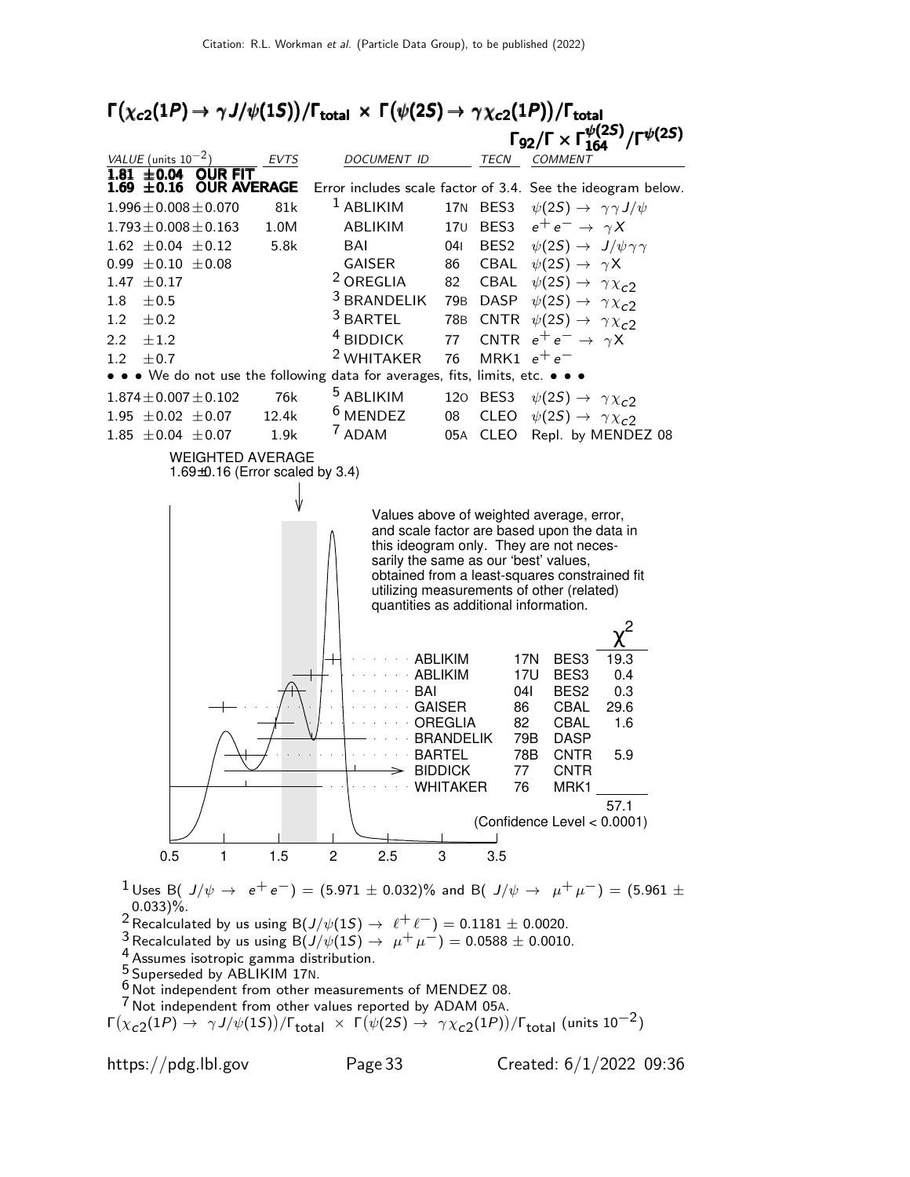## $\Gamma(\chi_{c2}(1P) \to \gamma J/\psi(1S))/\Gamma_{\text{total}} \times \Gamma(\psi(2S) \to \gamma\chi_{c2}(1P))/\Gamma_{\text{total}}$

$\Gamma_{92}/\Gamma \times \Gamma^{\psi(2S)}_{164}/\Gamma^{\psi(2S)}$

| VALUE (units $10^{-2}$) | EVTS | DOCUMENT ID | | TECN | COMMENT |
|---|---|---|---|---|---|
| **1.81 ±0.04 OUR FIT** | | | | | |
| **1.69 ±0.16 OUR AVERAGE** | | Error includes scale factor of 3.4. See the ideogram below. | | | |
| $1.996 \pm 0.008 \pm 0.070$ | 81k | [1] ABLIKIM | 17N | BES3 | $\psi(2S) \to \gamma\gamma J/\psi$ |
| $1.793 \pm 0.008 \pm 0.163$ | 1.0M | ABLIKIM | 17U | BES3 | $e^+e^- \to \gamma X$ |
| $1.62 \pm 0.04 \pm 0.12$ | 5.8k | BAI | 04I | BES2 | $\psi(2S) \to J/\psi\gamma\gamma$ |
| $0.99 \pm 0.10 \pm 0.08$ | | GAISER | 86 | CBAL | $\psi(2S) \to \gamma X$ |
| $1.47 \pm 0.17$ | | [2] OREGLIA | 82 | CBAL | $\psi(2S) \to \gamma\chi_{c2}$ |
| $1.8 \pm 0.5$ | | [3] BRANDELIK | 79B | DASP | $\psi(2S) \to \gamma\chi_{c2}$ |
| $1.2 \pm 0.2$ | | [3] BARTEL | 78B | CNTR | $\psi(2S) \to \gamma\chi_{c2}$ |
| $2.2 \pm 1.2$ | | [4] BIDDICK | 77 | CNTR | $e^+e^- \to \gamma X$ |
| $1.2 \pm 0.7$ | | [2] WHITAKER | 76 | MRK1 | $e^+e^-$ |
| • • • We do not use the following data for averages, fits, limits, etc. • • • | | | | | |
| $1.874 \pm 0.007 \pm 0.102$ | 76k | [5] ABLIKIM | 12O | BES3 | $\psi(2S) \to \gamma\chi_{c2}$ |
| $1.95 \pm 0.02 \pm 0.07$ | 12.4k | [6] MENDEZ | 08 | CLEO | $\psi(2S) \to \gamma\chi_{c2}$ |
| $1.85 \pm 0.04 \pm 0.07$ | 1.9k | [7] ADAM | 05A | CLEO | Repl. by MENDEZ 08 |

WEIGHTED AVERAGE
1.69±0.16 (Error scaled by 3.4)

Values above of weighted average, error, and scale factor are based upon the data in this ideogram only. They are not necessarily the same as our 'best' values, obtained from a least-squares constrained fit utilizing measurements of other (related) quantities as additional information.

| | | | $\chi^2$ |
|---|---|---|---|
| ABLIKIM | 17N | BES3 | 19.3 |
| ABLIKIM | 17U | BES3 | 0.4 |
| BAI | 04I | BES2 | 0.3 |
| GAISER | 86 | CBAL | 29.6 |
| OREGLIA | 82 | CBAL | 1.6 |
| BRANDELIK | 79B | DASP | |
| BARTEL | 78B | CNTR | 5.9 |
| BIDDICK | 77 | CNTR | |
| WHITAKER | 76 | MRK1 | |
| | | | 57.1 |

(Confidence Level < 0.0001)

$\Gamma(\chi_{c2}(1P) \to \gamma J/\psi(1S))/\Gamma_{\text{total}} \times \Gamma(\psi(2S) \to \gamma\chi_{c2}(1P))/\Gamma_{\text{total}}$ (units $10^{-2}$)

[1] Uses B( $J/\psi \to e^+e^-$) = (5.971 ± 0.032)% and B( $J/\psi \to \mu^+\mu^-$) = (5.961 ± 0.033)%.

[2] Recalculated by us using $B(J/\psi(1S) \to \ell^+\ell^-) = 0.1181 \pm 0.0020$.

[3] Recalculated by us using $B(J/\psi(1S) \to \mu^+\mu^-) = 0.0588 \pm 0.0010$.

[4] Assumes isotropic gamma distribution.

[5] Superseded by ABLIKIM 17N.

[6] Not independent from other measurements of MENDEZ 08.

[7] Not independent from other values reported by ADAM 05A.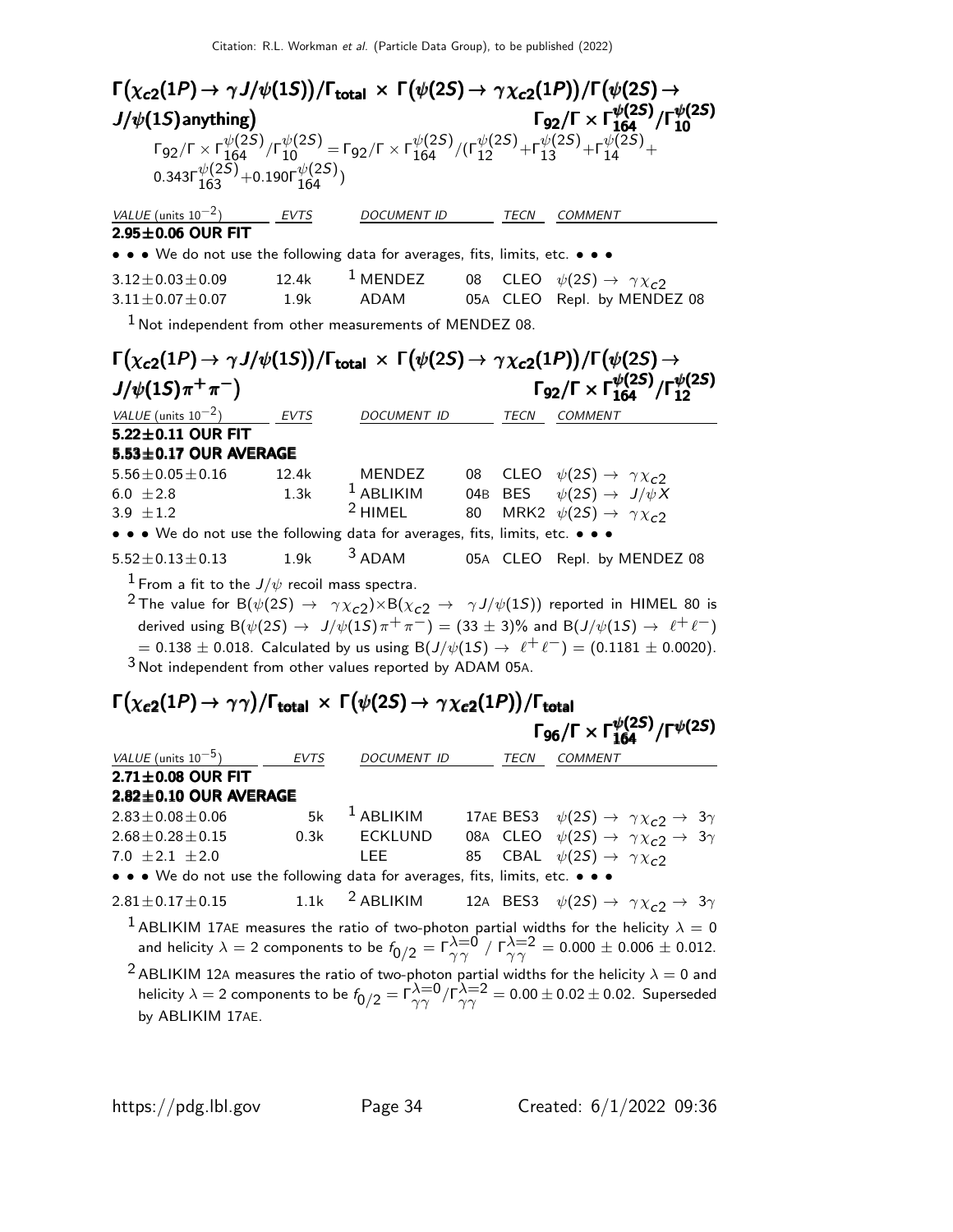### $\Gamma\big(\chi_{c2}(1P) \to \gamma J/\psi(1S)\big)/\Gamma_{\text{total}} \times \Gamma\big(\psi(2S) \to \gamma\chi_{c2}(1P)\big)/\Gamma\big(\psi(2S) \to J/\psi(1S)\text{anything}\big)$ $\Gamma_{92}/\Gamma \times \Gamma^{\psi(2S)}_{164}/\Gamma^{\psi(2S)}_{10}$

$\Gamma_{92}/\Gamma \times \Gamma^{\psi(2S)}_{164}/\Gamma^{\psi(2S)}_{10} = \Gamma_{92}/\Gamma \times \Gamma^{\psi(2S)}_{164}/(\Gamma^{\psi(2S)}_{12}+\Gamma^{\psi(2S)}_{13}+\Gamma^{\psi(2S)}_{14}+0.343\Gamma^{\psi(2S)}_{163}+0.190\Gamma^{\psi(2S)}_{164})$

| VALUE (units $10^{-2}$) | EVTS | DOCUMENT ID | | TECN | COMMENT |
|---|---|---|---|---|---|
| **2.95±0.06 OUR FIT** | | | | | |
| • • • We do not use the following data for averages, fits, limits, etc. • • • | | | | | |
| $3.12\pm0.03\pm0.09$ | 12.4k | [1] MENDEZ | 08 | CLEO | $\psi(2S) \to \gamma\chi_{c2}$ |
| $3.11\pm0.07\pm0.07$ | 1.9k | ADAM | 05A | CLEO | Repl. by MENDEZ 08 |

[1] Not independent from other measurements of MENDEZ 08.

### $\Gamma\big(\chi_{c2}(1P) \to \gamma J/\psi(1S)\big)/\Gamma_{\text{total}} \times \Gamma\big(\psi(2S) \to \gamma\chi_{c2}(1P)\big)/\Gamma\big(\psi(2S) \to J/\psi(1S)\pi^+\pi^-\big)$ $\Gamma_{92}/\Gamma \times \Gamma^{\psi(2S)}_{164}/\Gamma^{\psi(2S)}_{12}$

| VALUE (units $10^{-2}$) | EVTS | DOCUMENT ID | | TECN | COMMENT |
|---|---|---|---|---|---|
| **5.22±0.11 OUR FIT** | | | | | |
| **5.53±0.17 OUR AVERAGE** | | | | | |
| $5.56\pm0.05\pm0.16$ | 12.4k | MENDEZ | 08 | CLEO | $\psi(2S) \to \gamma\chi_{c2}$ |
| $6.0\ \pm2.8$ | 1.3k | [1] ABLIKIM | 04B | BES | $\psi(2S) \to J/\psi X$ |
| $3.9\ \pm1.2$ | | [2] HIMEL | 80 | MRK2 | $\psi(2S) \to \gamma\chi_{c2}$ |
| • • • We do not use the following data for averages, fits, limits, etc. • • • | | | | | |
| $5.52\pm0.13\pm0.13$ | 1.9k | [3] ADAM | 05A | CLEO | Repl. by MENDEZ 08 |

[1] From a fit to the $J/\psi$ recoil mass spectra.

[2] The value for $B(\psi(2S) \to \gamma\chi_{c2})\times B(\chi_{c2} \to \gamma J/\psi(1S))$ reported in HIMEL 80 is derived using $B(\psi(2S) \to J/\psi(1S)\pi^+\pi^-) = (33 \pm 3)\%$ and $B(J/\psi(1S) \to \ell^+\ell^-) = 0.138 \pm 0.018$. Calculated by us using $B(J/\psi(1S) \to \ell^+\ell^-) = (0.1181 \pm 0.0020)$.

[3] Not independent from other values reported by ADAM 05A.

### $\Gamma\big(\chi_{c2}(1P) \to \gamma\gamma\big)/\Gamma_{\text{total}} \times \Gamma\big(\psi(2S) \to \gamma\chi_{c2}(1P)\big)/\Gamma_{\text{total}}$ $\Gamma_{96}/\Gamma \times \Gamma^{\psi(2S)}_{164}/\Gamma^{\psi(2S)}$

| VALUE (units $10^{-5}$) | EVTS | DOCUMENT ID | | TECN | COMMENT |
|---|---|---|---|---|---|
| **2.71±0.08 OUR FIT** | | | | | |
| **2.82±0.10 OUR AVERAGE** | | | | | |
| $2.83\pm0.08\pm0.06$ | 5k | [1] ABLIKIM | 17AE | BES3 | $\psi(2S) \to \gamma\chi_{c2} \to 3\gamma$ |
| $2.68\pm0.28\pm0.15$ | 0.3k | ECKLUND | 08A | CLEO | $\psi(2S) \to \gamma\chi_{c2} \to 3\gamma$ |
| $7.0\ \pm2.1\ \pm2.0$ | | LEE | 85 | CBAL | $\psi(2S) \to \gamma\chi_{c2}$ |
| • • • We do not use the following data for averages, fits, limits, etc. • • • | | | | | |
| $2.81\pm0.17\pm0.15$ | 1.1k | [2] ABLIKIM | 12A | BES3 | $\psi(2S) \to \gamma\chi_{c2} \to 3\gamma$ |

[1] ABLIKIM 17AE measures the ratio of two-photon partial widths for the helicity $\lambda = 0$ and helicity $\lambda = 2$ components to be $f_{0/2} = \Gamma^{\lambda=0}_{\gamma\gamma} / \Gamma^{\lambda=2}_{\gamma\gamma} = 0.000 \pm 0.006 \pm 0.012$.

[2] ABLIKIM 12A measures the ratio of two-photon partial widths for the helicity $\lambda = 0$ and helicity $\lambda = 2$ components to be $f_{0/2} = \Gamma^{\lambda=0}_{\gamma\gamma}/\Gamma^{\lambda=2}_{\gamma\gamma} = 0.00 \pm 0.02 \pm 0.02$. Superseded by ABLIKIM 17AE.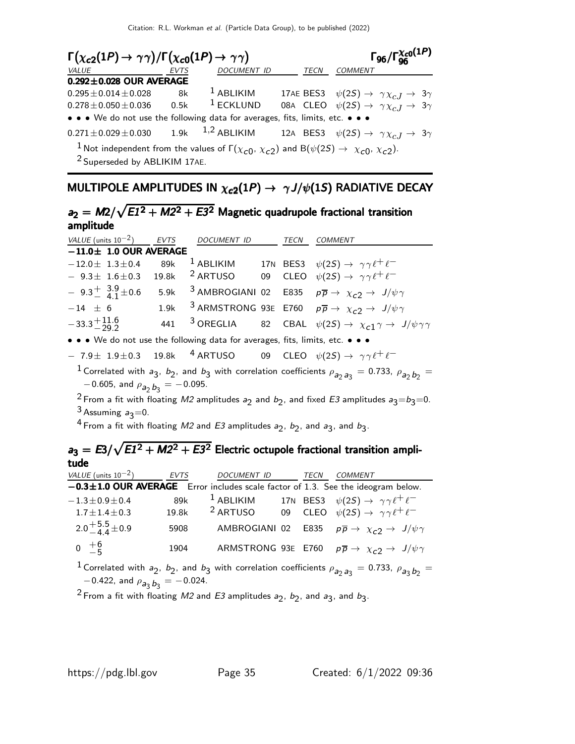### $\Gamma(\chi_{c2}(1P) \to \gamma\gamma)/\Gamma(\chi_{c0}(1P) \to \gamma\gamma)$ — $\Gamma_{96}/\Gamma_{96}^{\chi_{c0}(1P)}$

| VALUE | EVTS | DOCUMENT ID | | TECN | COMMENT |
|---|---|---|---|---|---|
| **0.292±0.028 OUR AVERAGE** | | | | | |
| $0.295\pm0.014\pm0.028$ | 8k | [1] ABLIKIM | 17AE | BES3 | $\psi(2S) \to \gamma\chi_{cJ} \to 3\gamma$ |
| $0.278\pm0.050\pm0.036$ | 0.5k | [1] ECKLUND | 08A | CLEO | $\psi(2S) \to \gamma\chi_{cJ} \to 3\gamma$ |
| • • • We do not use the following data for averages, fits, limits, etc. • • • | | | | | |
| $0.271\pm0.029\pm0.030$ | 1.9k | [1,2] ABLIKIM | 12A | BES3 | $\psi(2S) \to \gamma\chi_{cJ} \to 3\gamma$ |

[1] Not independent from the values of $\Gamma(\chi_{c0}, \chi_{c2})$ and $B(\psi(2S) \to \chi_{c0}, \chi_{c2})$.

[2] Superseded by ABLIKIM 17AE.

## MULTIPOLE AMPLITUDES IN $\chi_{c2}(1P) \to \gamma J/\psi(1S)$ RADIATIVE DECAY

### $a_2 = M2/\sqrt{E1^2 + M2^2 + E3^2}$ Magnetic quadrupole fractional transition amplitude

| VALUE (units $10^{-2}$) | EVTS | DOCUMENT ID | | TECN | COMMENT |
|---|---|---|---|---|---|
| **$-11.0\pm$ 1.0 OUR AVERAGE** | | | | | |
| $-12.0\pm 1.3\pm0.4$ | 89k | [1] ABLIKIM | 17N | BES3 | $\psi(2S) \to \gamma\gamma\ell^+\ell^-$ |
| $-9.3\pm 1.6\pm0.3$ | 19.8k | [2] ARTUSO | 09 | CLEO | $\psi(2S) \to \gamma\gamma\ell^+\ell^-$ |
| $-9.3^{+3.9}_{-4.1}\pm0.6$ | 5.9k | [3] AMBROGIANI | 02 | E835 | $p\overline{p} \to \chi_{c2} \to J/\psi\gamma$ |
| $-14 \pm 6$ | 1.9k | [3] ARMSTRONG | 93E | E760 | $p\overline{p} \to \chi_{c2} \to J/\psi\gamma$ |
| $-33.3^{+11.6}_{-29.2}$ | 441 | [3] OREGLIA | 82 | CBAL | $\psi(2S) \to \chi_{c1}\gamma \to J/\psi\gamma\gamma$ |
| • • • We do not use the following data for averages, fits, limits, etc. • • • | | | | | |
| $-7.9\pm 1.9\pm0.3$ | 19.8k | [4] ARTUSO | 09 | CLEO | $\psi(2S) \to \gamma\gamma\ell^+\ell^-$ |

[1] Correlated with $a_3$, $b_2$, and $b_3$ with correlation coefficients $\rho_{a_2 a_3} = 0.733$, $\rho_{a_2 b_2} = -0.605$, and $\rho_{a_2 b_3} = -0.095$.

[2] From a fit with floating $M2$ amplitudes $a_2$ and $b_2$, and fixed $E3$ amplitudes $a_3$=$b_3$=0.

[3] Assuming $a_3$=0.

[4] From a fit with floating $M2$ and $E3$ amplitudes $a_2$, $b_2$, and $a_3$, and $b_3$.

### $a_3 = E3/\sqrt{E1^2 + M2^2 + E3^2}$ Electric octupole fractional transition amplitude

| VALUE (units $10^{-2}$) | EVTS | DOCUMENT ID | | TECN | COMMENT |
|---|---|---|---|---|---|
| **$-0.3\pm1.0$ OUR AVERAGE** Error includes scale factor of 1.3. See the ideogram below. | | | | | |
| $-1.3\pm0.9\pm0.4$ | 89k | [1] ABLIKIM | 17N | BES3 | $\psi(2S) \to \gamma\gamma\ell^+\ell^-$ |
| $1.7\pm1.4\pm0.3$ | 19.8k | [2] ARTUSO | 09 | CLEO | $\psi(2S) \to \gamma\gamma\ell^+\ell^-$ |
| $2.0^{+5.5}_{-4.4}\pm0.9$ | 5908 | AMBROGIANI | 02 | E835 | $p\overline{p} \to \chi_{c2} \to J/\psi\gamma$ |
| $0\ ^{+6}_{-5}$ | 1904 | ARMSTRONG | 93E | E760 | $p\overline{p} \to \chi_{c2} \to J/\psi\gamma$ |

[1] Correlated with $a_2$, $b_2$, and $b_3$ with correlation coefficients $\rho_{a_2 a_3} = 0.733$, $\rho_{a_3 b_2} = -0.422$, and $\rho_{a_3 b_3} = -0.024$.

[2] From a fit with floating $M2$ and $E3$ amplitudes $a_2$, $b_2$, and $a_3$, and $b_3$.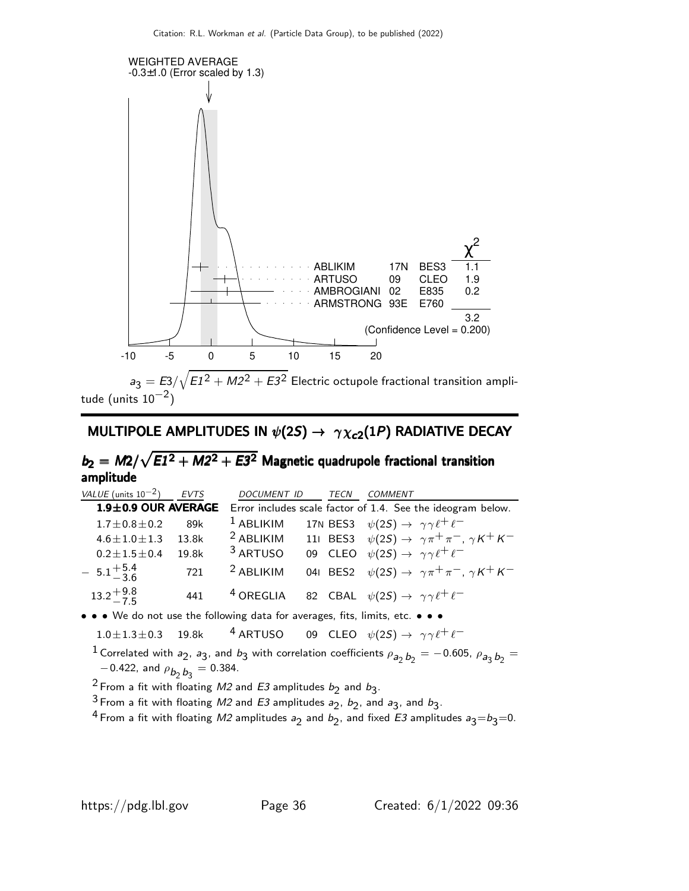WEIGHTED AVERAGE
-0.3±1.0 (Error scaled by 1.3)

| | | | $\chi^2$ |
|---|---|---|---|
| ABLIKIM | 17N | BES3 | 1.1 |
| ARTUSO | 09 | CLEO | 1.9 |
| AMBROGIANI | 02 | E835 | 0.2 |
| ARMSTRONG | 93E | E760 | |
| | | | 3.2 |

(Confidence Level = 0.200)

$a_3 = E3/\sqrt{E1^2 + M2^2 + E3^2}$ Electric octupole fractional transition amplitude (units $10^{-2}$)

## MULTIPOLE AMPLITUDES IN $\psi(2S) \to \gamma\chi_{c2}(1P)$ RADIATIVE DECAY

### $b_2 = M2/\sqrt{E1^2 + M2^2 + E3^2}$ Magnetic quadrupole fractional transition amplitude

| VALUE (units $10^{-2}$) | EVTS | DOCUMENT ID | | TECN | COMMENT |
|---|---|---|---|---|---|
| **1.9±0.9 OUR AVERAGE** | | Error includes scale factor of 1.4. See the ideogram below. | | | |
| $1.7 \pm 0.8 \pm 0.2$ | 89k | [1] ABLIKIM | 17N | BES3 | $\psi(2S) \to \gamma\gamma\ell^+\ell^-$ |
| $4.6 \pm 1.0 \pm 1.3$ | 13.8k | [2] ABLIKIM | 11I | BES3 | $\psi(2S) \to \gamma\pi^+\pi^-, \gamma K^+ K^-$ |
| $0.2 \pm 1.5 \pm 0.4$ | 19.8k | [3] ARTUSO | 09 | CLEO | $\psi(2S) \to \gamma\gamma\ell^+\ell^-$ |
| $-5.1^{+5.4}_{-3.6}$ | 721 | [2] ABLIKIM | 04I | BES2 | $\psi(2S) \to \gamma\pi^+\pi^-, \gamma K^+ K^-$ |
| $13.2^{+9.8}_{-7.5}$ | 441 | [4] OREGLIA | 82 | CBAL | $\psi(2S) \to \gamma\gamma\ell^+\ell^-$ |

• • • We do not use the following data for averages, fits, limits, etc. • • •

| | | | | | |
|---|---|---|---|---|---|
| $1.0 \pm 1.3 \pm 0.3$ | 19.8k | [4] ARTUSO | 09 | CLEO | $\psi(2S) \to \gamma\gamma\ell^+\ell^-$ |

[1] Correlated with $a_2$, $a_3$, and $b_3$ with correlation coefficients $\rho_{a_2 b_2} = -0.605$, $\rho_{a_3 b_2} = -0.422$, and $\rho_{b_2 b_3} = 0.384$.

[2] From a fit with floating $M2$ and $E3$ amplitudes $b_2$ and $b_3$.

[3] From a fit with floating $M2$ and $E3$ amplitudes $a_2$, $b_2$, and $a_3$, and $b_3$.

[4] From a fit with floating $M2$ amplitudes $a_2$ and $b_2$, and fixed $E3$ amplitudes $a_3 = b_3 = 0$.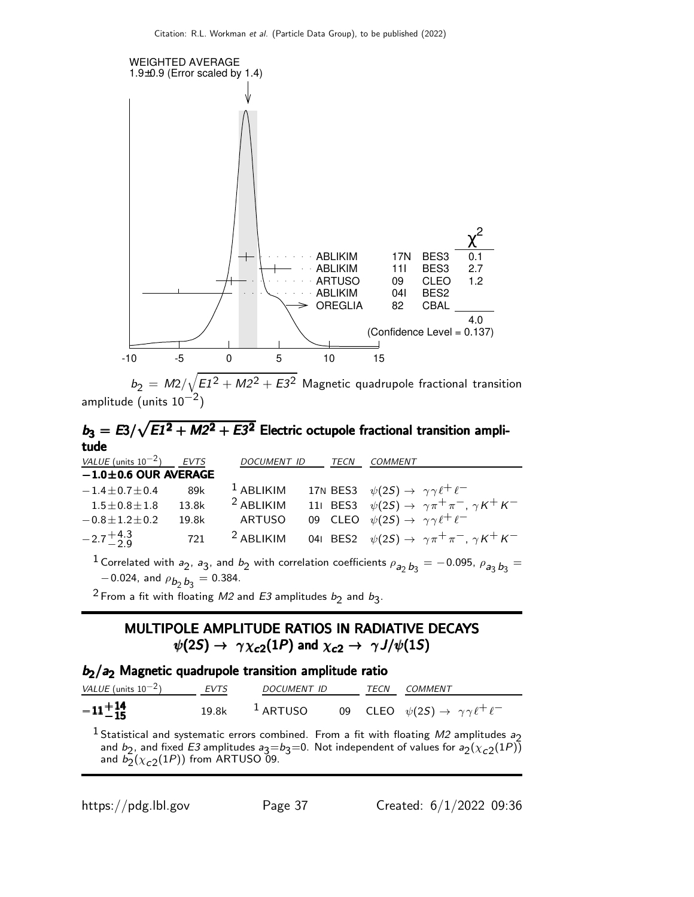WEIGHTED AVERAGE
1.9±0.9 (Error scaled by 1.4)

| | | | $\chi^2$ |
|---|---|---|---|
| ABLIKIM | 17N | BES3 | 0.1 |
| ABLIKIM | 11I | BES3 | 2.7 |
| ARTUSO | 09 | CLEO | 1.2 |
| ABLIKIM | 04I | BES2 | |
| OREGLIA | 82 | CBAL | |
| | | | 4.0 |

(Confidence Level = 0.137)

$b_2 = M2/\sqrt{E1^2 + M2^2 + E3^2}$ Magnetic quadrupole fractional transition amplitude (units $10^{-2}$)

## $b_3 = E3/\sqrt{E1^2 + M2^2 + E3^2}$ Electric octupole fractional transition amplitude

| VALUE (units $10^{-2}$) | EVTS | DOCUMENT ID | | TECN | COMMENT |
|---|---|---|---|---|---|
| **−1.0±0.6 OUR AVERAGE** | | | | | |
| $-1.4\pm0.7\pm0.4$ | 89k | [1] ABLIKIM | 17N | BES3 | $\psi(2S) \rightarrow \gamma\gamma\ell^+\ell^-$ |
| $1.5\pm0.8\pm1.8$ | 13.8k | [2] ABLIKIM | 11I | BES3 | $\psi(2S) \rightarrow \gamma\pi^+\pi^-, \gamma K^+K^-$ |
| $-0.8\pm1.2\pm0.2$ | 19.8k | ARTUSO | 09 | CLEO | $\psi(2S) \rightarrow \gamma\gamma\ell^+\ell^-$ |
| $-2.7^{+4.3}_{-2.9}$ | 721 | [2] ABLIKIM | 04I | BES2 | $\psi(2S) \rightarrow \gamma\pi^+\pi^-, \gamma K^+K^-$ |

[1] Correlated with $a_2$, $a_3$, and $b_2$ with correlation coefficients $\rho_{a_2 b_3} = -0.095$, $\rho_{a_3 b_3} = -0.024$, and $\rho_{b_2 b_3} = 0.384$.

[2] From a fit with floating $M2$ and $E3$ amplitudes $b_2$ and $b_3$.

# MULTIPOLE AMPLITUDE RATIOS IN RADIATIVE DECAYS $\psi(2S) \rightarrow \gamma\chi_{c2}(1P)$ and $\chi_{c2} \rightarrow \gamma J/\psi(1S)$

## $b_2/a_2$ Magnetic quadrupole transition amplitude ratio

| VALUE (units $10^{-2}$) | EVTS | DOCUMENT ID | | TECN | COMMENT |
|---|---|---|---|---|---|
| $\mathbf{-11^{+14}_{-15}}$ | 19.8k | [1] ARTUSO | 09 | CLEO | $\psi(2S) \rightarrow \gamma\gamma\ell^+\ell^-$ |

[1] Statistical and systematic errors combined. From a fit with floating $M2$ amplitudes $a_2$ and $b_2$, and fixed $E3$ amplitudes $a_3$=$b_3$=0. Not independent of values for $a_2(\chi_{c2}(1P))$ and $b_2(\chi_{c2}(1P))$ from ARTUSO 09.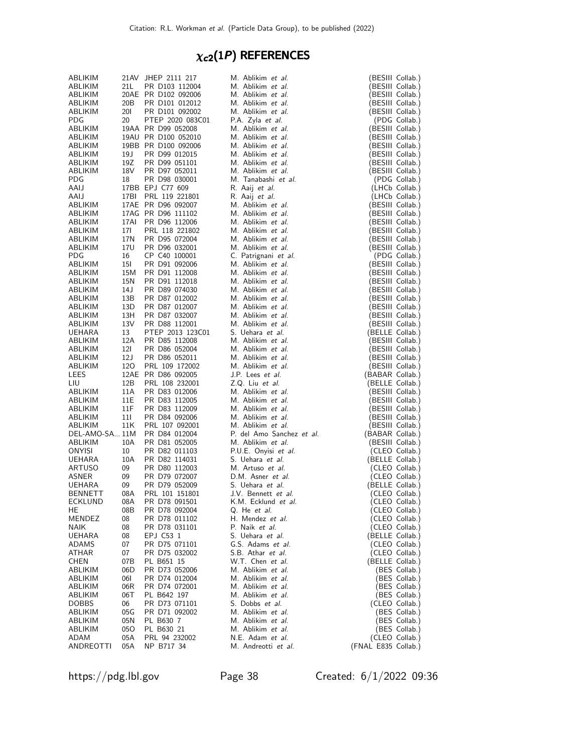# $\chi_{c2}(1P)$ REFERENCES

| | | | | |
|---|---|---|---|---|
| ABLIKIM | 21AV | JHEP 2111 217 | M. Ablikim *et al.* | (BESIII Collab.) |
| ABLIKIM | 21L | PR D103 112004 | M. Ablikim *et al.* | (BESIII Collab.) |
| ABLIKIM | 20AE | PR D102 092006 | M. Ablikim *et al.* | (BESIII Collab.) |
| ABLIKIM | 20B | PR D101 012012 | M. Ablikim *et al.* | (BESIII Collab.) |
| ABLIKIM | 20I | PR D101 092002 | M. Ablikim *et al.* | (BESIII Collab.) |
| PDG | 20 | PTEP 2020 083C01 | P.A. Zyla *et al.* | (PDG Collab.) |
| ABLIKIM | 19AA | PR D99 052008 | M. Ablikim *et al.* | (BESIII Collab.) |
| ABLIKIM | 19AU | PR D100 052010 | M. Ablikim *et al.* | (BESIII Collab.) |
| ABLIKIM | 19BB | PR D100 092006 | M. Ablikim *et al.* | (BESIII Collab.) |
| ABLIKIM | 19J | PR D99 012015 | M. Ablikim *et al.* | (BESIII Collab.) |
| ABLIKIM | 19Z | PR D99 051101 | M. Ablikim *et al.* | (BESIII Collab.) |
| ABLIKIM | 18V | PR D97 052011 | M. Ablikim *et al.* | (BESIII Collab.) |
| PDG | 18 | PR D98 030001 | M. Tanabashi *et al.* | (PDG Collab.) |
| AAIJ | 17BB | EPJ C77 609 | R. Aaij *et al.* | (LHCb Collab.) |
| AAIJ | 17BI | PRL 119 221801 | R. Aaij *et al.* | (LHCb Collab.) |
| ABLIKIM | 17AE | PR D96 092007 | M. Ablikim *et al.* | (BESIII Collab.) |
| ABLIKIM | 17AG | PR D96 111102 | M. Ablikim *et al.* | (BESIII Collab.) |
| ABLIKIM | 17AI | PR D96 112006 | M. Ablikim *et al.* | (BESIII Collab.) |
| ABLIKIM | 17I | PRL 118 221802 | M. Ablikim *et al.* | (BESIII Collab.) |
| ABLIKIM | 17N | PR D95 072004 | M. Ablikim *et al.* | (BESIII Collab.) |
| ABLIKIM | 17U | PR D96 032001 | M. Ablikim *et al.* | (BESIII Collab.) |
| PDG | 16 | CP C40 100001 | C. Patrignani *et al.* | (PDG Collab.) |
| ABLIKIM | 15I | PR D91 092006 | M. Ablikim *et al.* | (BESIII Collab.) |
| ABLIKIM | 15M | PR D91 112008 | M. Ablikim *et al.* | (BESIII Collab.) |
| ABLIKIM | 15N | PR D91 112018 | M. Ablikim *et al.* | (BESIII Collab.) |
| ABLIKIM | 14J | PR D89 074030 | M. Ablikim *et al.* | (BESIII Collab.) |
| ABLIKIM | 13B | PR D87 012002 | M. Ablikim *et al.* | (BESIII Collab.) |
| ABLIKIM | 13D | PR D87 012007 | M. Ablikim *et al.* | (BESIII Collab.) |
| ABLIKIM | 13H | PR D87 032007 | M. Ablikim *et al.* | (BESIII Collab.) |
| ABLIKIM | 13V | PR D88 112001 | M. Ablikim *et al.* | (BESIII Collab.) |
| UEHARA | 13 | PTEP 2013 123C01 | S. Uehara *et al.* | (BELLE Collab.) |
| ABLIKIM | 12A | PR D85 112008 | M. Ablikim *et al.* | (BESIII Collab.) |
| ABLIKIM | 12I | PR D86 052004 | M. Ablikim *et al.* | (BESIII Collab.) |
| ABLIKIM | 12J | PR D86 052011 | M. Ablikim *et al.* | (BESIII Collab.) |
| ABLIKIM | 12O | PRL 109 172002 | M. Ablikim *et al.* | (BESIII Collab.) |
| LEES | 12AE | PR D86 092005 | J.P. Lees *et al.* | (BABAR Collab.) |
| LIU | 12B | PRL 108 232001 | Z.Q. Liu *et al.* | (BELLE Collab.) |
| ABLIKIM | 11A | PR D83 012006 | M. Ablikim *et al.* | (BESIII Collab.) |
| ABLIKIM | 11E | PR D83 112005 | M. Ablikim *et al.* | (BESIII Collab.) |
| ABLIKIM | 11F | PR D83 112009 | M. Ablikim *et al.* | (BESIII Collab.) |
| ABLIKIM | 11I | PR D84 092006 | M. Ablikim *et al.* | (BESIII Collab.) |
| ABLIKIM | 11K | PRL 107 092001 | M. Ablikim *et al.* | (BESIII Collab.) |
| DEL-AMO-SA... | 11M | PR D84 012004 | P. del Amo Sanchez *et al.* | (BABAR Collab.) |
| ABLIKIM | 10A | PR D81 052005 | M. Ablikim *et al.* | (BESIII Collab.) |
| ONYISI | 10 | PR D82 011103 | P.U.E. Onyisi *et al.* | (CLEO Collab.) |
| UEHARA | 10A | PR D82 114031 | S. Uehara *et al.* | (BELLE Collab.) |
| ARTUSO | 09 | PR D80 112003 | M. Artuso *et al.* | (CLEO Collab.) |
| ASNER | 09 | PR D79 072007 | D.M. Asner *et al.* | (CLEO Collab.) |
| UEHARA | 09 | PR D79 052009 | S. Uehara *et al.* | (BELLE Collab.) |
| BENNETT | 08A | PRL 101 151801 | J.V. Bennett *et al.* | (CLEO Collab.) |
| ECKLUND | 08A | PR D78 091501 | K.M. Ecklund *et al.* | (CLEO Collab.) |
| HE | 08B | PR D78 092004 | Q. He *et al.* | (CLEO Collab.) |
| MENDEZ | 08 | PR D78 011102 | H. Mendez *et al.* | (CLEO Collab.) |
| NAIK | 08 | PR D78 031101 | P. Naik *et al.* | (CLEO Collab.) |
| UEHARA | 08 | EPJ C53 1 | S. Uehara *et al.* | (BELLE Collab.) |
| ADAMS | 07 | PR D75 071101 | G.S. Adams *et al.* | (CLEO Collab.) |
| ATHAR | 07 | PR D75 032002 | S.B. Athar *et al.* | (CLEO Collab.) |
| CHEN | 07B | PL B651 15 | W.T. Chen *et al.* | (BELLE Collab.) |
| ABLIKIM | 06D | PR D73 052006 | M. Ablikim *et al.* | (BES Collab.) |
| ABLIKIM | 06I | PR D74 012004 | M. Ablikim *et al.* | (BES Collab.) |
| ABLIKIM | 06R | PR D74 072001 | M. Ablikim *et al.* | (BES Collab.) |
| ABLIKIM | 06T | PL B642 197 | M. Ablikim *et al.* | (BES Collab.) |
| DOBBS | 06 | PR D73 071101 | S. Dobbs *et al.* | (CLEO Collab.) |
| ABLIKIM | 05G | PR D71 092002 | M. Ablikim *et al.* | (BES Collab.) |
| ABLIKIM | 05N | PL B630 7 | M. Ablikim *et al.* | (BES Collab.) |
| ABLIKIM | 05O | PL B630 21 | M. Ablikim *et al.* | (BES Collab.) |
| ADAM | 05A | PRL 94 232002 | N.E. Adam *et al.* | (CLEO Collab.) |
| ANDREOTTI | 05A | NP B717 34 | M. Andreotti *et al.* | (FNAL E835 Collab.) |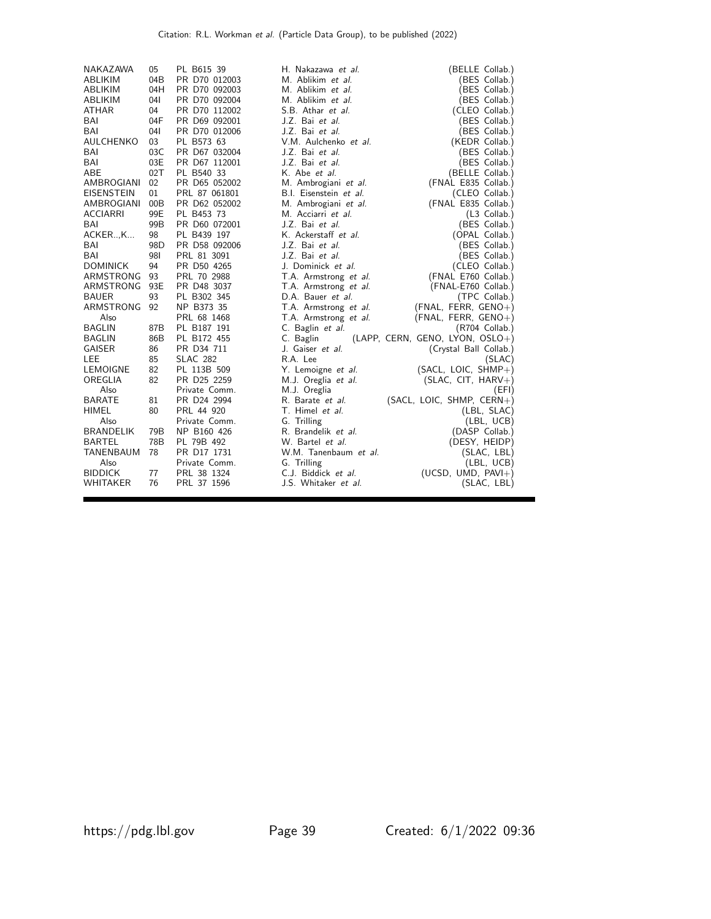| | | | | |
|---|---|---|---|---|
| NAKAZAWA | 05 | PL B615 39 | H. Nakazawa *et al.* | (BELLE Collab.) |
| ABLIKIM | 04B | PR D70 012003 | M. Ablikim *et al.* | (BES Collab.) |
| ABLIKIM | 04H | PR D70 092003 | M. Ablikim *et al.* | (BES Collab.) |
| ABLIKIM | 04I | PR D70 092004 | M. Ablikim *et al.* | (BES Collab.) |
| ATHAR | 04 | PR D70 112002 | S.B. Athar *et al.* | (CLEO Collab.) |
| BAI | 04F | PR D69 092001 | J.Z. Bai *et al.* | (BES Collab.) |
| BAI | 04I | PR D70 012006 | J.Z. Bai *et al.* | (BES Collab.) |
| AULCHENKO | 03 | PL B573 63 | V.M. Aulchenko *et al.* | (KEDR Collab.) |
| BAI | 03C | PR D67 032004 | J.Z. Bai *et al.* | (BES Collab.) |
| BAI | 03E | PR D67 112001 | J.Z. Bai *et al.* | (BES Collab.) |
| ABE | 02T | PL B540 33 | K. Abe *et al.* | (BELLE Collab.) |
| AMBROGIANI | 02 | PR D65 052002 | M. Ambrogiani *et al.* | (FNAL E835 Collab.) |
| EISENSTEIN | 01 | PRL 87 061801 | B.I. Eisenstein *et al.* | (CLEO Collab.) |
| AMBROGIANI | 00B | PR D62 052002 | M. Ambrogiani *et al.* | (FNAL E835 Collab.) |
| ACCIARRI | 99E | PL B453 73 | M. Acciarri *et al.* | (L3 Collab.) |
| BAI | 99B | PR D60 072001 | J.Z. Bai *et al.* | (BES Collab.) |
| ACKER..,K... | 98 | PL B439 197 | K. Ackerstaff *et al.* | (OPAL Collab.) |
| BAI | 98D | PR D58 092006 | J.Z. Bai *et al.* | (BES Collab.) |
| BAI | 98I | PRL 81 3091 | J.Z. Bai *et al.* | (BES Collab.) |
| DOMINICK | 94 | PR D50 4265 | J. Dominick *et al.* | (CLEO Collab.) |
| ARMSTRONG | 93 | PRL 70 2988 | T.A. Armstrong *et al.* | (FNAL E760 Collab.) |
| ARMSTRONG | 93E | PR D48 3037 | T.A. Armstrong *et al.* | (FNAL-E760 Collab.) |
| BAUER | 93 | PL B302 345 | D.A. Bauer *et al.* | (TPC Collab.) |
| ARMSTRONG | 92 | NP B373 35 | T.A. Armstrong *et al.* | (FNAL, FERR, GENO+) |
| Also | | PRL 68 1468 | T.A. Armstrong *et al.* | (FNAL, FERR, GENO+) |
| BAGLIN | 87B | PL B187 191 | C. Baglin *et al.* | (R704 Collab.) |
| BAGLIN | 86B | PL B172 455 | C. Baglin | (LAPP, CERN, GENO, LYON, OSLO+) |
| GAISER | 86 | PR D34 711 | J. Gaiser *et al.* | (Crystal Ball Collab.) |
| LEE | 85 | SLAC 282 | R.A. Lee | (SLAC) |
| LEMOIGNE | 82 | PL 113B 509 | Y. Lemoigne *et al.* | (SACL, LOIC, SHMP+) |
| OREGLIA | 82 | PR D25 2259 | M.J. Oreglia *et al.* | (SLAC, CIT, HARV+) |
| Also | | Private Comm. | M.J. Oreglia | (EFI) |
| BARATE | 81 | PR D24 2994 | R. Barate *et al.* | (SACL, LOIC, SHMP, CERN+) |
| HIMEL | 80 | PRL 44 920 | T. Himel *et al.* | (LBL, SLAC) |
| Also | | Private Comm. | G. Trilling | (LBL, UCB) |
| BRANDELIK | 79B | NP B160 426 | R. Brandelik *et al.* | (DASP Collab.) |
| BARTEL | 78B | PL 79B 492 | W. Bartel *et al.* | (DESY, HEIDP) |
| TANENBAUM | 78 | PR D17 1731 | W.M. Tanenbaum *et al.* | (SLAC, LBL) |
| Also | | Private Comm. | G. Trilling | (LBL, UCB) |
| BIDDICK | 77 | PRL 38 1324 | C.J. Biddick *et al.* | (UCSD, UMD, PAVI+) |
| WHITAKER | 76 | PRL 37 1596 | J.S. Whitaker *et al.* | (SLAC, LBL) |